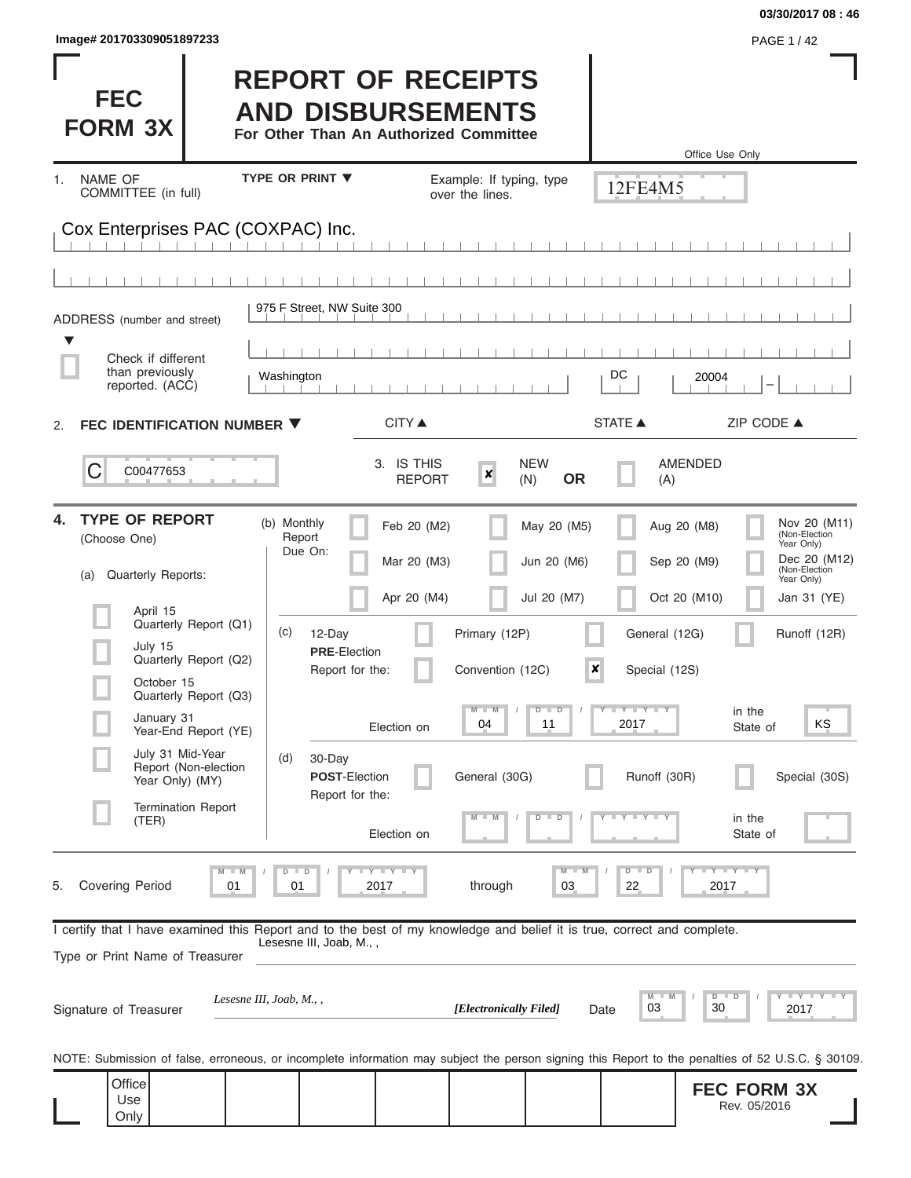Image# 201703309051897233

03/30/2017 08 : 46

# FEC FORM 3X

# REPORT OF RECEIPTS AND DISBURSEMENTS

**For Other Than An Authorized Committee**

Office Use Only

12FE4M5

1. NAME OF COMMITTEE (in full) — TYPE OR PRINT ▼ — Example: If typing, type over the lines.

Cox Enterprises PAC (COXPAC) Inc.

ADDRESS (number and street)

975 F Street, NW Suite 300

☐ Check if different than previously reported. (ACC)

| CITY ▲ | STATE ▲ | ZIP CODE ▲ |
| --- | --- | --- |
| Washington | DC | 20004 |

2. **FEC IDENTIFICATION NUMBER ▼**

C00477653

3. IS THIS REPORT ☒ NEW (N) **OR** ☐ AMENDED (A)

4. **TYPE OF REPORT** (Choose One)

(a) Quarterly Reports:

- ☐ April 15 Quarterly Report (Q1)
- ☐ July 15 Quarterly Report (Q2)
- ☐ October 15 Quarterly Report (Q3)
- ☐ January 31 Year-End Report (YE)
- ☐ July 31 Mid-Year Report (Non-election Year Only) (MY)
- ☐ Termination Report (TER)

(b) Monthly Report Due On:

| | | | |
| --- | --- | --- | --- |
| ☐ Feb 20 (M2) | ☐ May 20 (M5) | ☐ Aug 20 (M8) | ☐ Nov 20 (M11) (Non-Election Year Only) |
| ☐ Mar 20 (M3) | ☐ Jun 20 (M6) | ☐ Sep 20 (M9) | ☐ Dec 20 (M12) (Non-Election Year Only) |
| ☐ Apr 20 (M4) | ☐ Jul 20 (M7) | ☐ Oct 20 (M10) | ☐ Jan 31 (YE) |

(c) 12-Day **PRE**-Election Report for the:

☐ Primary (12P) ☐ General (12G) ☐ Runoff (12R)

☐ Convention (12C) ☒ Special (12S)

Election on 04 / 11 / 2017 in the State of KS

(d) 30-Day **POST**-Election Report for the:

☐ General (30G) ☐ Runoff (30R) ☐ Special (30S)

Election on ___ in the State of ___

5. Covering Period 01 / 01 / 2017 through 03 / 22 / 2017

I certify that I have examined this Report and to the best of my knowledge and belief it is true, correct and complete.

Type or Print Name of Treasurer: Lesesne III, Joab, M., ,

Signature of Treasurer: *Lesesne III, Joab, M., ,* ***[Electronically Filed]*** Date 03 / 30 / 2017

NOTE: Submission of false, erroneous, or incomplete information may subject the person signing this Report to the penalties of 52 U.S.C. § 30109.

Office Use Only

**FEC FORM 3X**
Rev. 05/2016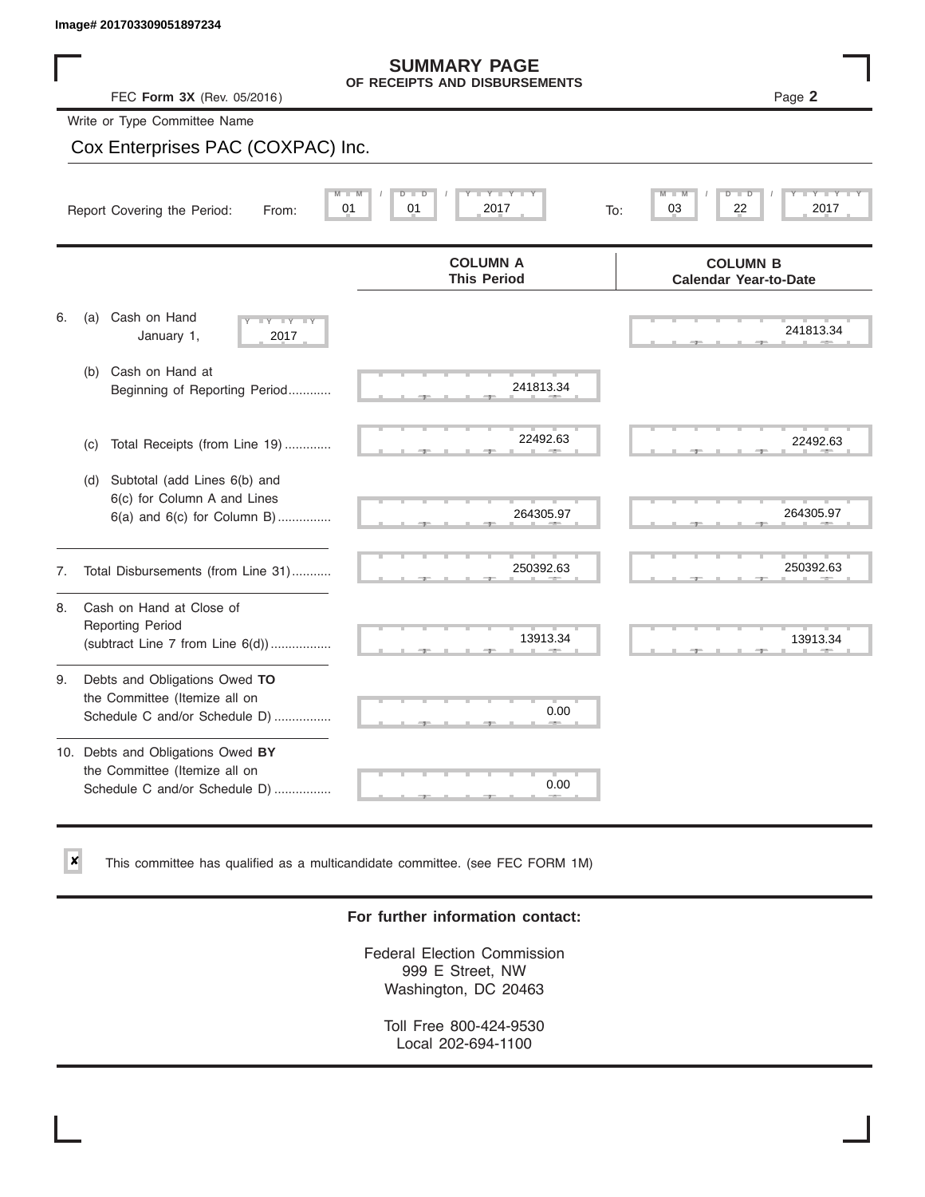Image# 201703309051897234

# SUMMARY PAGE
## OF RECEIPTS AND DISBURSEMENTS

FEC **Form 3X** (Rev. 05/2016) Page **2**

Write or Type Committee Name

Cox Enterprises PAC (COXPAC) Inc.

Report Covering the Period: From: 01 / 01 / 2017 To: 03 / 22 / 2017

| | COLUMN A This Period | COLUMN B Calendar Year-to-Date |
|---|---|---|
| 6. (a) Cash on Hand January 1, 2017 | | 241813.34 |
| (b) Cash on Hand at Beginning of Reporting Period | 241813.34 | |
| (c) Total Receipts (from Line 19) | 22492.63 | 22492.63 |
| (d) Subtotal (add Lines 6(b) and 6(c) for Column A and Lines 6(a) and 6(c) for Column B) | 264305.97 | 264305.97 |
| 7. Total Disbursements (from Line 31) | 250392.63 | 250392.63 |
| 8. Cash on Hand at Close of Reporting Period (subtract Line 7 from Line 6(d)) | 13913.34 | 13913.34 |
| 9. Debts and Obligations Owed **TO** the Committee (Itemize all on Schedule C and/or Schedule D) | 0.00 | |
| 10. Debts and Obligations Owed **BY** the Committee (Itemize all on Schedule C and/or Schedule D) | 0.00 | |

☒ This committee has qualified as a multicandidate committee. (see FEC FORM 1M)

**For further information contact:**

Federal Election Commission
999 E Street, NW
Washington, DC 20463

Toll Free 800-424-9530
Local 202-694-1100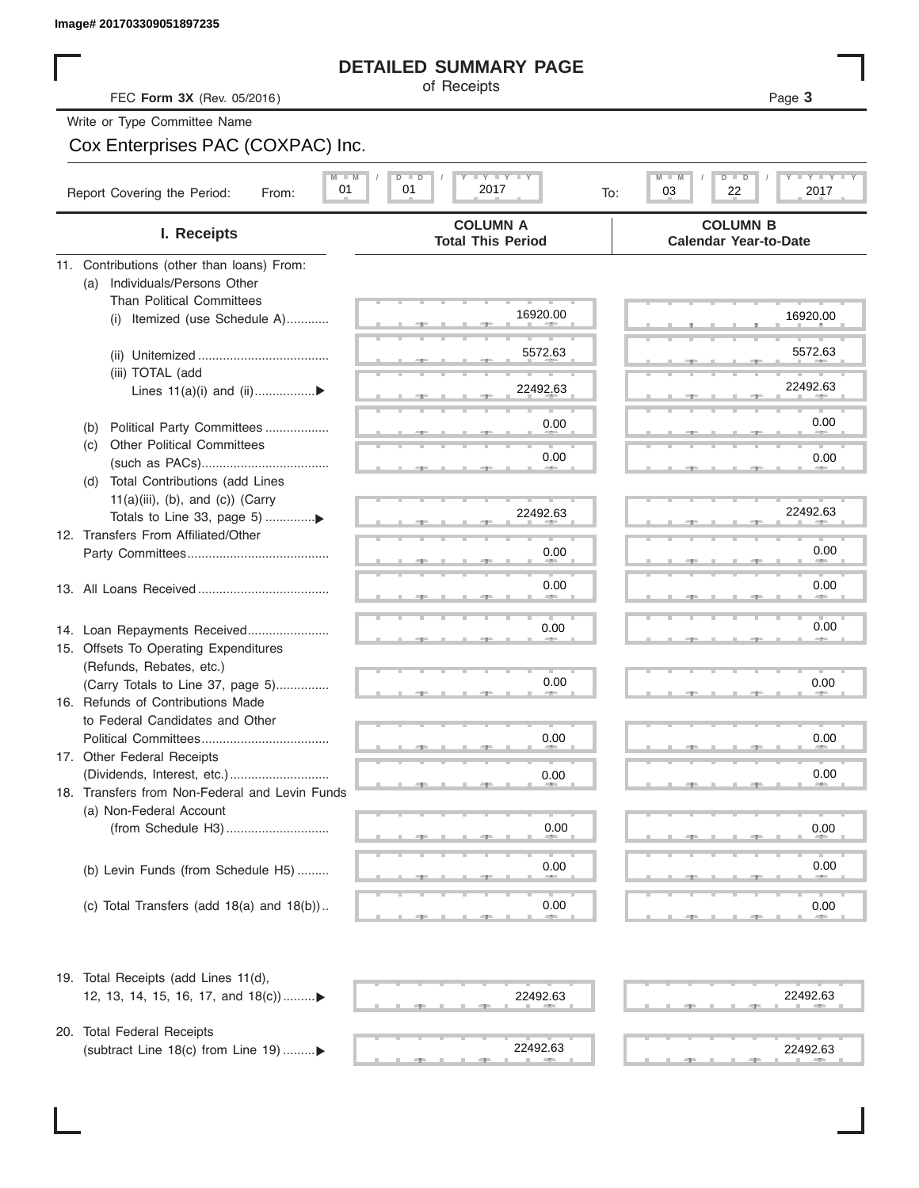Image# 201703309051897235

# DETAILED SUMMARY PAGE

of Receipts

FEC **Form 3X** (Rev. 05/2016)

Page **3**

Write or Type Committee Name

Cox Enterprises PAC (COXPAC) Inc.

Report Covering the Period: From: 01 / 01 / 2017 To: 03 / 22 / 2017

| I. Receipts | COLUMN A Total This Period | COLUMN B Calendar Year-to-Date |
|---|---|---|
| 11. Contributions (other than loans) From: | | |
| (a) Individuals/Persons Other Than Political Committees | | |
| (i) Itemized (use Schedule A) | 16920.00 | 16920.00 |
| (ii) Unitemized | 5572.63 | 5572.63 |
| (iii) TOTAL (add Lines 11(a)(i) and (ii) | 22492.63 | 22492.63 |
| (b) Political Party Committees | 0.00 | 0.00 |
| (c) Other Political Committees (such as PACs) | 0.00 | 0.00 |
| (d) Total Contributions (add Lines 11(a)(iii), (b), and (c)) (Carry Totals to Line 33, page 5) | 22492.63 | 22492.63 |
| 12. Transfers From Affiliated/Other Party Committees | 0.00 | 0.00 |
| 13. All Loans Received | 0.00 | 0.00 |
| 14. Loan Repayments Received | 0.00 | 0.00 |
| 15. Offsets To Operating Expenditures (Refunds, Rebates, etc.) (Carry Totals to Line 37, page 5) | 0.00 | 0.00 |
| 16. Refunds of Contributions Made to Federal Candidates and Other Political Committees | 0.00 | 0.00 |
| 17. Other Federal Receipts (Dividends, Interest, etc.) | 0.00 | 0.00 |
| 18. Transfers from Non-Federal and Levin Funds | | |
| (a) Non-Federal Account (from Schedule H3) | 0.00 | 0.00 |
| (b) Levin Funds (from Schedule H5) | 0.00 | 0.00 |
| (c) Total Transfers (add 18(a) and 18(b)) | 0.00 | 0.00 |
| 19. Total Receipts (add Lines 11(d), 12, 13, 14, 15, 16, 17, and 18(c)) | 22492.63 | 22492.63 |
| 20. Total Federal Receipts (subtract Line 18(c) from Line 19) | 22492.63 | 22492.63 |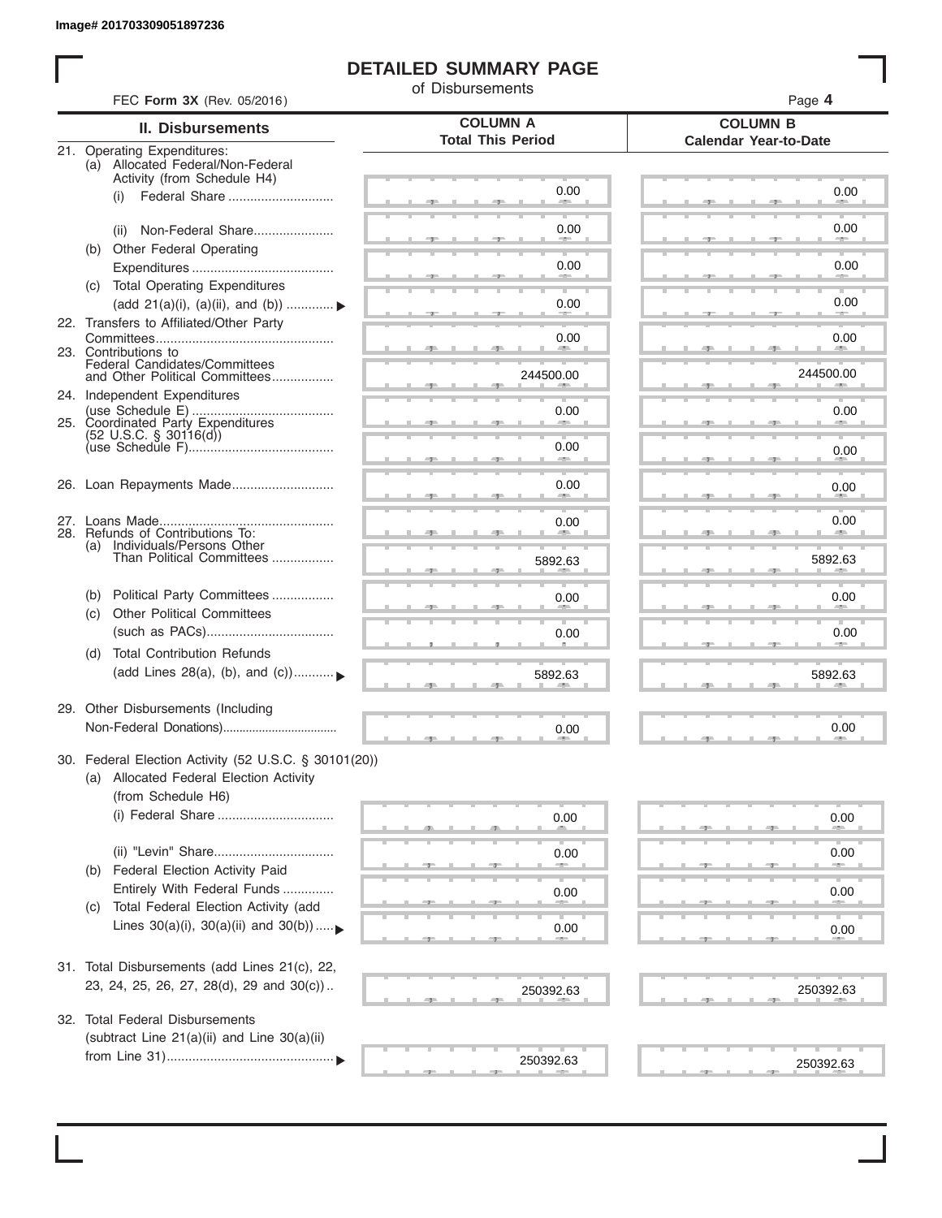Image# 201703309051897236

# DETAILED SUMMARY PAGE

of Disbursements

FEC **Form 3X** (Rev. 05/2016)

| II. Disbursements | COLUMN A Total This Period | COLUMN B Calendar Year-to-Date |
|---|---|---|
| 21. Operating Expenditures: | | |
| (a) Allocated Federal/Non-Federal Activity (from Schedule H4) | | |
| (i) Federal Share | 0.00 | 0.00 |
| (ii) Non-Federal Share | 0.00 | 0.00 |
| (b) Other Federal Operating Expenditures | 0.00 | 0.00 |
| (c) Total Operating Expenditures (add 21(a)(i), (a)(ii), and (b)) | 0.00 | 0.00 |
| 22. Transfers to Affiliated/Other Party Committees | 0.00 | 0.00 |
| 23. Contributions to Federal Candidates/Committees and Other Political Committees | 244500.00 | 244500.00 |
| 24. Independent Expenditures (use Schedule E) | 0.00 | 0.00 |
| 25. Coordinated Party Expenditures (52 U.S.C. § 30116(d)) (use Schedule F) | 0.00 | 0.00 |
| 26. Loan Repayments Made | 0.00 | 0.00 |
| 27. Loans Made | 0.00 | 0.00 |
| 28. Refunds of Contributions To: | | |
| (a) Individuals/Persons Other Than Political Committees | 5892.63 | 5892.63 |
| (b) Political Party Committees | 0.00 | 0.00 |
| (c) Other Political Committees (such as PACs) | 0.00 | 0.00 |
| (d) Total Contribution Refunds (add Lines 28(a), (b), and (c)) | 5892.63 | 5892.63 |
| 29. Other Disbursements (Including Non-Federal Donations) | 0.00 | 0.00 |
| 30. Federal Election Activity (52 U.S.C. § 30101(20)) | | |
| (a) Allocated Federal Election Activity (from Schedule H6) | | |
| (i) Federal Share | 0.00 | 0.00 |
| (ii) "Levin" Share | 0.00 | 0.00 |
| (b) Federal Election Activity Paid Entirely With Federal Funds | 0.00 | 0.00 |
| (c) Total Federal Election Activity (add Lines 30(a)(i), 30(a)(ii) and 30(b)) | 0.00 | 0.00 |
| 31. Total Disbursements (add Lines 21(c), 22, 23, 24, 25, 26, 27, 28(d), 29 and 30(c)) | 250392.63 | 250392.63 |
| 32. Total Federal Disbursements (subtract Line 21(a)(ii) and Line 30(a)(ii) from Line 31) | 250392.63 | 250392.63 |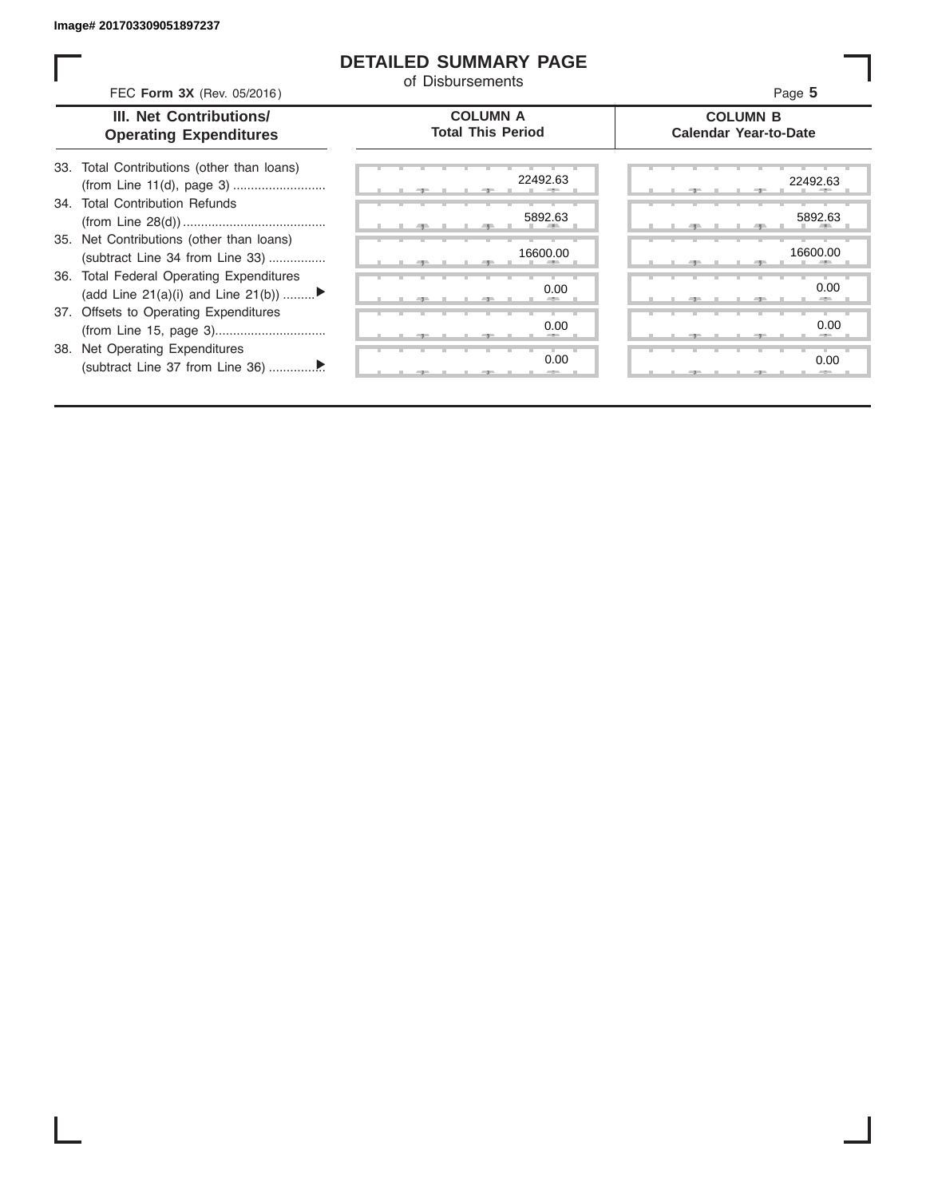Image# 201703309051897237

# DETAILED SUMMARY PAGE

of Disbursements

FEC **Form 3X** (Rev. 05/2016)

| III. Net Contributions/ Operating Expenditures | COLUMN A Total This Period | COLUMN B Calendar Year-to-Date |
|---|---|---|
| 33. Total Contributions (other than loans) (from Line 11(d), page 3) | 22492.63 | 22492.63 |
| 34. Total Contribution Refunds (from Line 28(d)) | 5892.63 | 5892.63 |
| 35. Net Contributions (other than loans) (subtract Line 34 from Line 33) | 16600.00 | 16600.00 |
| 36. Total Federal Operating Expenditures (add Line 21(a)(i) and Line 21(b)) ▶ | 0.00 | 0.00 |
| 37. Offsets to Operating Expenditures (from Line 15, page 3) | 0.00 | 0.00 |
| 38. Net Operating Expenditures (subtract Line 37 from Line 36) ▶ | 0.00 | 0.00 |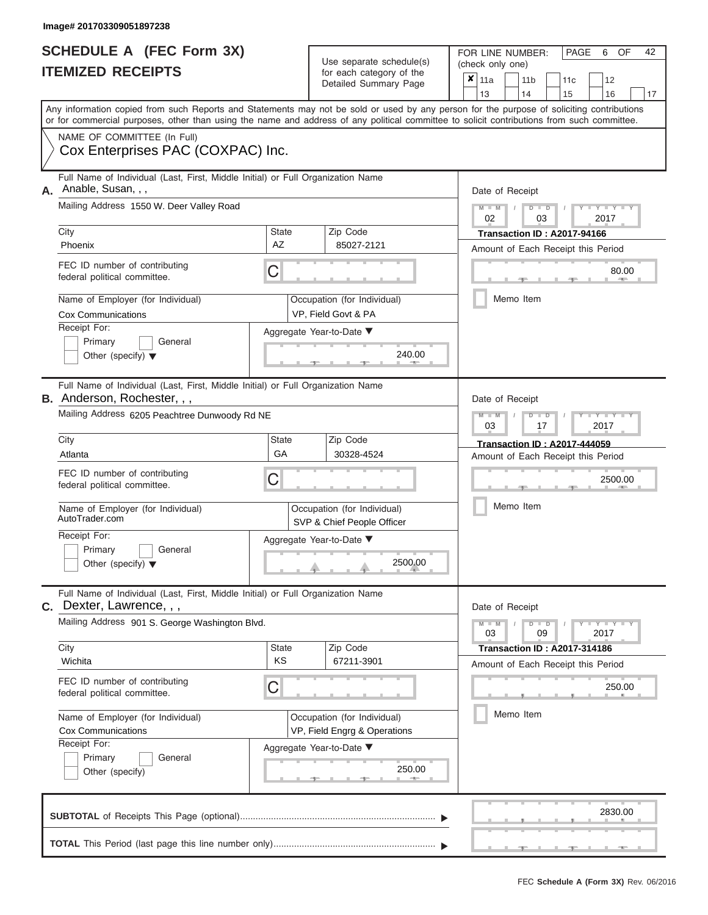Image# 201703309051897238

# SCHEDULE A (FEC Form 3X)
## ITEMIZED RECEIPTS

Use separate schedule(s) for each category of the Detailed Summary Page

FOR LINE NUMBER: (check only one)

- [x] 11a
- [ ] 11b
- [ ] 11c
- [ ] 12
- [ ] 13
- [ ] 14
- [ ] 15
- [ ] 16
- [ ] 17

Any information copied from such Reports and Statements may not be sold or used by any person for the purpose of soliciting contributions or for commercial purposes, other than using the name and address of any political committee to solicit contributions from such committee.

NAME OF COMMITTEE (In Full)
Cox Enterprises PAC (COXPAC) Inc.

---

**A.** Full Name of Individual (Last, First, Middle Initial) or Full Organization Name: Anable, Susan, , ,

Mailing Address: 1550 W. Deer Valley Road

| City | State | Zip Code |
|---|---|---|
| Phoenix | AZ | 85027-2121 |

FEC ID number of contributing federal political committee: C

Name of Employer (for Individual): Cox Communications

Occupation (for Individual): VP, Field Govt & PA

Receipt For: Primary / General / Other (specify)

Aggregate Year-to-Date: 240.00

Date of Receipt: 02 / 03 / 2017

Transaction ID : A2017-94166

Amount of Each Receipt this Period: 80.00

Memo Item

---

**B.** Full Name of Individual (Last, First, Middle Initial) or Full Organization Name: Anderson, Rochester, , ,

Mailing Address: 6205 Peachtree Dunwoody Rd NE

| City | State | Zip Code |
|---|---|---|
| Atlanta | GA | 30328-4524 |

FEC ID number of contributing federal political committee: C

Name of Employer (for Individual): AutoTrader.com

Occupation (for Individual): SVP & Chief People Officer

Receipt For: Primary / General / Other (specify)

Aggregate Year-to-Date: 2500.00

Date of Receipt: 03 / 17 / 2017

Transaction ID : A2017-444059

Amount of Each Receipt this Period: 2500.00

Memo Item

---

**C.** Full Name of Individual (Last, First, Middle Initial) or Full Organization Name: Dexter, Lawrence, , ,

Mailing Address: 901 S. George Washington Blvd.

| City | State | Zip Code |
|---|---|---|
| Wichita | KS | 67211-3901 |

FEC ID number of contributing federal political committee: C

Name of Employer (for Individual): Cox Communications

Occupation (for Individual): VP, Field Engrg & Operations

Receipt For: Primary / General / Other (specify)

Aggregate Year-to-Date: 250.00

Date of Receipt: 03 / 09 / 2017

Transaction ID : A2017-314186

Amount of Each Receipt this Period: 250.00

Memo Item

---

**SUBTOTAL** of Receipts This Page (optional): 2830.00

**TOTAL** This Period (last page this line number only):

FEC Schedule A (Form 3X) Rev. 06/2016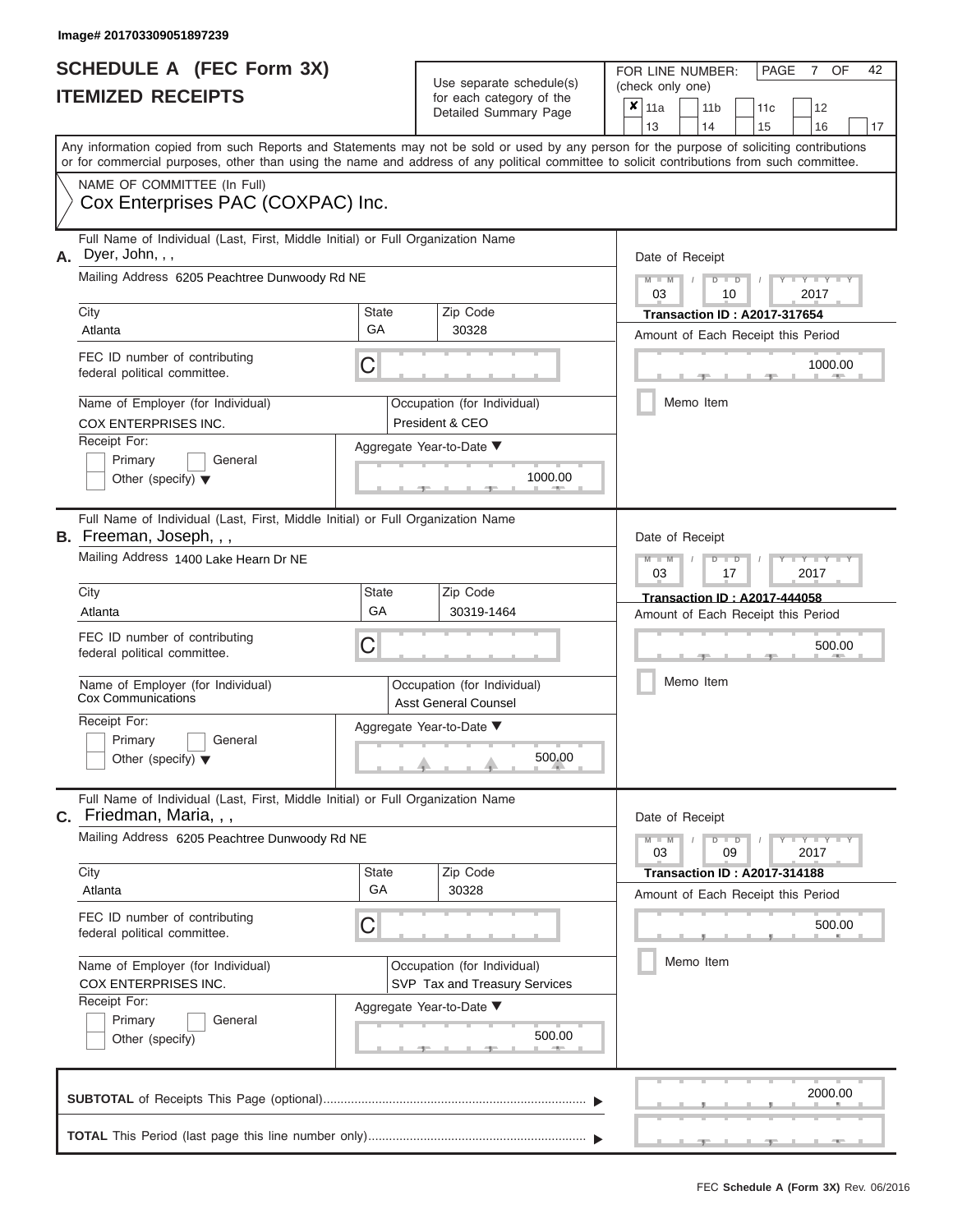Image# 201703309051897239

# SCHEDULE A (FEC Form 3X)
## ITEMIZED RECEIPTS

Use separate schedule(s) for each category of the Detailed Summary Page

FOR LINE NUMBER: (check only one)

- [x] 11a
- [ ] 11b
- [ ] 11c
- [ ] 12
- [ ] 13
- [ ] 14
- [ ] 15
- [ ] 16
- [ ] 17

PAGE 7 OF 42

Any information copied from such Reports and Statements may not be sold or used by any person for the purpose of soliciting contributions or for commercial purposes, other than using the name and address of any political committee to solicit contributions from such committee.

NAME OF COMMITTEE (In Full)
Cox Enterprises PAC (COXPAC) Inc.

---

**A.** Full Name of Individual (Last, First, Middle Initial) or Full Organization Name: Dyer, John, , ,

Mailing Address: 6205 Peachtree Dunwoody Rd NE

City: Atlanta | State: GA | Zip Code: 30328

FEC ID number of contributing federal political committee: C

Name of Employer (for Individual): COX ENTERPRISES INC.

Occupation (for Individual): President & CEO

Receipt For: Primary / General / Other (specify)

Aggregate Year-to-Date: 1000.00

Date of Receipt: 03 / 10 / 2017

Transaction ID : A2017-317654

Amount of Each Receipt this Period: 1000.00

Memo Item

---

**B.** Full Name of Individual (Last, First, Middle Initial) or Full Organization Name: Freeman, Joseph, , ,

Mailing Address: 1400 Lake Hearn Dr NE

City: Atlanta | State: GA | Zip Code: 30319-1464

FEC ID number of contributing federal political committee: C

Name of Employer (for Individual): Cox Communications

Occupation (for Individual): Asst General Counsel

Receipt For: Primary / General / Other (specify)

Aggregate Year-to-Date: 500.00

Date of Receipt: 03 / 17 / 2017

Transaction ID : A2017-444058

Amount of Each Receipt this Period: 500.00

Memo Item

---

**C.** Full Name of Individual (Last, First, Middle Initial) or Full Organization Name: Friedman, Maria, , ,

Mailing Address: 6205 Peachtree Dunwoody Rd NE

City: Atlanta | State: GA | Zip Code: 30328

FEC ID number of contributing federal political committee: C

Name of Employer (for Individual): COX ENTERPRISES INC.

Occupation (for Individual): SVP Tax and Treasury Services

Receipt For: Primary / General / Other (specify)

Aggregate Year-to-Date: 500.00

Date of Receipt: 03 / 09 / 2017

Transaction ID : A2017-314188

Amount of Each Receipt this Period: 500.00

Memo Item

---

**SUBTOTAL** of Receipts This Page (optional): 2000.00

**TOTAL** This Period (last page this line number only):

FEC Schedule A (Form 3X) Rev. 06/2016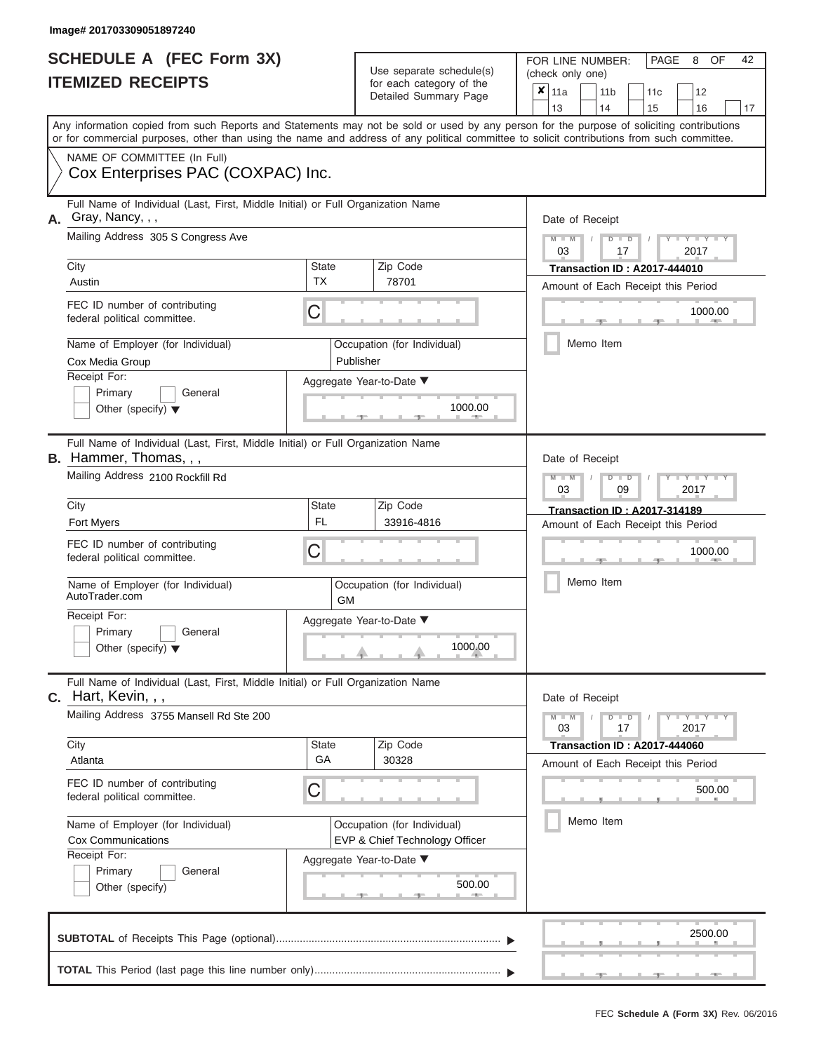Image# 201703309051897240

# SCHEDULE A (FEC Form 3X)
## ITEMIZED RECEIPTS

Use separate schedule(s) for each category of the Detailed Summary Page

FOR LINE NUMBER: (check only one)

- [x] 11a
- [ ] 11b
- [ ] 11c
- [ ] 12
- [ ] 13
- [ ] 14
- [ ] 15
- [ ] 16
- [ ] 17

PAGE 8 OF 42

Any information copied from such Reports and Statements may not be sold or used by any person for the purpose of soliciting contributions or for commercial purposes, other than using the name and address of any political committee to solicit contributions from such committee.

NAME OF COMMITTEE (In Full)
Cox Enterprises PAC (COXPAC) Inc.

---

**A.** Full Name of Individual (Last, First, Middle Initial) or Full Organization Name: Gray, Nancy, , ,

Mailing Address: 305 S Congress Ave

City: Austin | State: TX | Zip Code: 78701

FEC ID number of contributing federal political committee: C

Name of Employer (for Individual): Cox Media Group

Occupation (for Individual): Publisher

Receipt For: Primary / General / Other (specify)

Aggregate Year-to-Date: 1000.00

Date of Receipt: 03 / 17 / 2017

Transaction ID : A2017-444010

Amount of Each Receipt this Period: 1000.00

Memo Item

---

**B.** Full Name of Individual (Last, First, Middle Initial) or Full Organization Name: Hammer, Thomas, , ,

Mailing Address: 2100 Rockfill Rd

City: Fort Myers | State: FL | Zip Code: 33916-4816

FEC ID number of contributing federal political committee: C

Name of Employer (for Individual): AutoTrader.com

Occupation (for Individual): GM

Receipt For: Primary / General / Other (specify)

Aggregate Year-to-Date: 1000.00

Date of Receipt: 03 / 09 / 2017

Transaction ID : A2017-314189

Amount of Each Receipt this Period: 1000.00

Memo Item

---

**C.** Full Name of Individual (Last, First, Middle Initial) or Full Organization Name: Hart, Kevin, , ,

Mailing Address: 3755 Mansell Rd Ste 200

City: Atlanta | State: GA | Zip Code: 30328

FEC ID number of contributing federal political committee: C

Name of Employer (for Individual): Cox Communications

Occupation (for Individual): EVP & Chief Technology Officer

Receipt For: Primary / General / Other (specify)

Aggregate Year-to-Date: 500.00

Date of Receipt: 03 / 17 / 2017

Transaction ID : A2017-444060

Amount of Each Receipt this Period: 500.00

Memo Item

---

**SUBTOTAL** of Receipts This Page (optional): 2500.00

**TOTAL** This Period (last page this line number only):

FEC Schedule A (Form 3X) Rev. 06/2016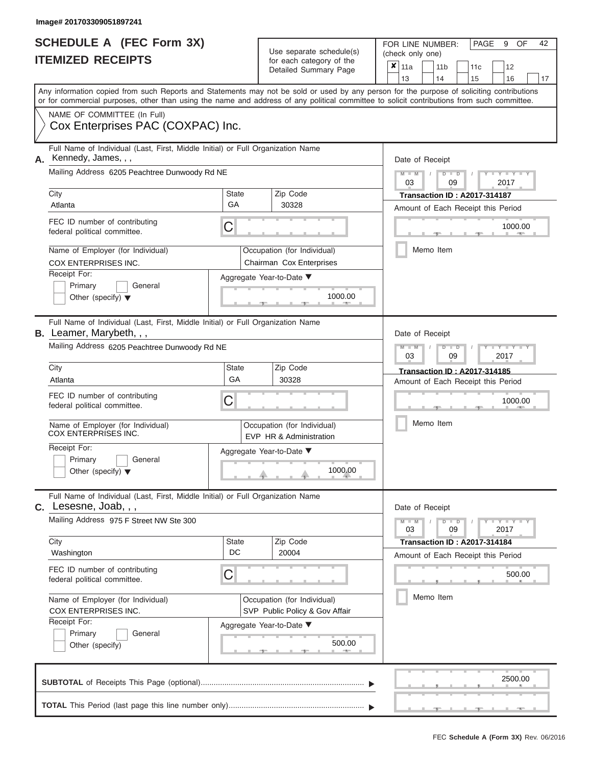Image# 201703309051897241

# SCHEDULE A (FEC Form 3X)
## ITEMIZED RECEIPTS

Use separate schedule(s) for each category of the Detailed Summary Page

FOR LINE NUMBER: (check only one)

| | | | | |
|---|---|---|---|---|
| ✘ 11a | 11b | 11c | 12 | |
| 13 | 14 | 15 | 16 | 17 |

Any information copied from such Reports and Statements may not be sold or used by any person for the purpose of soliciting contributions or for commercial purposes, other than using the name and address of any political committee to solicit contributions from such committee.

NAME OF COMMITTEE (In Full)
Cox Enterprises PAC (COXPAC) Inc.

---

**A.** Full Name of Individual (Last, First, Middle Initial) or Full Organization Name: Kennedy, James, , ,

Mailing Address: 6205 Peachtree Dunwoody Rd NE

City: Atlanta | State: GA | Zip Code: 30328

FEC ID number of contributing federal political committee: C

Name of Employer (for Individual): COX ENTERPRISES INC.

Occupation (for Individual): Chairman Cox Enterprises

Receipt For: Primary / General / Other (specify)

Aggregate Year-to-Date: 1000.00

Date of Receipt: 03 / 09 / 2017

Transaction ID : A2017-314187

Amount of Each Receipt this Period: 1000.00

Memo Item

---

**B.** Full Name of Individual (Last, First, Middle Initial) or Full Organization Name: Leamer, Marybeth, , ,

Mailing Address: 6205 Peachtree Dunwoody Rd NE

City: Atlanta | State: GA | Zip Code: 30328

FEC ID number of contributing federal political committee: C

Name of Employer (for Individual): COX ENTERPRISES INC.

Occupation (for Individual): EVP HR & Administration

Receipt For: Primary / General / Other (specify)

Aggregate Year-to-Date: 1000.00

Date of Receipt: 03 / 09 / 2017

Transaction ID : A2017-314185

Amount of Each Receipt this Period: 1000.00

Memo Item

---

**C.** Full Name of Individual (Last, First, Middle Initial) or Full Organization Name: Lesesne, Joab, , ,

Mailing Address: 975 F Street NW Ste 300

City: Washington | State: DC | Zip Code: 20004

FEC ID number of contributing federal political committee: C

Name of Employer (for Individual): COX ENTERPRISES INC.

Occupation (for Individual): SVP Public Policy & Gov Affair

Receipt For: Primary / General / Other (specify)

Aggregate Year-to-Date: 500.00

Date of Receipt: 03 / 09 / 2017

Transaction ID : A2017-314184

Amount of Each Receipt this Period: 500.00

Memo Item

---

**SUBTOTAL** of Receipts This Page (optional): 2500.00

**TOTAL** This Period (last page this line number only):

FEC Schedule A (Form 3X) Rev. 06/2016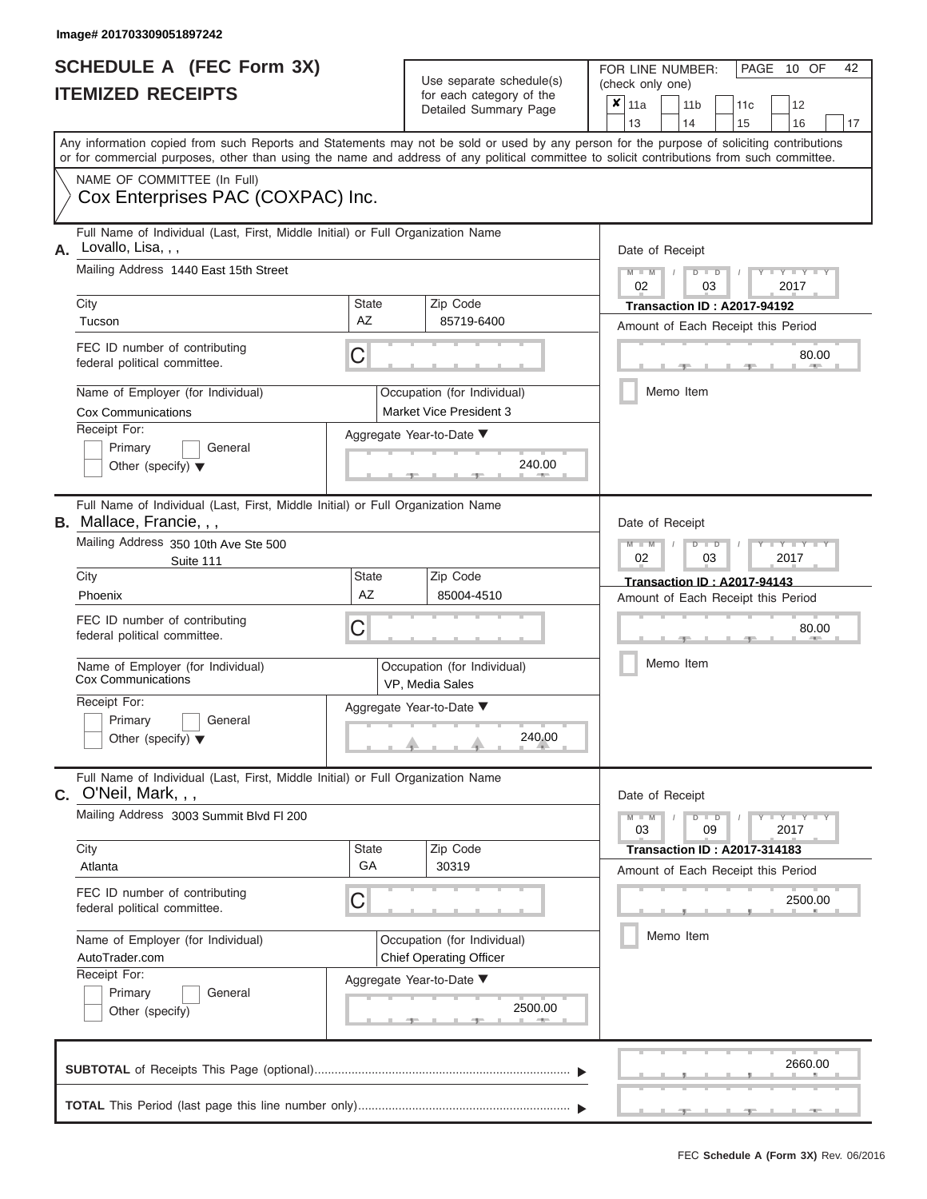Image# 201703309051897242

# SCHEDULE A (FEC Form 3X)
## ITEMIZED RECEIPTS

Use separate schedule(s) for each category of the Detailed Summary Page

FOR LINE NUMBER: (check only one)

- [x] 11a
- [ ] 11b
- [ ] 11c
- [ ] 12
- [ ] 13
- [ ] 14
- [ ] 15
- [ ] 16
- [ ] 17

PAGE 10 OF 42

Any information copied from such Reports and Statements may not be sold or used by any person for the purpose of soliciting contributions or for commercial purposes, other than using the name and address of any political committee to solicit contributions from such committee.

NAME OF COMMITTEE (In Full)
Cox Enterprises PAC (COXPAC) Inc.

---

**A.** Full Name of Individual (Last, First, Middle Initial) or Full Organization Name: Lovallo, Lisa, , ,

Mailing Address: 1440 East 15th Street

City: Tucson | State: AZ | Zip Code: 85719-6400

FEC ID number of contributing federal political committee: C

Name of Employer (for Individual): Cox Communications

Occupation (for Individual): Market Vice President 3

Receipt For: Primary / General / Other (specify)

Aggregate Year-to-Date: 240.00

Date of Receipt: 02 / 03 / 2017

Transaction ID : A2017-94192

Amount of Each Receipt this Period: 80.00

Memo Item

---

**B.** Full Name of Individual (Last, First, Middle Initial) or Full Organization Name: Mallace, Francie, , ,

Mailing Address: 350 10th Ave Ste 500
Suite 111

City: Phoenix | State: AZ | Zip Code: 85004-4510

FEC ID number of contributing federal political committee: C

Name of Employer (for Individual): Cox Communications

Occupation (for Individual): VP, Media Sales

Receipt For: Primary / General / Other (specify)

Aggregate Year-to-Date: 240.00

Date of Receipt: 02 / 03 / 2017

Transaction ID : A2017-94143

Amount of Each Receipt this Period: 80.00

Memo Item

---

**C.** Full Name of Individual (Last, First, Middle Initial) or Full Organization Name: O'Neil, Mark, , ,

Mailing Address: 3003 Summit Blvd Fl 200

City: Atlanta | State: GA | Zip Code: 30319

FEC ID number of contributing federal political committee: C

Name of Employer (for Individual): AutoTrader.com

Occupation (for Individual): Chief Operating Officer

Receipt For: Primary / General / Other (specify)

Aggregate Year-to-Date: 2500.00

Date of Receipt: 03 / 09 / 2017

Transaction ID : A2017-314183

Amount of Each Receipt this Period: 2500.00

Memo Item

---

**SUBTOTAL** of Receipts This Page (optional): 2660.00

**TOTAL** This Period (last page this line number only):

FEC Schedule A (Form 3X) Rev. 06/2016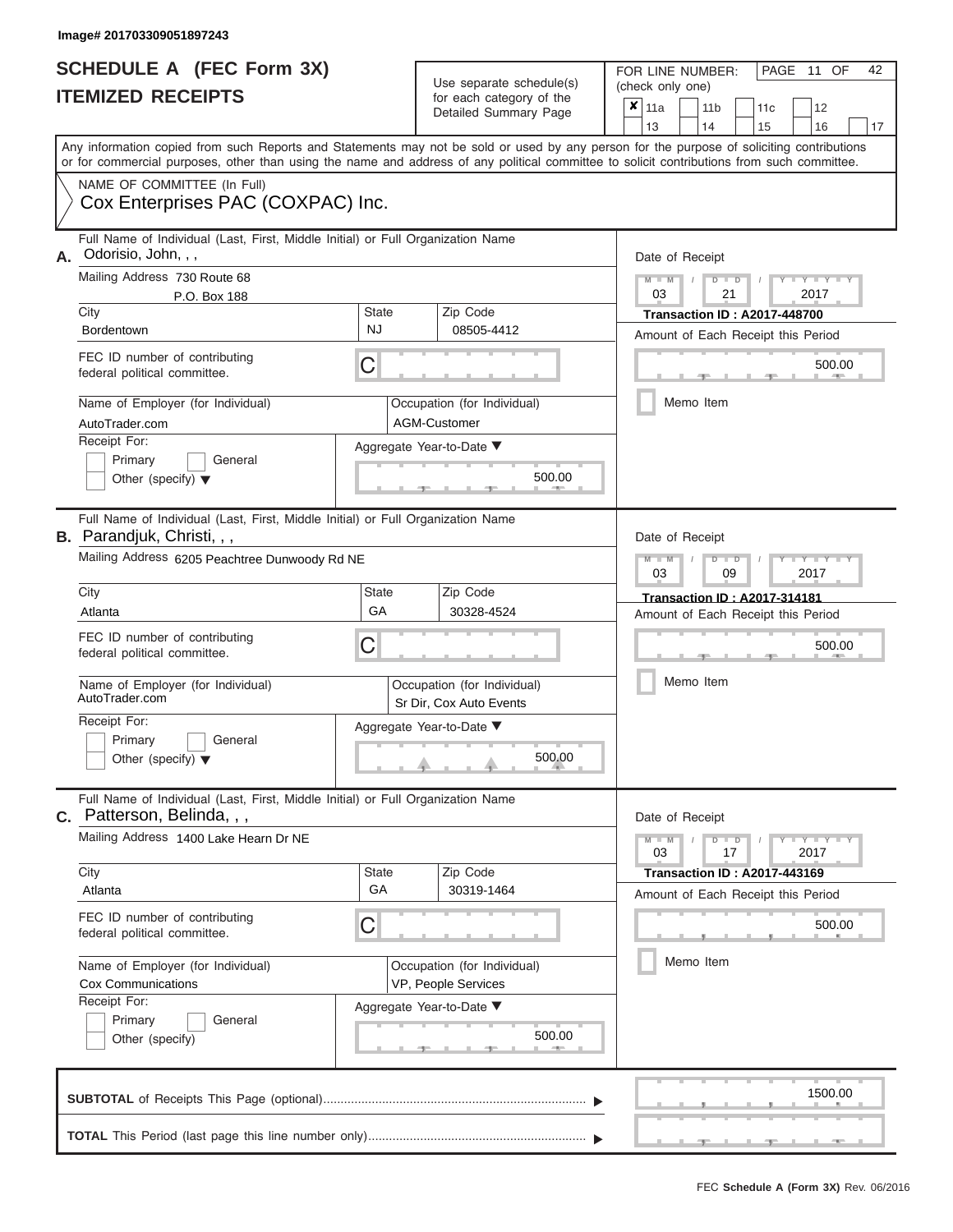Image# 201703309051897243

# SCHEDULE A (FEC Form 3X)
## ITEMIZED RECEIPTS

Use separate schedule(s) for each category of the Detailed Summary Page

FOR LINE NUMBER: (check only one)

- [x] 11a
- [ ] 11b
- [ ] 11c
- [ ] 12
- [ ] 13
- [ ] 14
- [ ] 15
- [ ] 16
- [ ] 17

PAGE 11 OF 42

Any information copied from such Reports and Statements may not be sold or used by any person for the purpose of soliciting contributions or for commercial purposes, other than using the name and address of any political committee to solicit contributions from such committee.

NAME OF COMMITTEE (In Full)
Cox Enterprises PAC (COXPAC) Inc.

---

**A.** Full Name of Individual (Last, First, Middle Initial) or Full Organization Name
Odorisio, John, , ,

Mailing Address 730 Route 68
P.O. Box 188

| City | State | Zip Code |
|---|---|---|
| Bordentown | NJ | 08505-4412 |

FEC ID number of contributing federal political committee. C

Name of Employer (for Individual): AutoTrader.com
Occupation (for Individual): AGM-Customer

Receipt For:
- [ ] Primary
- [ ] General
- [ ] Other (specify)

Aggregate Year-to-Date: 500.00

Date of Receipt: 03 / 21 / 2017
Transaction ID : A2017-448700
Amount of Each Receipt this Period: 500.00
- [ ] Memo Item

---

**B.** Full Name of Individual (Last, First, Middle Initial) or Full Organization Name
Parandjuk, Christi, , ,

Mailing Address 6205 Peachtree Dunwoody Rd NE

| City | State | Zip Code |
|---|---|---|
| Atlanta | GA | 30328-4524 |

FEC ID number of contributing federal political committee. C

Name of Employer (for Individual): AutoTrader.com
Occupation (for Individual): Sr Dir, Cox Auto Events

Receipt For:
- [ ] Primary
- [ ] General
- [ ] Other (specify)

Aggregate Year-to-Date: 500.00

Date of Receipt: 03 / 09 / 2017
Transaction ID : A2017-314181
Amount of Each Receipt this Period: 500.00
- [ ] Memo Item

---

**C.** Full Name of Individual (Last, First, Middle Initial) or Full Organization Name
Patterson, Belinda, , ,

Mailing Address 1400 Lake Hearn Dr NE

| City | State | Zip Code |
|---|---|---|
| Atlanta | GA | 30319-1464 |

FEC ID number of contributing federal political committee. C

Name of Employer (for Individual): Cox Communications
Occupation (for Individual): VP, People Services

Receipt For:
- [ ] Primary
- [ ] General
- [ ] Other (specify)

Aggregate Year-to-Date: 500.00

Date of Receipt: 03 / 17 / 2017
Transaction ID : A2017-443169
Amount of Each Receipt this Period: 500.00
- [ ] Memo Item

---

**SUBTOTAL** of Receipts This Page (optional): 1500.00

**TOTAL** This Period (last page this line number only):

FEC Schedule A (Form 3X) Rev. 06/2016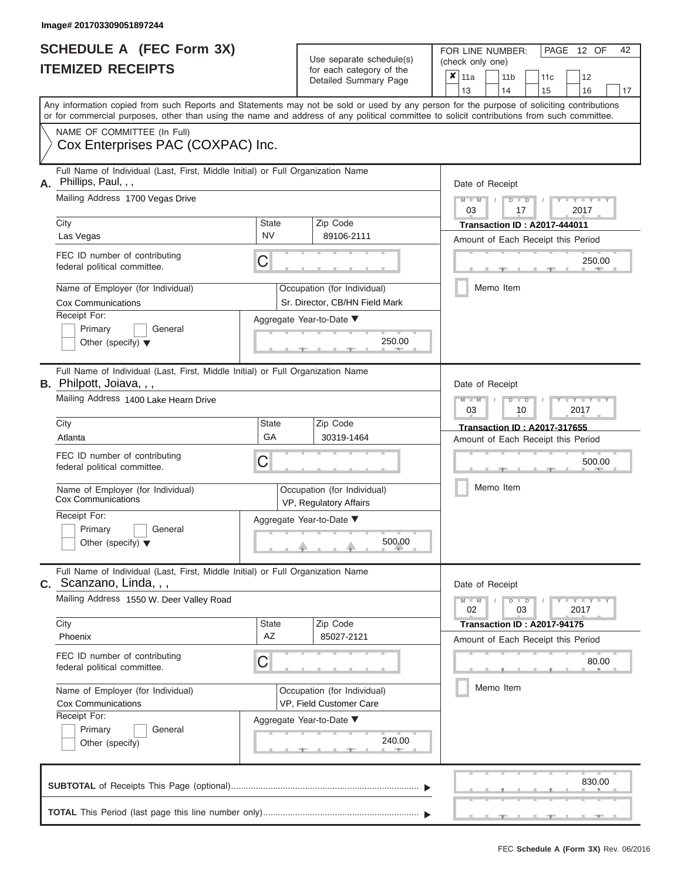Image# 201703309051897244

# SCHEDULE A (FEC Form 3X)
## ITEMIZED RECEIPTS

Use separate schedule(s) for each category of the Detailed Summary Page

FOR LINE NUMBER: (check only one)

| | | | | |
|---|---|---|---|---|
| ✘ 11a | 11b | 11c | 12 | |
| 13 | 14 | 15 | 16 | 17 |

Any information copied from such Reports and Statements may not be sold or used by any person for the purpose of soliciting contributions or for commercial purposes, other than using the name and address of any political committee to solicit contributions from such committee.

NAME OF COMMITTEE (In Full)
Cox Enterprises PAC (COXPAC) Inc.

---

**A.** Full Name of Individual (Last, First, Middle Initial) or Full Organization Name: Phillips, Paul, , ,

Mailing Address: 1700 Vegas Drive

City: Las Vegas | State: NV | Zip Code: 89106-2111

FEC ID number of contributing federal political committee: C

Name of Employer (for Individual): Cox Communications

Occupation (for Individual): Sr. Director, CB/HN Field Mark

Receipt For: Primary / General / Other (specify)

Aggregate Year-to-Date: 250.00

Date of Receipt: 03 / 17 / 2017

Transaction ID : A2017-444011

Amount of Each Receipt this Period: 250.00

Memo Item

---

**B.** Full Name of Individual (Last, First, Middle Initial) or Full Organization Name: Philpott, Joiava, , ,

Mailing Address: 1400 Lake Hearn Drive

City: Atlanta | State: GA | Zip Code: 30319-1464

FEC ID number of contributing federal political committee: C

Name of Employer (for Individual): Cox Communications

Occupation (for Individual): VP, Regulatory Affairs

Receipt For: Primary / General / Other (specify)

Aggregate Year-to-Date: 500.00

Date of Receipt: 03 / 10 / 2017

Transaction ID : A2017-317655

Amount of Each Receipt this Period: 500.00

Memo Item

---

**C.** Full Name of Individual (Last, First, Middle Initial) or Full Organization Name: Scanzano, Linda, , ,

Mailing Address: 1550 W. Deer Valley Road

City: Phoenix | State: AZ | Zip Code: 85027-2121

FEC ID number of contributing federal political committee: C

Name of Employer (for Individual): Cox Communications

Occupation (for Individual): VP, Field Customer Care

Receipt For: Primary / General / Other (specify)

Aggregate Year-to-Date: 240.00

Date of Receipt: 02 / 03 / 2017

Transaction ID : A2017-94175

Amount of Each Receipt this Period: 80.00

Memo Item

---

**SUBTOTAL** of Receipts This Page (optional): 830.00

**TOTAL** This Period (last page this line number only):

FEC Schedule A (Form 3X) Rev. 06/2016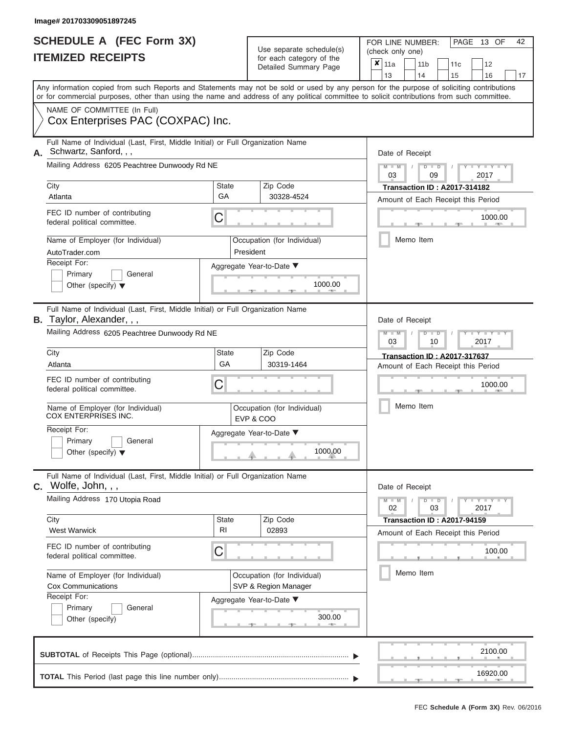Image# 201703309051897245

# SCHEDULE A (FEC Form 3X)
## ITEMIZED RECEIPTS

Use separate schedule(s) for each category of the Detailed Summary Page

FOR LINE NUMBER: (check only one)

- [x] 11a
- [ ] 11b
- [ ] 11c
- [ ] 12
- [ ] 13
- [ ] 14
- [ ] 15
- [ ] 16
- [ ] 17

Any information copied from such Reports and Statements may not be sold or used by any person for the purpose of soliciting contributions or for commercial purposes, other than using the name and address of any political committee to solicit contributions from such committee.

NAME OF COMMITTEE (In Full)
Cox Enterprises PAC (COXPAC) Inc.

---

**A.** Full Name of Individual (Last, First, Middle Initial) or Full Organization Name: Schwartz, Sanford, , ,

Mailing Address: 6205 Peachtree Dunwoody Rd NE

City: Atlanta | State: GA | Zip Code: 30328-4524

FEC ID number of contributing federal political committee: C

Name of Employer (for Individual): AutoTrader.com

Occupation (for Individual): President

Receipt For: Primary / General / Other (specify)

Aggregate Year-to-Date: 1000.00

Date of Receipt: 03 09 2017

Transaction ID : A2017-314182

Amount of Each Receipt this Period: 1000.00

Memo Item

---

**B.** Full Name of Individual (Last, First, Middle Initial) or Full Organization Name: Taylor, Alexander, , ,

Mailing Address: 6205 Peachtree Dunwoody Rd NE

City: Atlanta | State: GA | Zip Code: 30319-1464

FEC ID number of contributing federal political committee: C

Name of Employer (for Individual): COX ENTERPRISES INC.

Occupation (for Individual): EVP & COO

Receipt For: Primary / General / Other (specify)

Aggregate Year-to-Date: 1000.00

Date of Receipt: 03 10 2017

Transaction ID : A2017-317637

Amount of Each Receipt this Period: 1000.00

Memo Item

---

**C.** Full Name of Individual (Last, First, Middle Initial) or Full Organization Name: Wolfe, John, , ,

Mailing Address: 170 Utopia Road

City: West Warwick | State: RI | Zip Code: 02893

FEC ID number of contributing federal political committee: C

Name of Employer (for Individual): Cox Communications

Occupation (for Individual): SVP & Region Manager

Receipt For: Primary / General / Other (specify)

Aggregate Year-to-Date: 300.00

Date of Receipt: 02 03 2017

Transaction ID : A2017-94159

Amount of Each Receipt this Period: 100.00

Memo Item

---

**SUBTOTAL** of Receipts This Page (optional): 2100.00

**TOTAL** This Period (last page this line number only): 16920.00

FEC Schedule A (Form 3X) Rev. 06/2016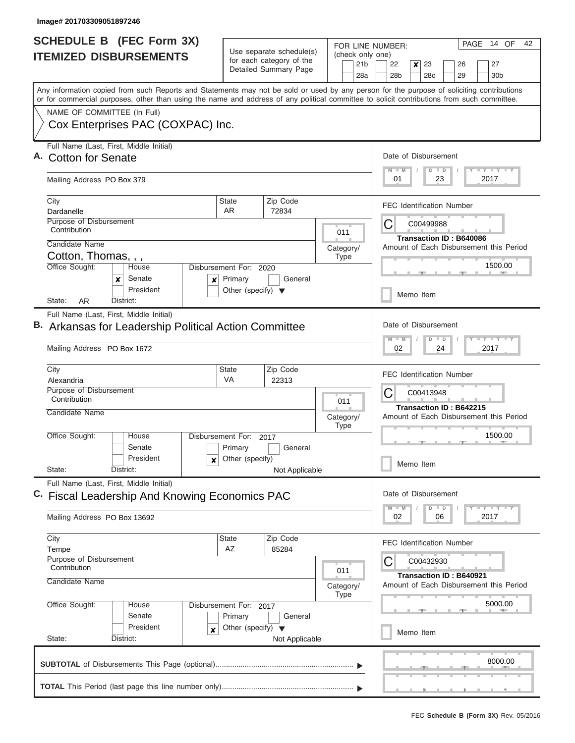Image# 201703309051897246

# SCHEDULE B (FEC Form 3X)
## ITEMIZED DISBURSEMENTS

Use separate schedule(s) for each category of the Detailed Summary Page

FOR LINE NUMBER: (check only one)
21b | 22 | [x] 23 | 26 | 27
28a | 28b | 28c | 29 | 30b

Any information copied from such Reports and Statements may not be sold or used by any person for the purpose of soliciting contributions or for commercial purposes, other than using the name and address of any political committee to solicit contributions from such committee.

NAME OF COMMITTEE (In Full)
Cox Enterprises PAC (COXPAC) Inc.

---

**A.** Full Name (Last, First, Middle Initial): **Cotton for Senate**

Mailing Address: PO Box 379

City: Dardanelle | State: AR | Zip Code: 72834

Purpose of Disbursement: Contribution

Category/Type: 011

Candidate Name: Cotton, Thomas, , ,

Office Sought: [x] Senate

Disbursement For: 2020 [x] Primary

State: AR  District:

Date of Disbursement: 01/23/2017

FEC Identification Number: C00499988

Transaction ID : B640086

Amount of Each Disbursement this Period: 1500.00

Memo Item

---

**B.** Full Name (Last, First, Middle Initial): **Arkansas for Leadership Political Action Committee**

Mailing Address: PO Box 1672

City: Alexandria | State: VA | Zip Code: 22313

Purpose of Disbursement: Contribution

Category/Type: 011

Candidate Name:

Office Sought:

Disbursement For: 2017 [x] Other (specify) Not Applicable

State:  District:

Date of Disbursement: 02/24/2017

FEC Identification Number: C00413948

Transaction ID : B642215

Amount of Each Disbursement this Period: 1500.00

Memo Item

---

**C.** Full Name (Last, First, Middle Initial): **Fiscal Leadership And Knowing Economics PAC**

Mailing Address: PO Box 13692

City: Tempe | State: AZ | Zip Code: 85284

Purpose of Disbursement: Contribution

Category/Type: 011

Candidate Name:

Office Sought:

Disbursement For: 2017 [x] Other (specify) Not Applicable

State:  District:

Date of Disbursement: 02/06/2017

FEC Identification Number: C00432930

Transaction ID : B640921

Amount of Each Disbursement this Period: 5000.00

Memo Item

---

**SUBTOTAL** of Disbursements This Page (optional): 8000.00

**TOTAL** This Period (last page this line number only):

FEC **Schedule B (Form 3X)** Rev. 05/2016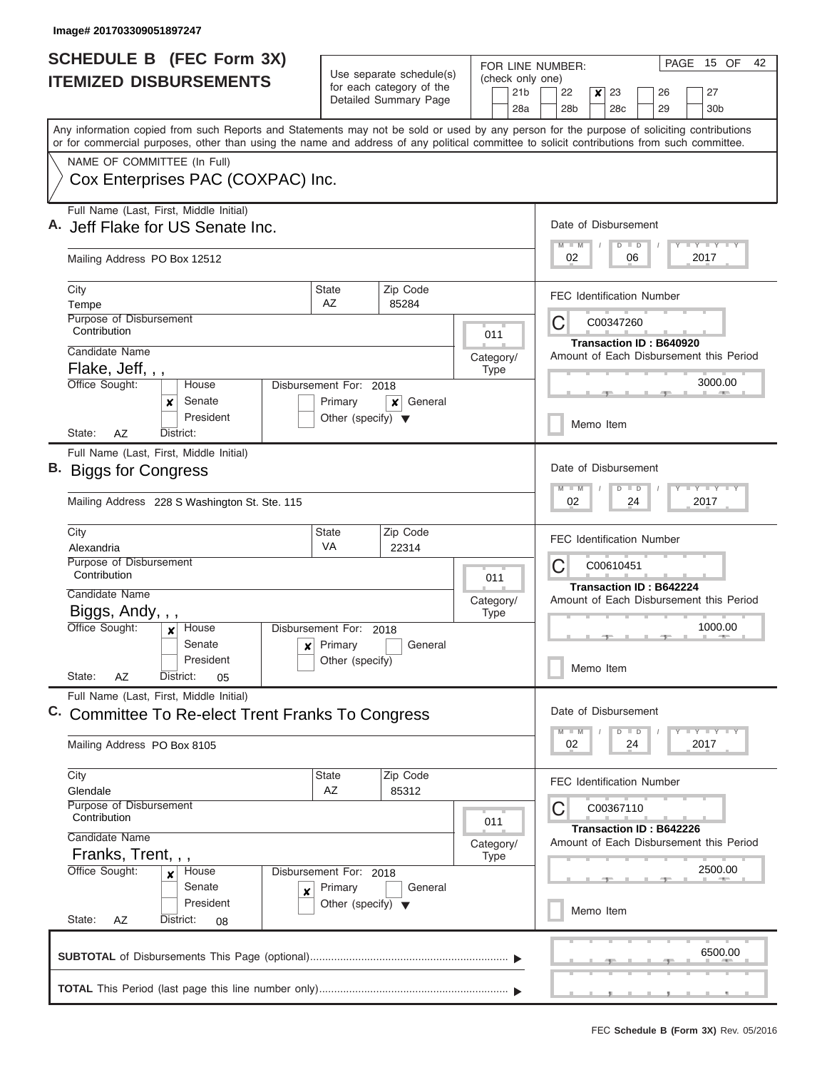Image# 201703309051897247

# SCHEDULE B (FEC Form 3X)
## ITEMIZED DISBURSEMENTS

Use separate schedule(s) for each category of the Detailed Summary Page

FOR LINE NUMBER: (check only one)

21b | 22 | **x** 23 | 26 | 27 | 28a | 28b | 28c | 29 | 30b

PAGE 15 OF 42

Any information copied from such Reports and Statements may not be sold or used by any person for the purpose of soliciting contributions or for commercial purposes, other than using the name and address of any political committee to solicit contributions from such committee.

NAME OF COMMITTEE (In Full)

Cox Enterprises PAC (COXPAC) Inc.

---

**A.** Full Name (Last, First, Middle Initial): Jeff Flake for US Senate Inc.

Mailing Address: PO Box 12512

City: Tempe | State: AZ | Zip Code: 85284

Purpose of Disbursement: Contribution

Category/Type: 011

Candidate Name: Flake, Jeff, , ,

Office Sought: **x** Senate

State: AZ | District:

Disbursement For: 2018 — **x** General

Date of Disbursement: 02 / 06 / 2017

FEC Identification Number: C00347260

Transaction ID : B640920

Amount of Each Disbursement this Period: 3000.00

Memo Item

---

**B.** Full Name (Last, First, Middle Initial): Biggs for Congress

Mailing Address: 228 S Washington St. Ste. 115

City: Alexandria | State: VA | Zip Code: 22314

Purpose of Disbursement: Contribution

Category/Type: 011

Candidate Name: Biggs, Andy, , ,

Office Sought: **x** House

State: AZ | District: 05

Disbursement For: 2018 — **x** Primary

Date of Disbursement: 02 / 24 / 2017

FEC Identification Number: C00610451

Transaction ID : B642224

Amount of Each Disbursement this Period: 1000.00

Memo Item

---

**C.** Full Name (Last, First, Middle Initial): Committee To Re-elect Trent Franks To Congress

Mailing Address: PO Box 8105

City: Glendale | State: AZ | Zip Code: 85312

Purpose of Disbursement: Contribution

Category/Type: 011

Candidate Name: Franks, Trent, , ,

Office Sought: **x** House

State: AZ | District: 08

Disbursement For: 2018 — **x** Primary

Date of Disbursement: 02 / 24 / 2017

FEC Identification Number: C00367110

Transaction ID : B642226

Amount of Each Disbursement this Period: 2500.00

Memo Item

---

**SUBTOTAL** of Disbursements This Page (optional): 6500.00

**TOTAL** This Period (last page this line number only):

FEC **Schedule B (Form 3X)** Rev. 05/2016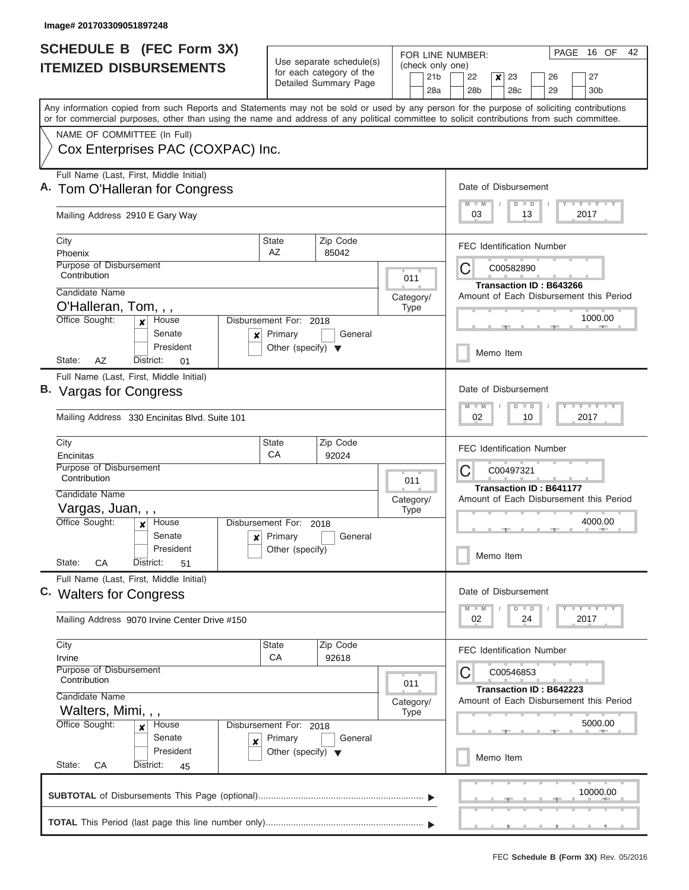Image# 201703309051897248

# SCHEDULE B (FEC Form 3X)
## ITEMIZED DISBURSEMENTS

Use separate schedule(s) for each category of the Detailed Summary Page

FOR LINE NUMBER: (check only one)

21b | 22 | ✘ 23 | 26 | 27 | 28a | 28b | 28c | 29 | 30b

PAGE 16 OF 42

Any information copied from such Reports and Statements may not be sold or used by any person for the purpose of soliciting contributions or for commercial purposes, other than using the name and address of any political committee to solicit contributions from such committee.

NAME OF COMMITTEE (In Full)

Cox Enterprises PAC (COXPAC) Inc.

---

**A.** Full Name (Last, First, Middle Initial): Tom O'Halleran for Congress

Mailing Address: 2910 E Gary Way

City: Phoenix | State: AZ | Zip Code: 85042

Purpose of Disbursement: Contribution

Category/Type: 011

Candidate Name: O'Halleran, Tom, , ,

Office Sought: ✘ House | Senate | President

State: AZ | District: 01

Disbursement For: 2018 | ✘ Primary | General | Other (specify)

Date of Disbursement: 03 / 13 / 2017

FEC Identification Number: C00582890

Transaction ID : B643266

Amount of Each Disbursement this Period: 1000.00

Memo Item

---

**B.** Full Name (Last, First, Middle Initial): Vargas for Congress

Mailing Address: 330 Encinitas Blvd. Suite 101

City: Encinitas | State: CA | Zip Code: 92024

Purpose of Disbursement: Contribution

Category/Type: 011

Candidate Name: Vargas, Juan, , ,

Office Sought: ✘ House | Senate | President

State: CA | District: 51

Disbursement For: 2018 | ✘ Primary | General | Other (specify)

Date of Disbursement: 02 / 10 / 2017

FEC Identification Number: C00497321

Transaction ID : B641177

Amount of Each Disbursement this Period: 4000.00

Memo Item

---

**C.** Full Name (Last, First, Middle Initial): Walters for Congress

Mailing Address: 9070 Irvine Center Drive #150

City: Irvine | State: CA | Zip Code: 92618

Purpose of Disbursement: Contribution

Category/Type: 011

Candidate Name: Walters, Mimi, , ,

Office Sought: ✘ House | Senate | President

State: CA | District: 45

Disbursement For: 2018 | ✘ Primary | General | Other (specify)

Date of Disbursement: 02 / 24 / 2017

FEC Identification Number: C00546853

Transaction ID : B642223

Amount of Each Disbursement this Period: 5000.00

Memo Item

---

**SUBTOTAL** of Disbursements This Page (optional) ........ 10000.00

**TOTAL** This Period (last page this line number only) ........

FEC **Schedule B (Form 3X)** Rev. 05/2016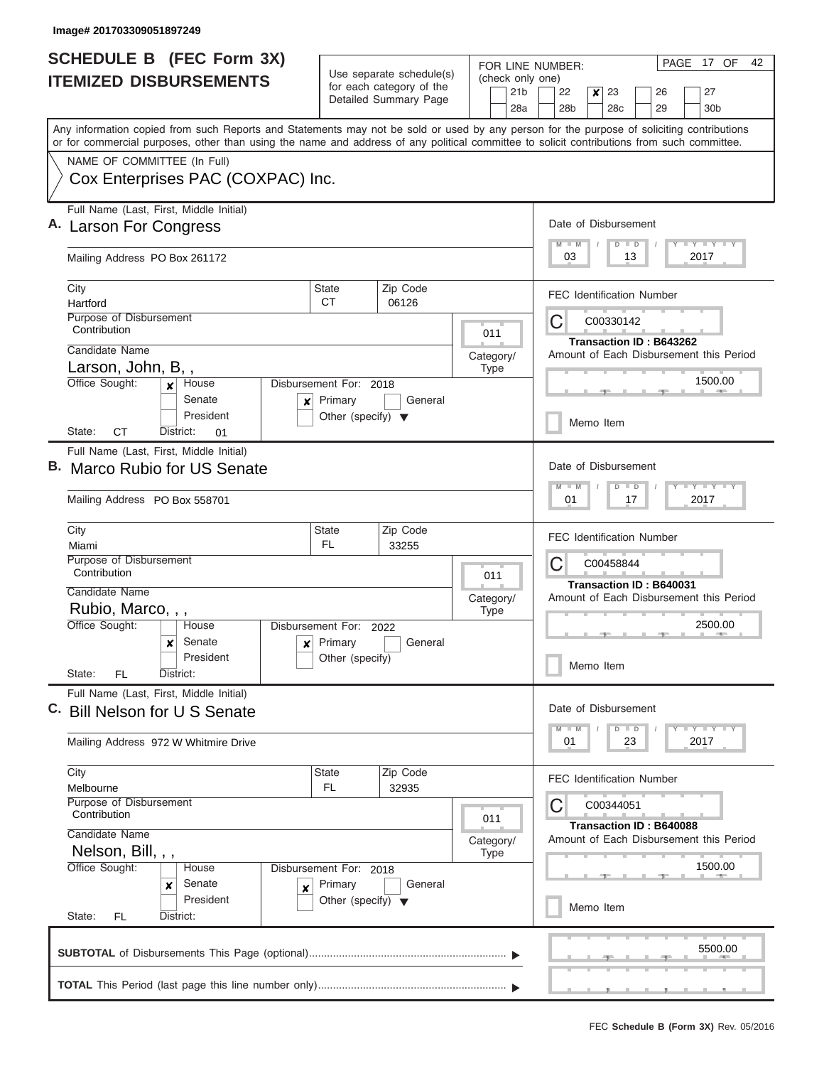Image# 201703309051897249

# SCHEDULE B (FEC Form 3X)
## ITEMIZED DISBURSEMENTS

Use separate schedule(s) for each category of the Detailed Summary Page

FOR LINE NUMBER: (check only one)

- [ ] 21b
- [ ] 22
- [x] 23
- [ ] 26
- [ ] 27
- [ ] 28a
- [ ] 28b
- [ ] 28c
- [ ] 29
- [ ] 30b

PAGE 17 OF 42

Any information copied from such Reports and Statements may not be sold or used by any person for the purpose of soliciting contributions or for commercial purposes, other than using the name and address of any political committee to solicit contributions from such committee.

NAME OF COMMITTEE (In Full)

Cox Enterprises PAC (COXPAC) Inc.

---

**A.** Full Name (Last, First, Middle Initial): Larson For Congress

Mailing Address: PO Box 261172

City: Hartford | State: CT | Zip Code: 06126

Purpose of Disbursement: Contribution

Category/Type: 011

Candidate Name: Larson, John, B, ,

Office Sought: [x] House [ ] Senate [ ] President

State: CT District: 01

Disbursement For: 2018 [x] Primary [ ] General [ ] Other (specify)

Date of Disbursement: 03 / 13 / 2017

FEC Identification Number: C00330142

Transaction ID : B643262

Amount of Each Disbursement this Period: 1500.00

[ ] Memo Item

---

**B.** Full Name (Last, First, Middle Initial): Marco Rubio for US Senate

Mailing Address: PO Box 558701

City: Miami | State: FL | Zip Code: 33255

Purpose of Disbursement: Contribution

Category/Type: 011

Candidate Name: Rubio, Marco, , ,

Office Sought: [ ] House [x] Senate [ ] President

State: FL District:

Disbursement For: 2022 [x] Primary [ ] General [ ] Other (specify)

Date of Disbursement: 01 / 17 / 2017

FEC Identification Number: C00458844

Transaction ID : B640031

Amount of Each Disbursement this Period: 2500.00

[ ] Memo Item

---

**C.** Full Name (Last, First, Middle Initial): Bill Nelson for U S Senate

Mailing Address: 972 W Whitmire Drive

City: Melbourne | State: FL | Zip Code: 32935

Purpose of Disbursement: Contribution

Category/Type: 011

Candidate Name: Nelson, Bill, , ,

Office Sought: [ ] House [x] Senate [ ] President

State: FL District:

Disbursement For: 2018 [x] Primary [ ] General [ ] Other (specify)

Date of Disbursement: 01 / 23 / 2017

FEC Identification Number: C00344051

Transaction ID : B640088

Amount of Each Disbursement this Period: 1500.00

[ ] Memo Item

---

**SUBTOTAL** of Disbursements This Page (optional): 5500.00

**TOTAL** This Period (last page this line number only):

FEC **Schedule B (Form 3X)** Rev. 05/2016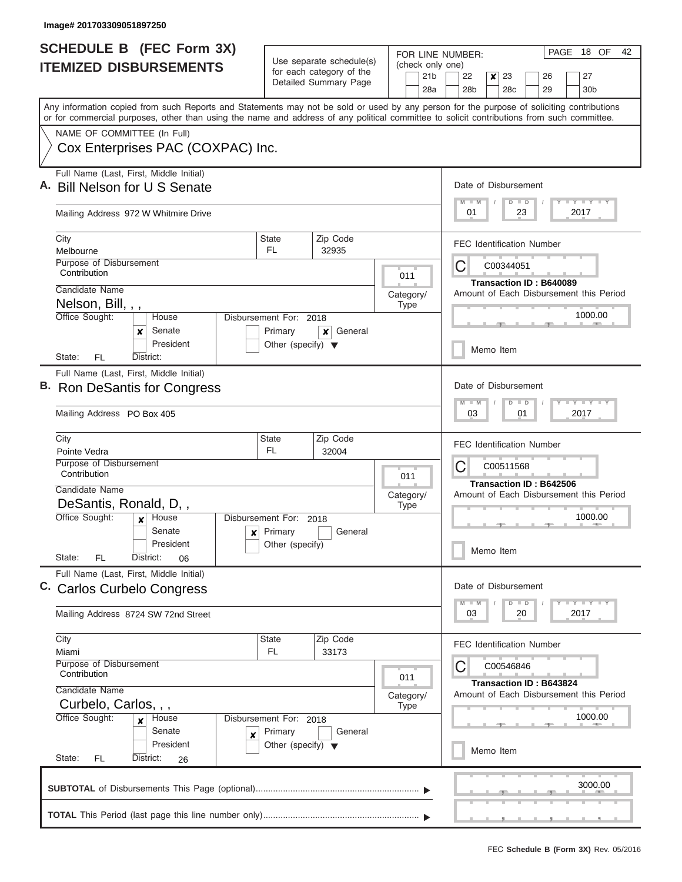Image# 201703309051897250

# SCHEDULE B (FEC Form 3X)
## ITEMIZED DISBURSEMENTS

Use separate schedule(s) for each category of the Detailed Summary Page

FOR LINE NUMBER: (check only one)

21b | 22 | [x] 23 | 26 | 27
28a | 28b | 28c | 29 | 30b

Any information copied from such Reports and Statements may not be sold or used by any person for the purpose of soliciting contributions or for commercial purposes, other than using the name and address of any political committee to solicit contributions from such committee.

NAME OF COMMITTEE (In Full)
Cox Enterprises PAC (COXPAC) Inc.

---

**A.** Full Name (Last, First, Middle Initial): **Bill Nelson for U S Senate**

Mailing Address: 972 W Whitmire Drive

City: Melbourne | State: FL | Zip Code: 32935

Purpose of Disbursement: Contribution

Category/Type: 011

Candidate Name: Nelson, Bill, , ,

Office Sought: [x] Senate

Disbursement For: 2018 — [x] General

State: FL | District:

Date of Disbursement: 01 / 23 / 2017

FEC Identification Number: C00344051

Transaction ID : B640089

Amount of Each Disbursement this Period: 1000.00

Memo Item

---

**B.** Full Name (Last, First, Middle Initial): **Ron DeSantis for Congress**

Mailing Address: PO Box 405

City: Pointe Vedra | State: FL | Zip Code: 32004

Purpose of Disbursement: Contribution

Category/Type: 011

Candidate Name: DeSantis, Ronald, D, ,

Office Sought: [x] House

Disbursement For: 2018 — [x] Primary

State: FL | District: 06

Date of Disbursement: 03 / 01 / 2017

FEC Identification Number: C00511568

Transaction ID : B642506

Amount of Each Disbursement this Period: 1000.00

Memo Item

---

**C.** Full Name (Last, First, Middle Initial): **Carlos Curbelo Congress**

Mailing Address: 8724 SW 72nd Street

City: Miami | State: FL | Zip Code: 33173

Purpose of Disbursement: Contribution

Category/Type: 011

Candidate Name: Curbelo, Carlos, , ,

Office Sought: [x] House

Disbursement For: 2018 — [x] Primary

State: FL | District: 26

Date of Disbursement: 03 / 20 / 2017

FEC Identification Number: C00546846

Transaction ID : B643824

Amount of Each Disbursement this Period: 1000.00

Memo Item

---

**SUBTOTAL** of Disbursements This Page (optional): 3000.00

**TOTAL** This Period (last page this line number only):

FEC **Schedule B (Form 3X)** Rev. 05/2016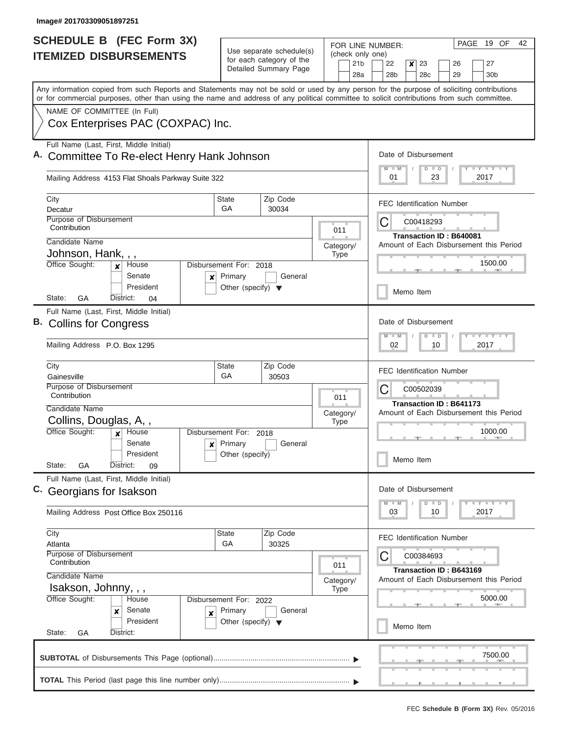Image# 201703309051897251

# SCHEDULE B (FEC Form 3X)
## ITEMIZED DISBURSEMENTS

Use separate schedule(s) for each category of the Detailed Summary Page

FOR LINE NUMBER: (check only one)
21b, 22, **[x] 23**, 26, 27, 28a, 28b, 28c, 29, 30b

PAGE 19 OF 42

Any information copied from such Reports and Statements may not be sold or used by any person for the purpose of soliciting contributions or for commercial purposes, other than using the name and address of any political committee to solicit contributions from such committee.

NAME OF COMMITTEE (In Full)
Cox Enterprises PAC (COXPAC) Inc.

---

**A.** Full Name (Last, First, Middle Initial): Committee To Re-elect Henry Hank Johnson

Mailing Address: 4153 Flat Shoals Parkway Suite 322

City: Decatur | State: GA | Zip Code: 30034

Purpose of Disbursement: Contribution

Category/Type: 011

Candidate Name: Johnson, Hank, , ,

Office Sought: [x] House [ ] Senate [ ] President

State: GA District: 04

Disbursement For: 2018 [x] Primary [ ] General [ ] Other (specify)

Date of Disbursement: 01 / 23 / 2017

FEC Identification Number: C00418293

Transaction ID : B640081

Amount of Each Disbursement this Period: 1500.00

[ ] Memo Item

---

**B.** Full Name (Last, First, Middle Initial): Collins for Congress

Mailing Address: P.O. Box 1295

City: Gainesville | State: GA | Zip Code: 30503

Purpose of Disbursement: Contribution

Category/Type: 011

Candidate Name: Collins, Douglas, A, ,

Office Sought: [x] House [ ] Senate [ ] President

State: GA District: 09

Disbursement For: 2018 [x] Primary [ ] General [ ] Other (specify)

Date of Disbursement: 02 / 10 / 2017

FEC Identification Number: C00502039

Transaction ID : B641173

Amount of Each Disbursement this Period: 1000.00

[ ] Memo Item

---

**C.** Full Name (Last, First, Middle Initial): Georgians for Isakson

Mailing Address: Post Office Box 250116

City: Atlanta | State: GA | Zip Code: 30325

Purpose of Disbursement: Contribution

Category/Type: 011

Candidate Name: Isakson, Johnny, , ,

Office Sought: [ ] House [x] Senate [ ] President

State: GA District:

Disbursement For: 2022 [x] Primary [ ] General [ ] Other (specify)

Date of Disbursement: 03 / 10 / 2017

FEC Identification Number: C00384693

Transaction ID : B643169

Amount of Each Disbursement this Period: 5000.00

[ ] Memo Item

---

**SUBTOTAL** of Disbursements This Page (optional): 7500.00

**TOTAL** This Period (last page this line number only):

FEC Schedule B (Form 3X) Rev. 05/2016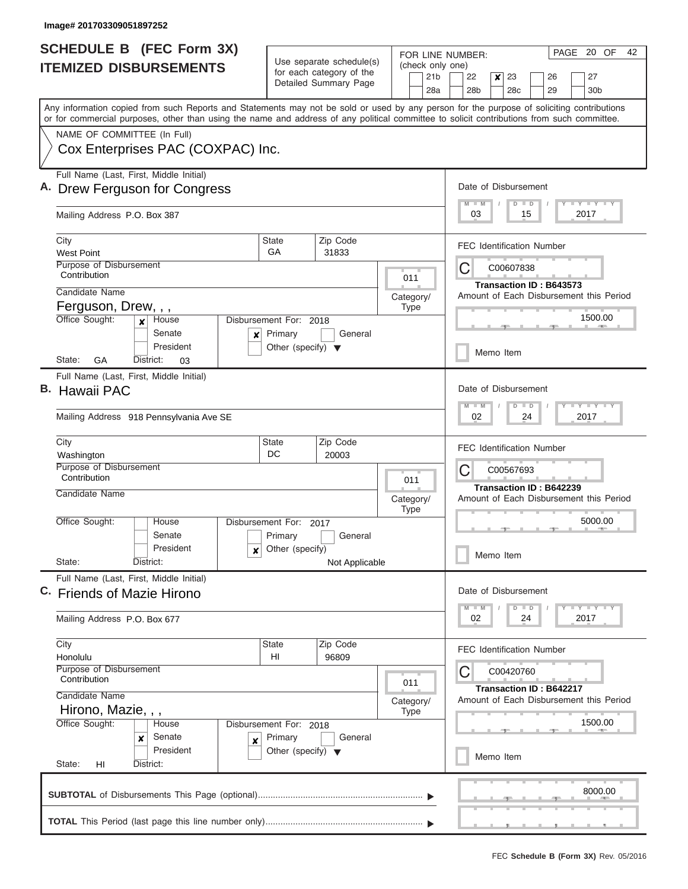Image# 201703309051897252

# SCHEDULE B (FEC Form 3X)
## ITEMIZED DISBURSEMENTS

Use separate schedule(s) for each category of the Detailed Summary Page

FOR LINE NUMBER: (check only one)
21b | 22 | **x** 23 | 26 | 27 | 28a | 28b | 28c | 29 | 30b

PAGE 20 OF 42

Any information copied from such Reports and Statements may not be sold or used by any person for the purpose of soliciting contributions or for commercial purposes, other than using the name and address of any political committee to solicit contributions from such committee.

NAME OF COMMITTEE (In Full)
Cox Enterprises PAC (COXPAC) Inc.

---

**A.** Full Name (Last, First, Middle Initial): **Drew Ferguson for Congress**

Mailing Address: P.O. Box 387

City: West Point | State: GA | Zip Code: 31833

Purpose of Disbursement: Contribution

Category/Type: 011

Candidate Name: Ferguson, Drew, , ,

Office Sought: **x** House | Senate | President

Disbursement For: 2018 — **x** Primary | General | Other (specify)

State: GA | District: 03

Date of Disbursement: 03 / 15 / 2017

FEC Identification Number: C00607838

Transaction ID : B643573

Amount of Each Disbursement this Period: 1500.00

Memo Item

---

**B.** Full Name (Last, First, Middle Initial): **Hawaii PAC**

Mailing Address: 918 Pennsylvania Ave SE

City: Washington | State: DC | Zip Code: 20003

Purpose of Disbursement: Contribution

Category/Type: 011

Candidate Name:

Office Sought: House | Senate | President

Disbursement For: 2017 — Primary | General | **x** Other (specify): Not Applicable

State: | District:

Date of Disbursement: 02 / 24 / 2017

FEC Identification Number: C00567693

Transaction ID : B642239

Amount of Each Disbursement this Period: 5000.00

Memo Item

---

**C.** Full Name (Last, First, Middle Initial): **Friends of Mazie Hirono**

Mailing Address: P.O. Box 677

City: Honolulu | State: HI | Zip Code: 96809

Purpose of Disbursement: Contribution

Category/Type: 011

Candidate Name: Hirono, Mazie, , ,

Office Sought: House | **x** Senate | President

Disbursement For: 2018 — **x** Primary | General | Other (specify)

State: HI | District:

Date of Disbursement: 02 / 24 / 2017

FEC Identification Number: C00420760

Transaction ID : B642217

Amount of Each Disbursement this Period: 1500.00

Memo Item

---

**SUBTOTAL** of Disbursements This Page (optional): 8000.00

**TOTAL** This Period (last page this line number only):

FEC **Schedule B (Form 3X)** Rev. 05/2016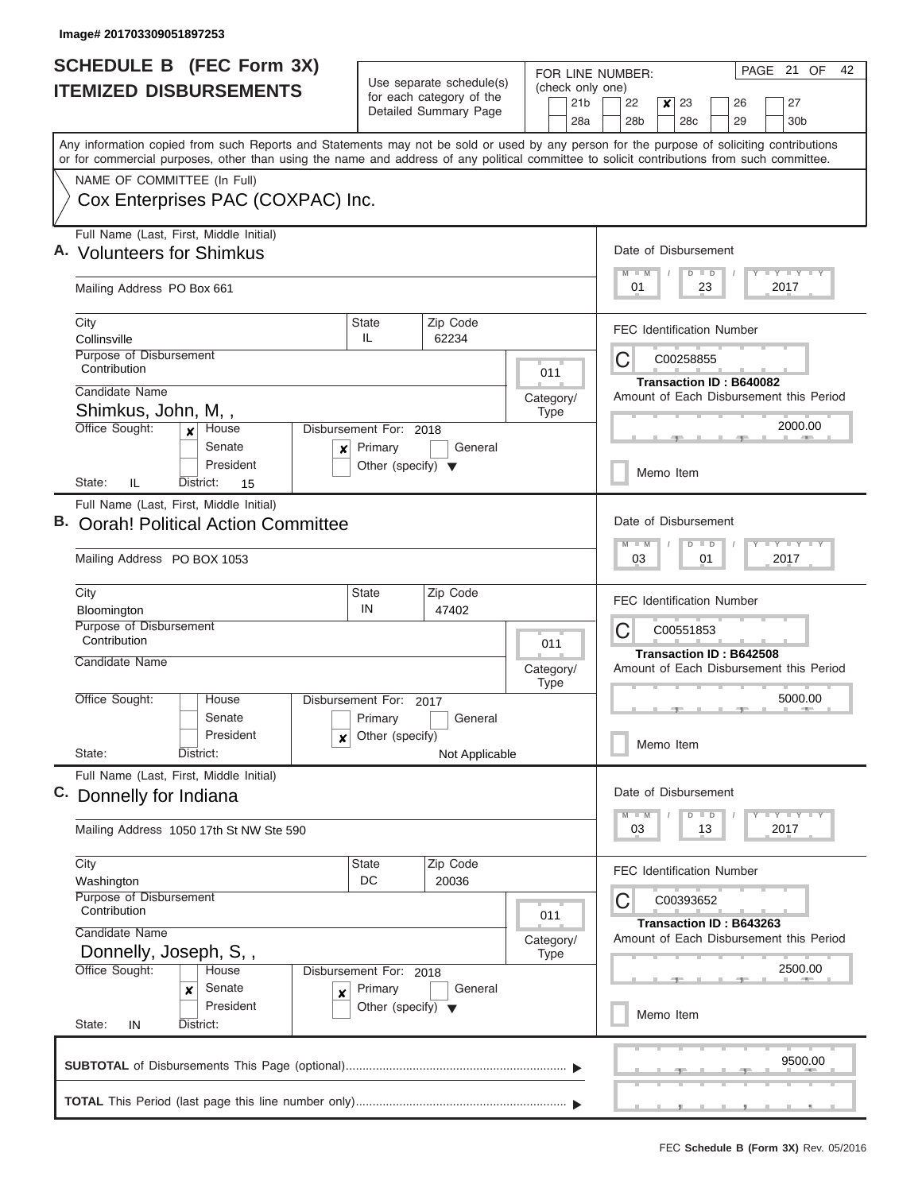Image# 201703309051897253

# SCHEDULE B (FEC Form 3X)
## ITEMIZED DISBURSEMENTS

Use separate schedule(s) for each category of the Detailed Summary Page

FOR LINE NUMBER: (check only one)

21b | 22 | **x** 23 | 26 | 27
28a | 28b | 28c | 29 | 30b

PAGE 21 OF 42

Any information copied from such Reports and Statements may not be sold or used by any person for the purpose of soliciting contributions or for commercial purposes, other than using the name and address of any political committee to solicit contributions from such committee.

NAME OF COMMITTEE (In Full)
Cox Enterprises PAC (COXPAC) Inc.

---

**A.** Full Name (Last, First, Middle Initial): Volunteers for Shimkus

Mailing Address: PO Box 661

City: Collinsville | State: IL | Zip Code: 62234

Purpose of Disbursement: Contribution

Category/Type: 011

Candidate Name: Shimkus, John, M, ,

Office Sought: **x** House | Senate | President

State: IL | District: 15

Disbursement For: 2018 — **x** Primary | General | Other (specify)

Date of Disbursement: 01 / 23 / 2017

FEC Identification Number: C00258855

Transaction ID : B640082

Amount of Each Disbursement this Period: 2000.00

Memo Item

---

**B.** Full Name (Last, First, Middle Initial): Oorah! Political Action Committee

Mailing Address: PO BOX 1053

City: Bloomington | State: IN | Zip Code: 47402

Purpose of Disbursement: Contribution

Category/Type: 011

Candidate Name:

Office Sought: House | Senate | President

State: | District:

Disbursement For: 2017 — Primary | General | **x** Other (specify): Not Applicable

Date of Disbursement: 03 / 01 / 2017

FEC Identification Number: C00551853

Transaction ID : B642508

Amount of Each Disbursement this Period: 5000.00

Memo Item

---

**C.** Full Name (Last, First, Middle Initial): Donnelly for Indiana

Mailing Address: 1050 17th St NW Ste 590

City: Washington | State: DC | Zip Code: 20036

Purpose of Disbursement: Contribution

Category/Type: 011

Candidate Name: Donnelly, Joseph, S, ,

Office Sought: House | **x** Senate | President

State: IN | District:

Disbursement For: 2018 — **x** Primary | General | Other (specify)

Date of Disbursement: 03 / 13 / 2017

FEC Identification Number: C00393652

Transaction ID : B643263

Amount of Each Disbursement this Period: 2500.00

Memo Item

---

**SUBTOTAL** of Disbursements This Page (optional): 9500.00

**TOTAL** This Period (last page this line number only):

FEC **Schedule B (Form 3X)** Rev. 05/2016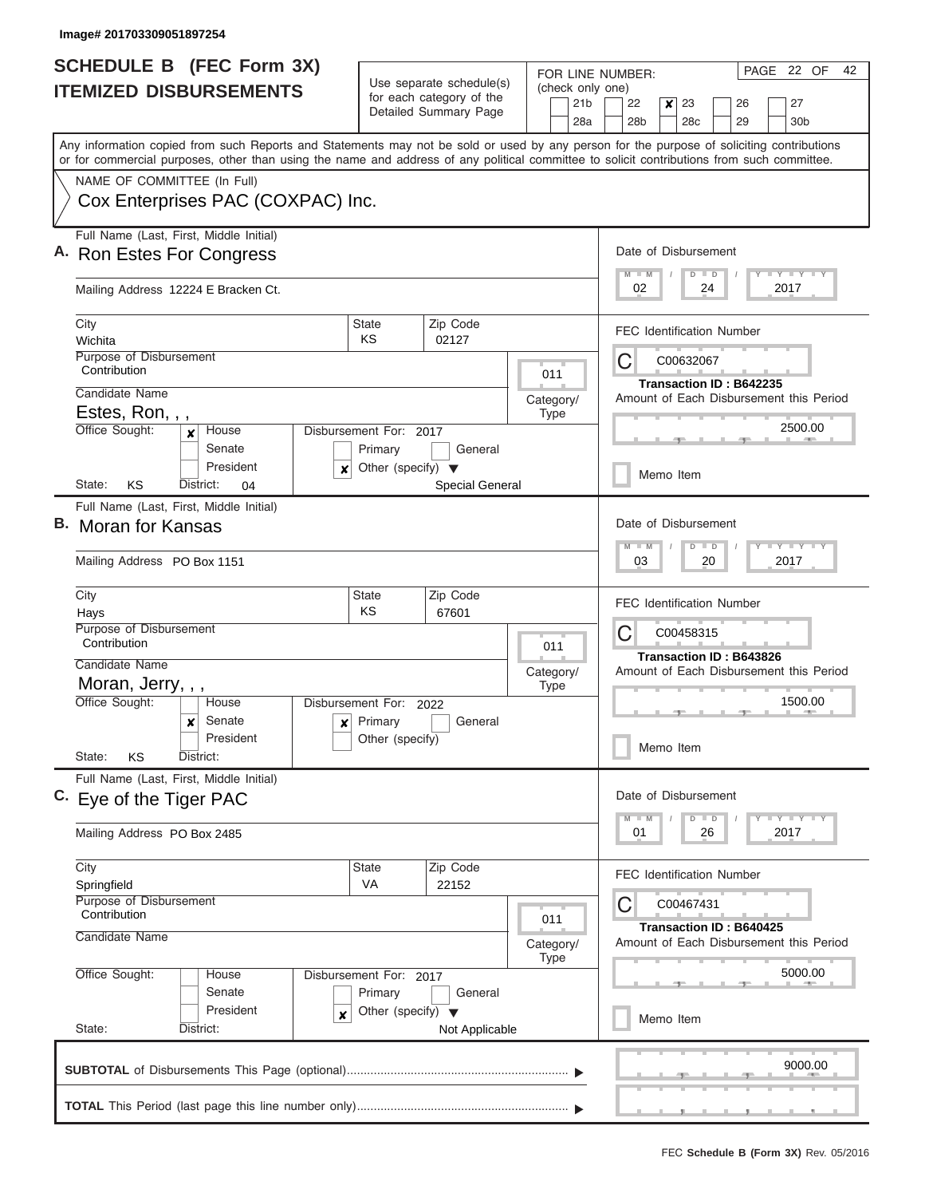Image# 201703309051897254

# SCHEDULE B (FEC Form 3X) ITEMIZED DISBURSEMENTS

Use separate schedule(s) for each category of the Detailed Summary Page

FOR LINE NUMBER: (check only one)

21b | 22 | **x** 23 | 26 | 27
28a | 28b | 28c | 29 | 30b

PAGE 22 OF 42

Any information copied from such Reports and Statements may not be sold or used by any person for the purpose of soliciting contributions or for commercial purposes, other than using the name and address of any political committee to solicit contributions from such committee.

NAME OF COMMITTEE (In Full)

Cox Enterprises PAC (COXPAC) Inc.

---

**A.** Full Name (Last, First, Middle Initial): Ron Estes For Congress

Mailing Address: 12224 E Bracken Ct.

City: Wichita | State: KS | Zip Code: 02127

Purpose of Disbursement: Contribution

Category/Type: 011

Candidate Name: Estes, Ron, , ,

Office Sought: **x** House / Senate / President

Disbursement For: 2017 — Primary / General / **x** Other (specify): Special General

State: KS | District: 04

Date of Disbursement: 02 / 24 / 2017

FEC Identification Number: C00632067

Transaction ID : B642235

Amount of Each Disbursement this Period: 2500.00

Memo Item

---

**B.** Full Name (Last, First, Middle Initial): Moran for Kansas

Mailing Address: PO Box 1151

City: Hays | State: KS | Zip Code: 67601

Purpose of Disbursement: Contribution

Category/Type: 011

Candidate Name: Moran, Jerry, , ,

Office Sought: House / **x** Senate / President

Disbursement For: 2022 — **x** Primary / General / Other (specify)

State: KS | District:

Date of Disbursement: 03 / 20 / 2017

FEC Identification Number: C00458315

Transaction ID : B643826

Amount of Each Disbursement this Period: 1500.00

Memo Item

---

**C.** Full Name (Last, First, Middle Initial): Eye of the Tiger PAC

Mailing Address: PO Box 2485

City: Springfield | State: VA | Zip Code: 22152

Purpose of Disbursement: Contribution

Category/Type: 011

Candidate Name:

Office Sought: House / Senate / President

Disbursement For: 2017 — Primary / General / **x** Other (specify): Not Applicable

State: | District:

Date of Disbursement: 01 / 26 / 2017

FEC Identification Number: C00467431

Transaction ID : B640425

Amount of Each Disbursement this Period: 5000.00

Memo Item

---

**SUBTOTAL** of Disbursements This Page (optional): 9000.00

**TOTAL** This Period (last page this line number only):

FEC **Schedule B (Form 3X)** Rev. 05/2016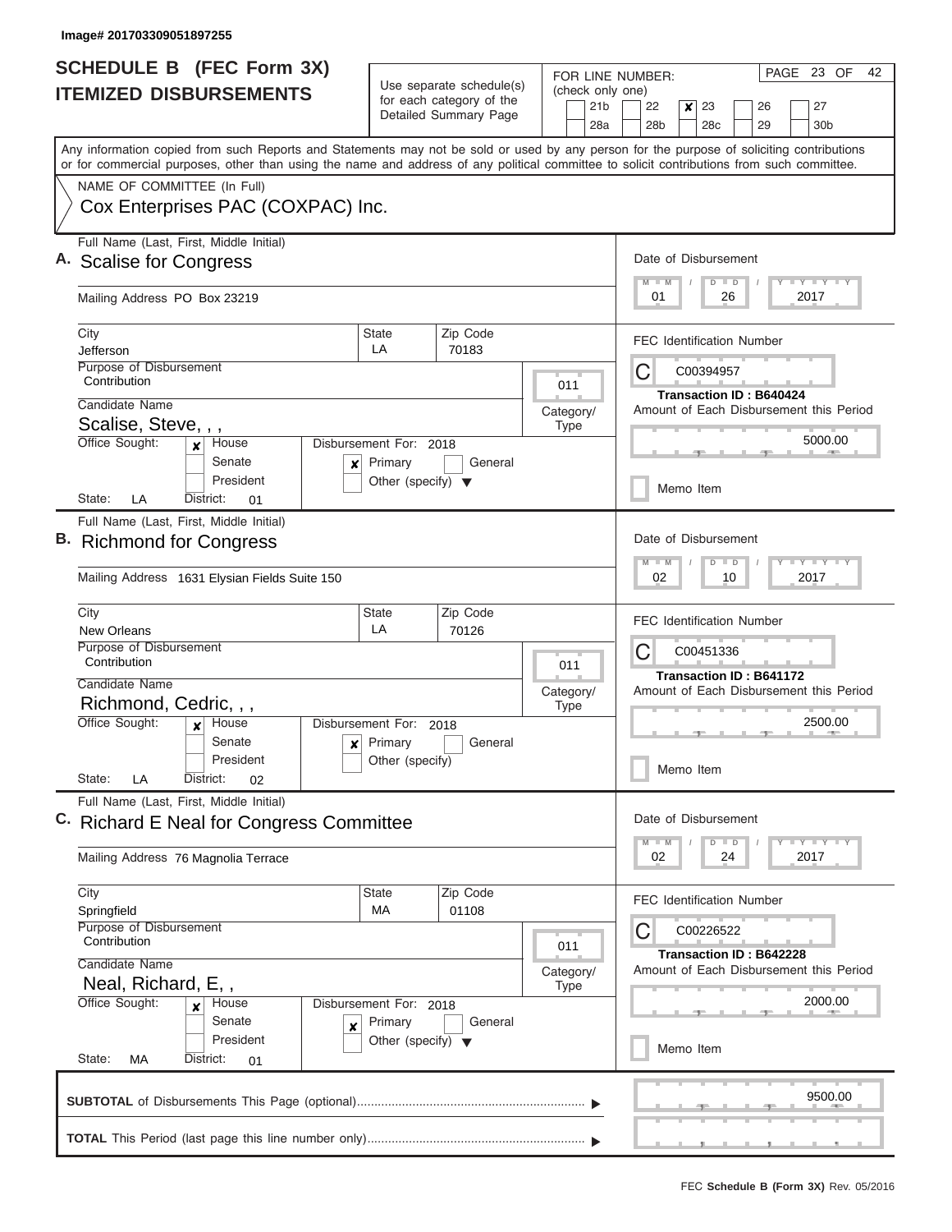Image# 201703309051897255

# SCHEDULE B (FEC Form 3X)
## ITEMIZED DISBURSEMENTS

Use separate schedule(s) for each category of the Detailed Summary Page

FOR LINE NUMBER: (check only one)

21b | 22 | **X** 23 | 26 | 27
28a | 28b | 28c | 29 | 30b

PAGE 23 OF 42

Any information copied from such Reports and Statements may not be sold or used by any person for the purpose of soliciting contributions or for commercial purposes, other than using the name and address of any political committee to solicit contributions from such committee.

NAME OF COMMITTEE (In Full)
Cox Enterprises PAC (COXPAC) Inc.

---

**A.** Full Name (Last, First, Middle Initial): Scalise for Congress

Mailing Address: PO Box 23219

City: Jefferson | State: LA | Zip Code: 70183

Purpose of Disbursement: Contribution

Category/Type: 011

Candidate Name: Scalise, Steve, , ,

Office Sought: **X** House / Senate / President

State: LA District: 01

Disbursement For: 2018 — **X** Primary / General / Other (specify)

Date of Disbursement: 01 / 26 / 2017

FEC Identification Number: C00394957

Transaction ID : B640424

Amount of Each Disbursement this Period: 5000.00

Memo Item

---

**B.** Full Name (Last, First, Middle Initial): Richmond for Congress

Mailing Address: 1631 Elysian Fields Suite 150

City: New Orleans | State: LA | Zip Code: 70126

Purpose of Disbursement: Contribution

Category/Type: 011

Candidate Name: Richmond, Cedric, , ,

Office Sought: **X** House / Senate / President

State: LA District: 02

Disbursement For: 2018 — **X** Primary / General / Other (specify)

Date of Disbursement: 02 / 10 / 2017

FEC Identification Number: C00451336

Transaction ID : B641172

Amount of Each Disbursement this Period: 2500.00

Memo Item

---

**C.** Full Name (Last, First, Middle Initial): Richard E Neal for Congress Committee

Mailing Address: 76 Magnolia Terrace

City: Springfield | State: MA | Zip Code: 01108

Purpose of Disbursement: Contribution

Category/Type: 011

Candidate Name: Neal, Richard, E, ,

Office Sought: **X** House / Senate / President

State: MA District: 01

Disbursement For: 2018 — **X** Primary / General / Other (specify)

Date of Disbursement: 02 / 24 / 2017

FEC Identification Number: C00226522

Transaction ID : B642228

Amount of Each Disbursement this Period: 2000.00

Memo Item

---

**SUBTOTAL** of Disbursements This Page (optional): 9500.00

**TOTAL** This Period (last page this line number only):

FEC **Schedule B (Form 3X)** Rev. 05/2016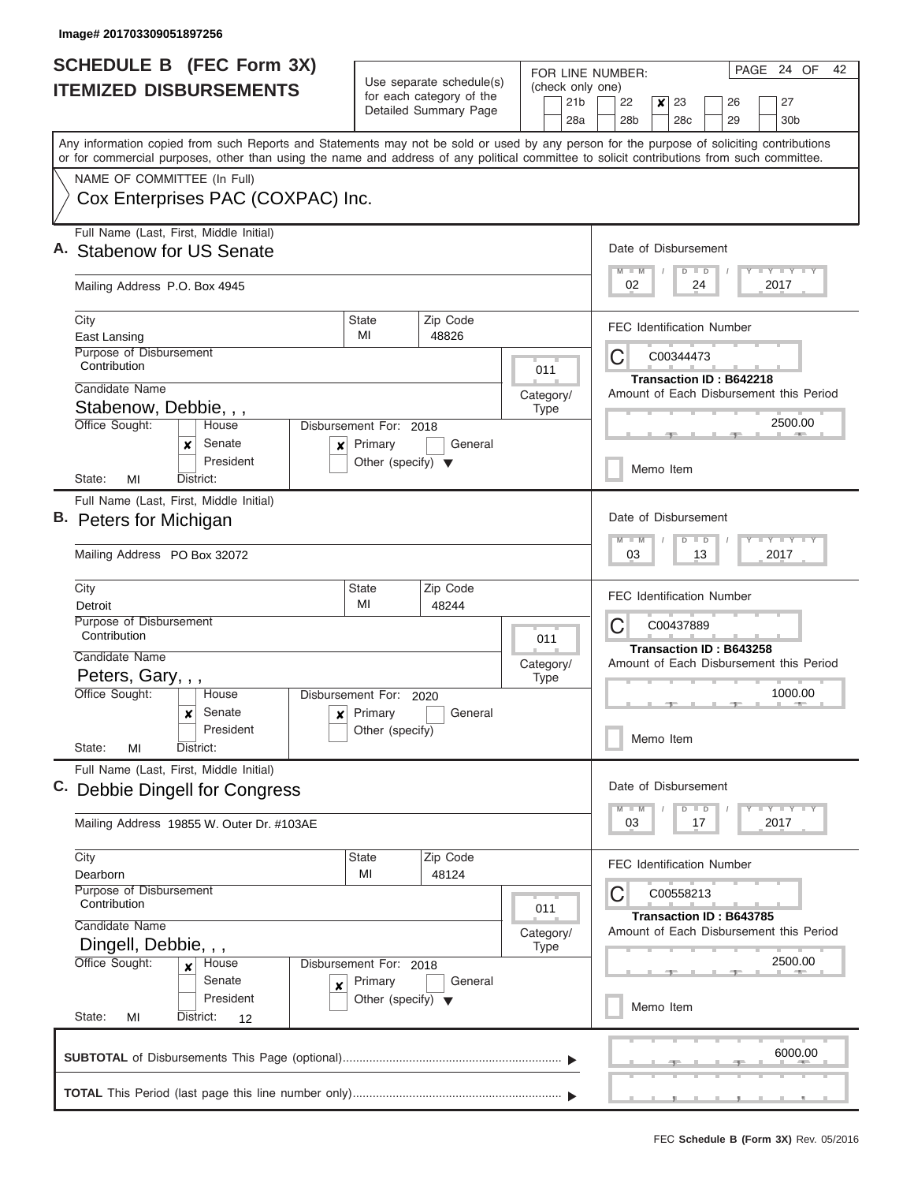Image# 201703309051897256

# SCHEDULE B (FEC Form 3X)
# ITEMIZED DISBURSEMENTS

Use separate schedule(s) for each category of the Detailed Summary Page

FOR LINE NUMBER: (check only one)
21b | 22 | **x** 23 | 26 | 27
28a | 28b | 28c | 29 | 30b

PAGE 24 OF 42

Any information copied from such Reports and Statements may not be sold or used by any person for the purpose of soliciting contributions or for commercial purposes, other than using the name and address of any political committee to solicit contributions from such committee.

NAME OF COMMITTEE (In Full)
Cox Enterprises PAC (COXPAC) Inc.

---

**A.** Full Name (Last, First, Middle Initial): Stabenow for US Senate

Mailing Address: P.O. Box 4945

City: East Lansing | State: MI | Zip Code: 48826

Purpose of Disbursement: Contribution

Category/Type: 011

Candidate Name: Stabenow, Debbie, , ,

Office Sought: [x] Senate | Disbursement For: 2018 [x] Primary

State: MI | District:

Date of Disbursement: 02/24/2017

FEC Identification Number: C00344473

Transaction ID : B642218

Amount of Each Disbursement this Period: 2500.00

Memo Item

---

**B.** Full Name (Last, First, Middle Initial): Peters for Michigan

Mailing Address: PO Box 32072

City: Detroit | State: MI | Zip Code: 48244

Purpose of Disbursement: Contribution

Category/Type: 011

Candidate Name: Peters, Gary, , ,

Office Sought: [x] Senate | Disbursement For: 2020 [x] Primary

State: MI | District:

Date of Disbursement: 03/13/2017

FEC Identification Number: C00437889

Transaction ID : B643258

Amount of Each Disbursement this Period: 1000.00

Memo Item

---

**C.** Full Name (Last, First, Middle Initial): Debbie Dingell for Congress

Mailing Address: 19855 W. Outer Dr. #103AE

City: Dearborn | State: MI | Zip Code: 48124

Purpose of Disbursement: Contribution

Category/Type: 011

Candidate Name: Dingell, Debbie, , ,

Office Sought: [x] House | Disbursement For: 2018 [x] Primary

State: MI | District: 12

Date of Disbursement: 03/17/2017

FEC Identification Number: C00558213

Transaction ID : B643785

Amount of Each Disbursement this Period: 2500.00

Memo Item

---

**SUBTOTAL** of Disbursements This Page (optional): 6000.00

**TOTAL** This Period (last page this line number only):

FEC **Schedule B (Form 3X)** Rev. 05/2016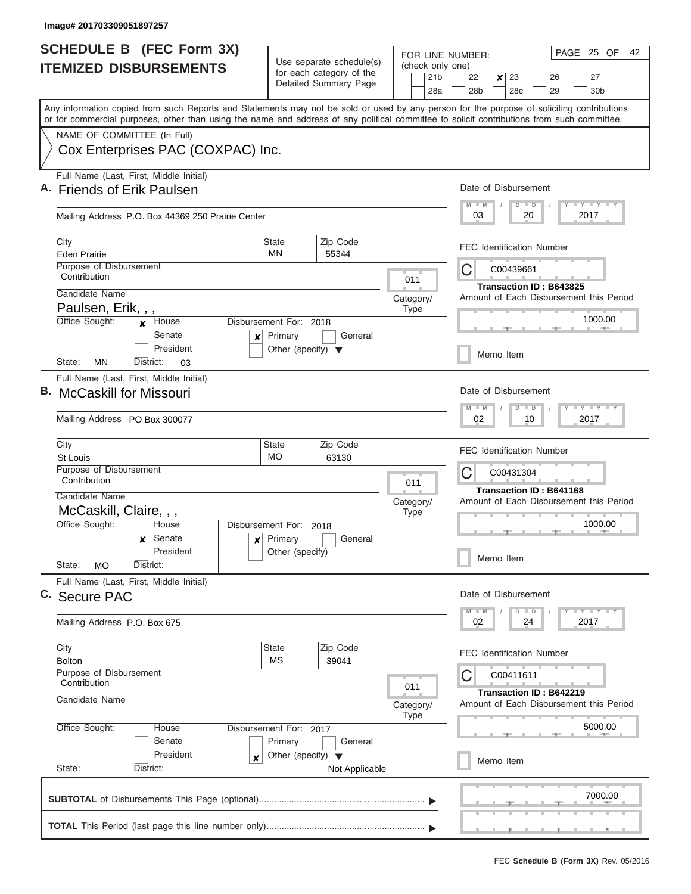Image# 201703309051897257

# SCHEDULE B (FEC Form 3X)
## ITEMIZED DISBURSEMENTS

Use separate schedule(s) for each category of the Detailed Summary Page

FOR LINE NUMBER: (check only one)

| | | | | |
|---|---|---|---|---|
| 21b | 22 | **x** 23 | 26 | 27 |
| 28a | 28b | 28c | 29 | 30b |

PAGE 25 OF 42

Any information copied from such Reports and Statements may not be sold or used by any person for the purpose of soliciting contributions or for commercial purposes, other than using the name and address of any political committee to solicit contributions from such committee.

NAME OF COMMITTEE (In Full)

Cox Enterprises PAC (COXPAC) Inc.

---

**A.** Full Name (Last, First, Middle Initial): Friends of Erik Paulsen

Mailing Address: P.O. Box 44369 250 Prairie Center

City: Eden Prairie | State: MN | Zip Code: 55344

Purpose of Disbursement: Contribution

Category/Type: 011

Candidate Name: Paulsen, Erik, , ,

Office Sought: **x** House | Senate | President

State: MN | District: 03

Disbursement For: 2018 — **x** Primary | General | Other (specify)

Date of Disbursement: 03 / 20 / 2017

FEC Identification Number: C00439661

Transaction ID : B643825

Amount of Each Disbursement this Period: 1000.00

Memo Item

---

**B.** Full Name (Last, First, Middle Initial): McCaskill for Missouri

Mailing Address: PO Box 300077

City: St Louis | State: MO | Zip Code: 63130

Purpose of Disbursement: Contribution

Category/Type: 011

Candidate Name: McCaskill, Claire, , ,

Office Sought: House | **x** Senate | President

State: MO | District:

Disbursement For: 2018 — **x** Primary | General | Other (specify)

Date of Disbursement: 02 / 10 / 2017

FEC Identification Number: C00431304

Transaction ID : B641168

Amount of Each Disbursement this Period: 1000.00

Memo Item

---

**C.** Full Name (Last, First, Middle Initial): Secure PAC

Mailing Address: P.O. Box 675

City: Bolton | State: MS | Zip Code: 39041

Purpose of Disbursement: Contribution

Category/Type: 011

Candidate Name:

Office Sought: House | Senate | President

State: | District:

Disbursement For: 2017 — Primary | General | **x** Other (specify): Not Applicable

Date of Disbursement: 02 / 24 / 2017

FEC Identification Number: C00411611

Transaction ID : B642219

Amount of Each Disbursement this Period: 5000.00

Memo Item

---

**SUBTOTAL** of Disbursements This Page (optional): 7000.00

**TOTAL** This Period (last page this line number only):

FEC **Schedule B (Form 3X)** Rev. 05/2016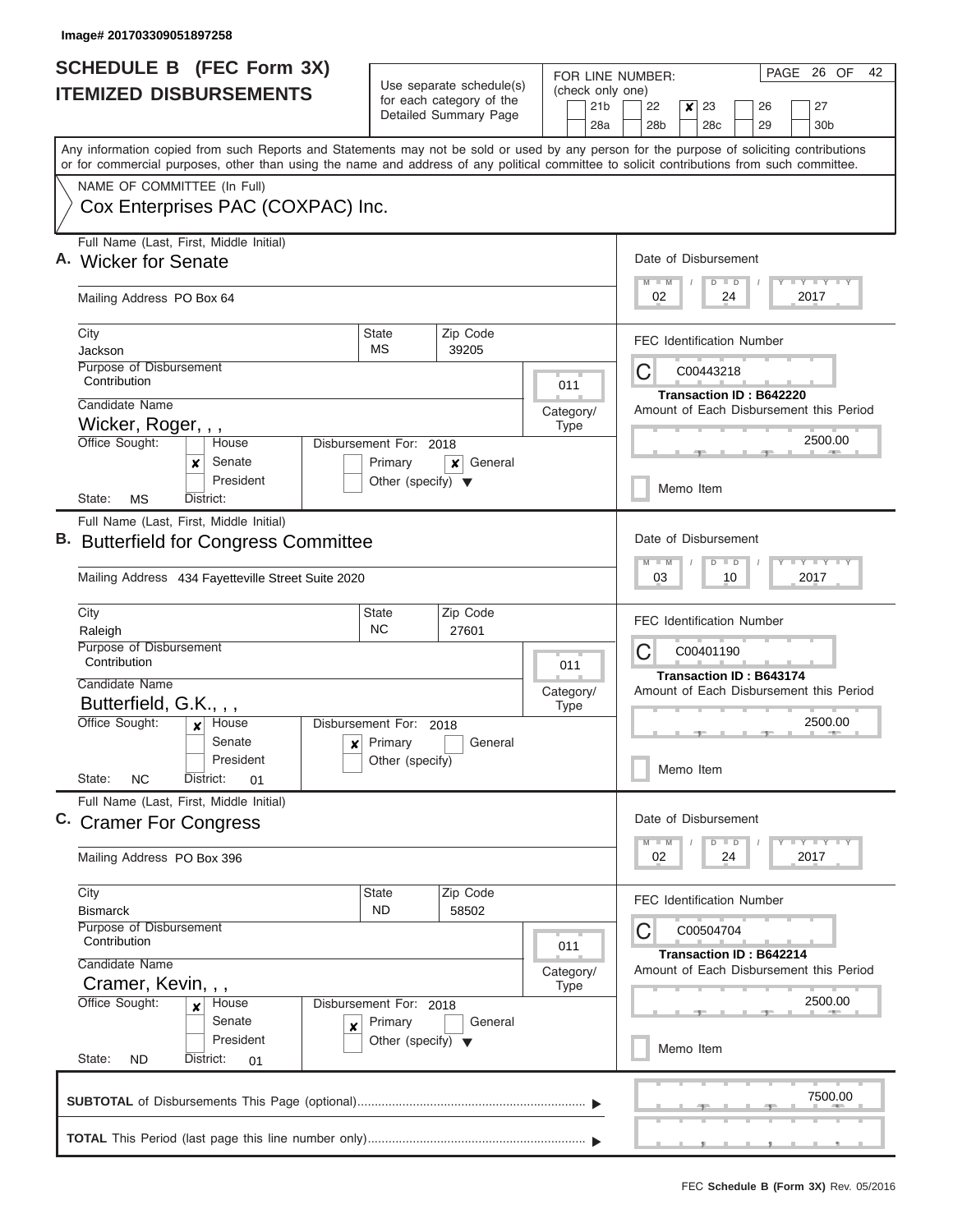Image# 201703309051897258

# SCHEDULE B (FEC Form 3X)
## ITEMIZED DISBURSEMENTS

Use separate schedule(s) for each category of the Detailed Summary Page

FOR LINE NUMBER: (check only one)

21b | 22 | **x** 23 | 26 | 27
28a | 28b | 28c | 29 | 30b

PAGE 26 OF 42

Any information copied from such Reports and Statements may not be sold or used by any person for the purpose of soliciting contributions or for commercial purposes, other than using the name and address of any political committee to solicit contributions from such committee.

NAME OF COMMITTEE (In Full)

Cox Enterprises PAC (COXPAC) Inc.

---

**A.** Full Name (Last, First, Middle Initial): **Wicker for Senate**

Mailing Address: PO Box 64

City: Jackson | State: MS | Zip Code: 39205

Purpose of Disbursement: Contribution

Category/Type: 011

Candidate Name: Wicker, Roger, , ,

Office Sought: Senate (x)

State: MS | District:

Disbursement For: 2018 — General (x)

Date of Disbursement: 02/24/2017

FEC Identification Number: C00443218

Transaction ID : B642220

Amount of Each Disbursement this Period: 2500.00

Memo Item

---

**B.** Full Name (Last, First, Middle Initial): **Butterfield for Congress Committee**

Mailing Address: 434 Fayetteville Street Suite 2020

City: Raleigh | State: NC | Zip Code: 27601

Purpose of Disbursement: Contribution

Category/Type: 011

Candidate Name: Butterfield, G.K., , ,

Office Sought: House (x)

State: NC | District: 01

Disbursement For: 2018 — Primary (x)

Date of Disbursement: 03/10/2017

FEC Identification Number: C00401190

Transaction ID : B643174

Amount of Each Disbursement this Period: 2500.00

Memo Item

---

**C.** Full Name (Last, First, Middle Initial): **Cramer For Congress**

Mailing Address: PO Box 396

City: Bismarck | State: ND | Zip Code: 58502

Purpose of Disbursement: Contribution

Category/Type: 011

Candidate Name: Cramer, Kevin, , ,

Office Sought: House (x)

State: ND | District: 01

Disbursement For: 2018 — Primary (x)

Date of Disbursement: 02/24/2017

FEC Identification Number: C00504704

Transaction ID : B642214

Amount of Each Disbursement this Period: 2500.00

Memo Item

---

**SUBTOTAL** of Disbursements This Page (optional): 7500.00

**TOTAL** This Period (last page this line number only):

FEC **Schedule B (Form 3X)** Rev. 05/2016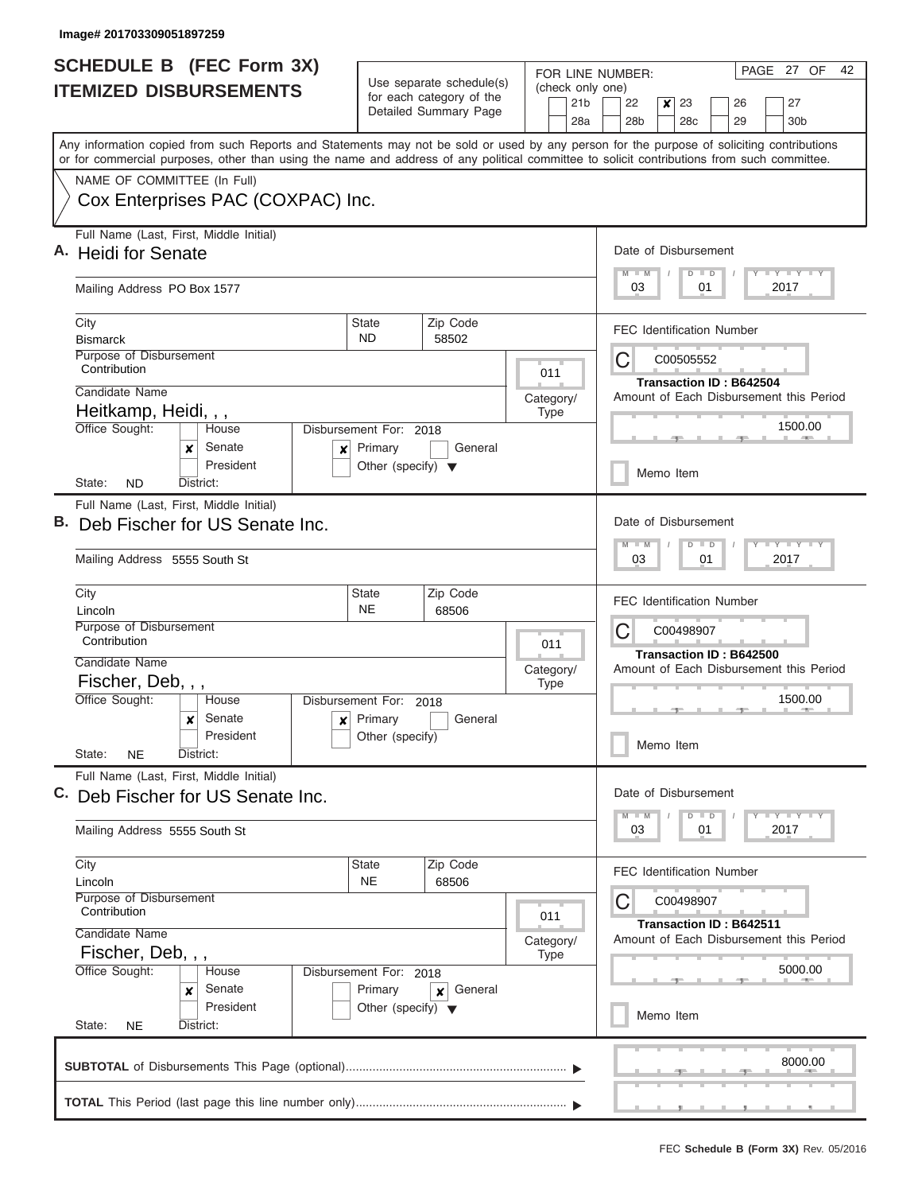Image# 201703309051897259

# SCHEDULE B (FEC Form 3X) ITEMIZED DISBURSEMENTS

Use separate schedule(s) for each category of the Detailed Summary Page

FOR LINE NUMBER: (check only one)

21b | 22 | [x] 23 | 26 | 27
28a | 28b | 28c | 29 | 30b

PAGE 27 OF 42

Any information copied from such Reports and Statements may not be sold or used by any person for the purpose of soliciting contributions or for commercial purposes, other than using the name and address of any political committee to solicit contributions from such committee.

NAME OF COMMITTEE (In Full)
Cox Enterprises PAC (COXPAC) Inc.

---

**A.** Full Name (Last, First, Middle Initial): Heidi for Senate

Mailing Address: PO Box 1577

City: Bismarck | State: ND | Zip Code: 58502

Purpose of Disbursement: Contribution

Category/Type: 011

Candidate Name: Heitkamp, Heidi, , ,

Office Sought: [ ] House [x] Senate [ ] President

State: ND District:

Disbursement For: 2018 [x] Primary [ ] General [ ] Other (specify)

Date of Disbursement: 03/01/2017

FEC Identification Number: C00505552

Transaction ID : B642504

Amount of Each Disbursement this Period: 1500.00

[ ] Memo Item

---

**B.** Full Name (Last, First, Middle Initial): Deb Fischer for US Senate Inc.

Mailing Address: 5555 South St

City: Lincoln | State: NE | Zip Code: 68506

Purpose of Disbursement: Contribution

Category/Type: 011

Candidate Name: Fischer, Deb, , ,

Office Sought: [ ] House [x] Senate [ ] President

State: NE District:

Disbursement For: 2018 [x] Primary [ ] General [ ] Other (specify)

Date of Disbursement: 03/01/2017

FEC Identification Number: C00498907

Transaction ID : B642500

Amount of Each Disbursement this Period: 1500.00

[ ] Memo Item

---

**C.** Full Name (Last, First, Middle Initial): Deb Fischer for US Senate Inc.

Mailing Address: 5555 South St

City: Lincoln | State: NE | Zip Code: 68506

Purpose of Disbursement: Contribution

Category/Type: 011

Candidate Name: Fischer, Deb, , ,

Office Sought: [ ] House [x] Senate [ ] President

State: NE District:

Disbursement For: 2018 [ ] Primary [x] General [ ] Other (specify)

Date of Disbursement: 03/01/2017

FEC Identification Number: C00498907

Transaction ID : B642511

Amount of Each Disbursement this Period: 5000.00

[ ] Memo Item

---

**SUBTOTAL** of Disbursements This Page (optional): 8000.00

**TOTAL** This Period (last page this line number only):

FEC **Schedule B (Form 3X)** Rev. 05/2016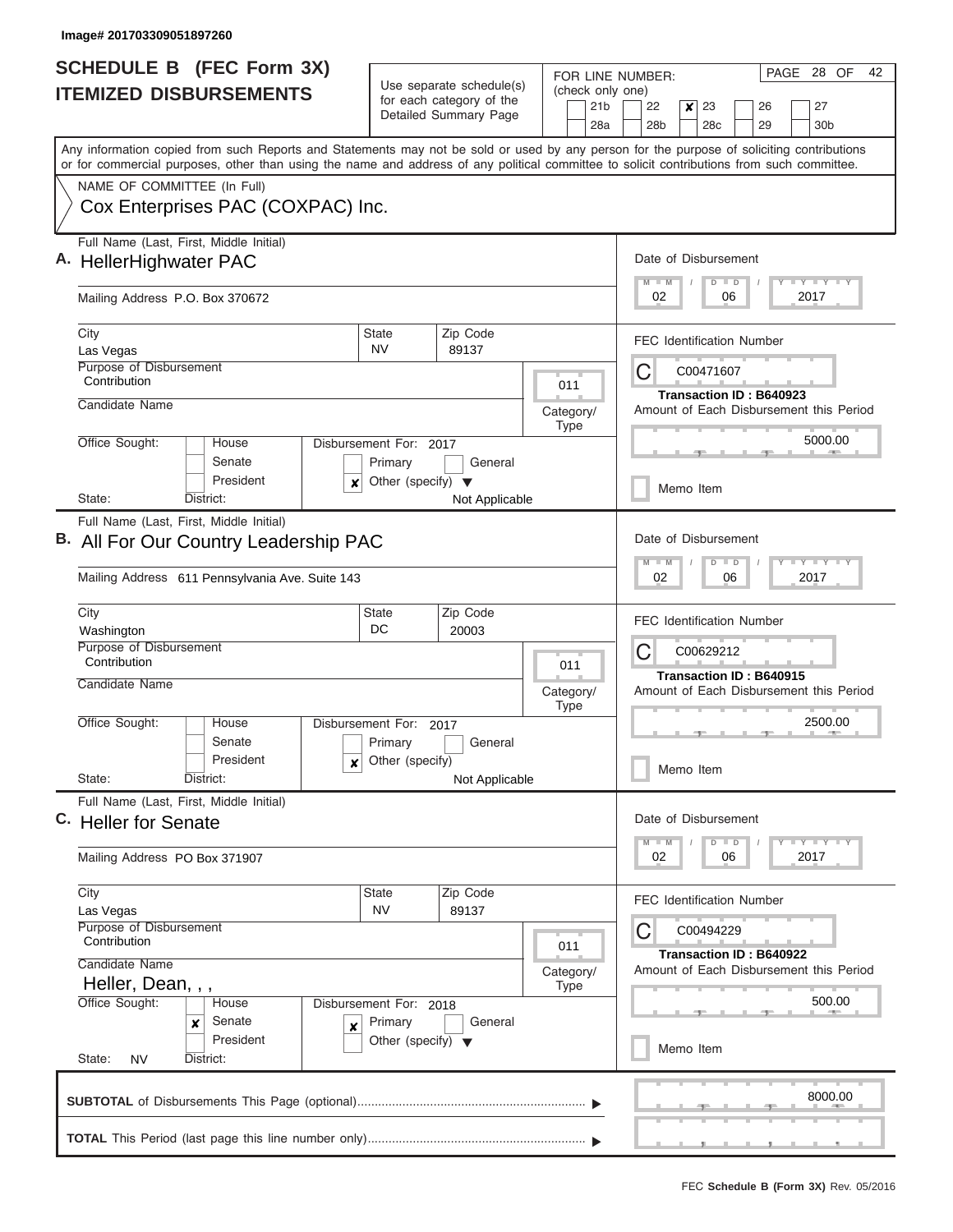Image# 201703309051897260

# SCHEDULE B (FEC Form 3X)
## ITEMIZED DISBURSEMENTS

Use separate schedule(s) for each category of the Detailed Summary Page

FOR LINE NUMBER: (check only one)

21b | 22 | **x** 23 | 26 | 27
28a | 28b | 28c | 29 | 30b

PAGE 28 OF 42

Any information copied from such Reports and Statements may not be sold or used by any person for the purpose of soliciting contributions or for commercial purposes, other than using the name and address of any political committee to solicit contributions from such committee.

NAME OF COMMITTEE (In Full)
Cox Enterprises PAC (COXPAC) Inc.

---

**A.** Full Name (Last, First, Middle Initial): HellerHighwater PAC

Mailing Address: P.O. Box 370672

City: Las Vegas | State: NV | Zip Code: 89137

Purpose of Disbursement: Contribution

Category/Type: 011

Candidate Name:

Office Sought: House / Senate / President

State: District:

Disbursement For: 2017 — Primary / General / **x** Other (specify): Not Applicable

Date of Disbursement: 02 / 06 / 2017

FEC Identification Number: C00471607

Transaction ID : B640923

Amount of Each Disbursement this Period: 5000.00

Memo Item

---

**B.** Full Name (Last, First, Middle Initial): All For Our Country Leadership PAC

Mailing Address: 611 Pennsylvania Ave. Suite 143

City: Washington | State: DC | Zip Code: 20003

Purpose of Disbursement: Contribution

Category/Type: 011

Candidate Name:

Office Sought: House / Senate / President

State: District:

Disbursement For: 2017 — Primary / General / **x** Other (specify): Not Applicable

Date of Disbursement: 02 / 06 / 2017

FEC Identification Number: C00629212

Transaction ID : B640915

Amount of Each Disbursement this Period: 2500.00

Memo Item

---

**C.** Full Name (Last, First, Middle Initial): Heller for Senate

Mailing Address: PO Box 371907

City: Las Vegas | State: NV | Zip Code: 89137

Purpose of Disbursement: Contribution

Category/Type: 011

Candidate Name: Heller, Dean, , ,

Office Sought: House / **x** Senate / President

State: NV District:

Disbursement For: 2018 — **x** Primary / General / Other (specify)

Date of Disbursement: 02 / 06 / 2017

FEC Identification Number: C00494229

Transaction ID : B640922

Amount of Each Disbursement this Period: 500.00

Memo Item

---

**SUBTOTAL** of Disbursements This Page (optional): 8000.00

**TOTAL** This Period (last page this line number only):

FEC **Schedule B (Form 3X)** Rev. 05/2016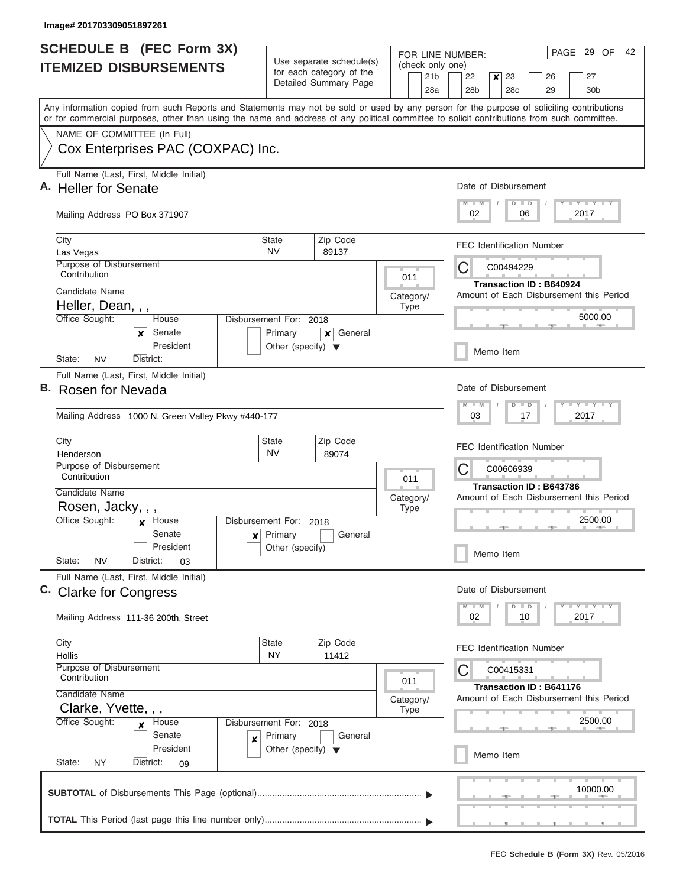Image# 201703309051897261

# SCHEDULE B (FEC Form 3X)
## ITEMIZED DISBURSEMENTS

Use separate schedule(s) for each category of the Detailed Summary Page

FOR LINE NUMBER: (check only one)
21b | 22 | **x** 23 | 26 | 27
28a | 28b | 28c | 29 | 30b

PAGE 29 OF 42

Any information copied from such Reports and Statements may not be sold or used by any person for the purpose of soliciting contributions or for commercial purposes, other than using the name and address of any political committee to solicit contributions from such committee.

NAME OF COMMITTEE (In Full)
Cox Enterprises PAC (COXPAC) Inc.

---

**A.** Full Name (Last, First, Middle Initial): **Heller for Senate**

Mailing Address: PO Box 371907

City: Las Vegas | State: NV | Zip Code: 89137

Purpose of Disbursement: Contribution

Category/Type: 011

Candidate Name: Heller, Dean, , ,

Office Sought: House / **x** Senate / President

State: NV District:

Disbursement For: 2018 — Primary / **x** General / Other (specify)

Date of Disbursement: 02 / 06 / 2017

FEC Identification Number: C00494229

Transaction ID : B640924

Amount of Each Disbursement this Period: 5000.00

Memo Item

---

**B.** Full Name (Last, First, Middle Initial): **Rosen for Nevada**

Mailing Address: 1000 N. Green Valley Pkwy #440-177

City: Henderson | State: NV | Zip Code: 89074

Purpose of Disbursement: Contribution

Category/Type: 011

Candidate Name: Rosen, Jacky, , ,

Office Sought: **x** House / Senate / President

State: NV District: 03

Disbursement For: 2018 — **x** Primary / General / Other (specify)

Date of Disbursement: 03 / 17 / 2017

FEC Identification Number: C00606939

Transaction ID : B643786

Amount of Each Disbursement this Period: 2500.00

Memo Item

---

**C.** Full Name (Last, First, Middle Initial): **Clarke for Congress**

Mailing Address: 111-36 200th. Street

City: Hollis | State: NY | Zip Code: 11412

Purpose of Disbursement: Contribution

Category/Type: 011

Candidate Name: Clarke, Yvette, , ,

Office Sought: **x** House / Senate / President

State: NY District: 09

Disbursement For: 2018 — **x** Primary / General / Other (specify)

Date of Disbursement: 02 / 10 / 2017

FEC Identification Number: C00415331

Transaction ID : B641176

Amount of Each Disbursement this Period: 2500.00

Memo Item

---

**SUBTOTAL** of Disbursements This Page (optional): 10000.00

**TOTAL** This Period (last page this line number only):

FEC **Schedule B (Form 3X)** Rev. 05/2016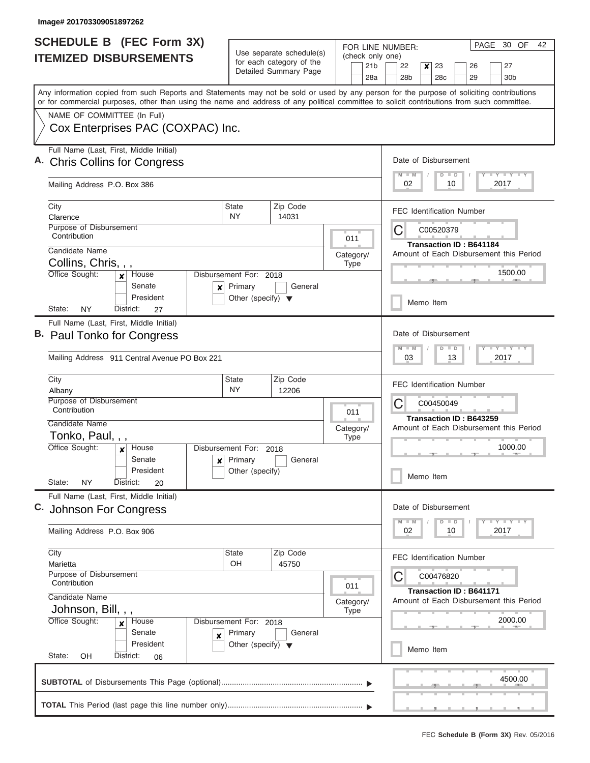Image# 201703309051897262

# SCHEDULE B (FEC Form 3X)
## ITEMIZED DISBURSEMENTS

Use separate schedule(s) for each category of the Detailed Summary Page

FOR LINE NUMBER: (check only one)

21b | 22 | **[x] 23** | 26 | 27
28a | 28b | 28c | 29 | 30b

PAGE 30 OF 42

Any information copied from such Reports and Statements may not be sold or used by any person for the purpose of soliciting contributions or for commercial purposes, other than using the name and address of any political committee to solicit contributions from such committee.

NAME OF COMMITTEE (In Full)

Cox Enterprises PAC (COXPAC) Inc.

---

**A.** Full Name (Last, First, Middle Initial): **Chris Collins for Congress**

Mailing Address: P.O. Box 386

City: Clarence | State: NY | Zip Code: 14031

Purpose of Disbursement: Contribution

Category/Type: 011

Candidate Name: Collins, Chris, , ,

Office Sought: [x] House [ ] Senate [ ] President

State: NY District: 27

Disbursement For: 2018 [x] Primary [ ] General [ ] Other (specify)

Date of Disbursement: 02 / 10 / 2017

FEC Identification Number: C00520379

Transaction ID : B641184

Amount of Each Disbursement this Period: 1500.00

[ ] Memo Item

---

**B.** Full Name (Last, First, Middle Initial): **Paul Tonko for Congress**

Mailing Address: 911 Central Avenue PO Box 221

City: Albany | State: NY | Zip Code: 12206

Purpose of Disbursement: Contribution

Category/Type: 011

Candidate Name: Tonko, Paul, , ,

Office Sought: [x] House [ ] Senate [ ] President

State: NY District: 20

Disbursement For: 2018 [x] Primary [ ] General [ ] Other (specify)

Date of Disbursement: 03 / 13 / 2017

FEC Identification Number: C00450049

Transaction ID : B643259

Amount of Each Disbursement this Period: 1000.00

[ ] Memo Item

---

**C.** Full Name (Last, First, Middle Initial): **Johnson For Congress**

Mailing Address: P.O. Box 906

City: Marietta | State: OH | Zip Code: 45750

Purpose of Disbursement: Contribution

Category/Type: 011

Candidate Name: Johnson, Bill, , ,

Office Sought: [x] House [ ] Senate [ ] President

State: OH District: 06

Disbursement For: 2018 [x] Primary [ ] General [ ] Other (specify)

Date of Disbursement: 02 / 10 / 2017

FEC Identification Number: C00476820

Transaction ID : B641171

Amount of Each Disbursement this Period: 2000.00

[ ] Memo Item

---

**SUBTOTAL** of Disbursements This Page (optional): 4500.00

**TOTAL** This Period (last page this line number only):

FEC **Schedule B (Form 3X)** Rev. 05/2016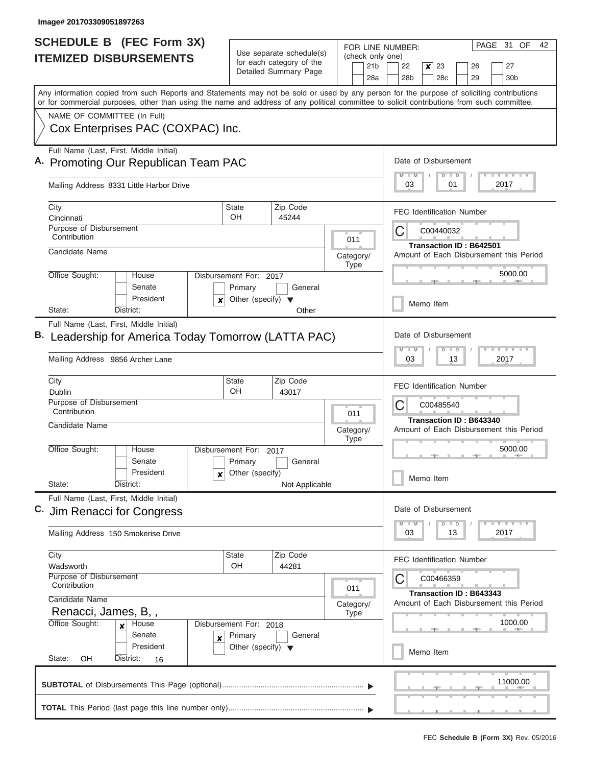Image# 201703309051897263

# SCHEDULE B (FEC Form 3X) ITEMIZED DISBURSEMENTS

Use separate schedule(s) for each category of the Detailed Summary Page

FOR LINE NUMBER: (check only one)

- [ ] 21b
- [ ] 22
- [x] 23
- [ ] 26
- [ ] 27
- [ ] 28a
- [ ] 28b
- [ ] 28c
- [ ] 29
- [ ] 30b

PAGE 31 OF 42

Any information copied from such Reports and Statements may not be sold or used by any person for the purpose of soliciting contributions or for commercial purposes, other than using the name and address of any political committee to solicit contributions from such committee.

NAME OF COMMITTEE (In Full)
Cox Enterprises PAC (COXPAC) Inc.

---

**A.** Full Name (Last, First, Middle Initial): Promoting Our Republican Team PAC

Mailing Address: 8331 Little Harbor Drive

City: Cincinnati | State: OH | Zip Code: 45244

Purpose of Disbursement: Contribution

Category/Type: 011

Candidate Name:

Office Sought: [ ] House [ ] Senate [ ] President

State: District:

Disbursement For: 2017 [ ] Primary [ ] General [x] Other (specify): Other

Date of Disbursement: 03 / 01 / 2017

FEC Identification Number: C00440032

Transaction ID : B642501

Amount of Each Disbursement this Period: 5000.00

[ ] Memo Item

---

**B.** Full Name (Last, First, Middle Initial): Leadership for America Today Tomorrow (LATTA PAC)

Mailing Address: 9856 Archer Lane

City: Dublin | State: OH | Zip Code: 43017

Purpose of Disbursement: Contribution

Category/Type: 011

Candidate Name:

Office Sought: [ ] House [ ] Senate [ ] President

State: District:

Disbursement For: 2017 [ ] Primary [ ] General [x] Other (specify): Not Applicable

Date of Disbursement: 03 / 13 / 2017

FEC Identification Number: C00485540

Transaction ID : B643340

Amount of Each Disbursement this Period: 5000.00

[ ] Memo Item

---

**C.** Full Name (Last, First, Middle Initial): Jim Renacci for Congress

Mailing Address: 150 Smokerise Drive

City: Wadsworth | State: OH | Zip Code: 44281

Purpose of Disbursement: Contribution

Category/Type: 011

Candidate Name: Renacci, James, B, ,

Office Sought: [x] House [ ] Senate [ ] President

State: OH District: 16

Disbursement For: 2018 [x] Primary [ ] General [ ] Other (specify)

Date of Disbursement: 03 / 13 / 2017

FEC Identification Number: C00466359

Transaction ID : B643343

Amount of Each Disbursement this Period: 1000.00

[ ] Memo Item

---

**SUBTOTAL** of Disbursements This Page (optional): 11000.00

**TOTAL** This Period (last page this line number only):

FEC **Schedule B (Form 3X)** Rev. 05/2016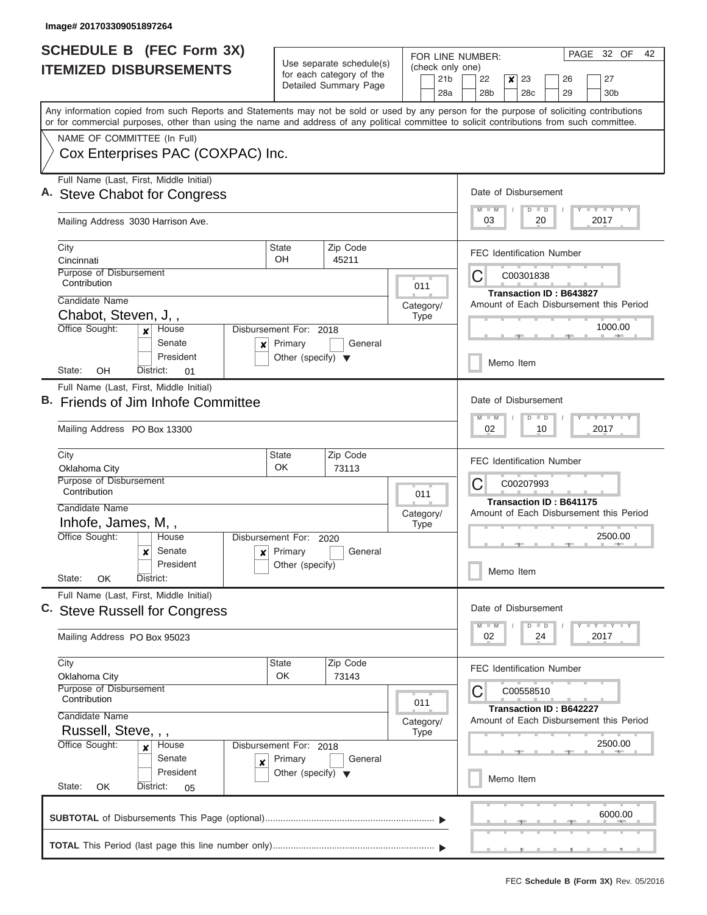Image# 201703309051897264

# SCHEDULE B (FEC Form 3X)
# ITEMIZED DISBURSEMENTS

Use separate schedule(s) for each category of the Detailed Summary Page

FOR LINE NUMBER: (check only one)
21b, 22, **[x] 23**, 26, 27, 28a, 28b, 28c, 29, 30b

Any information copied from such Reports and Statements may not be sold or used by any person for the purpose of soliciting contributions or for commercial purposes, other than using the name and address of any political committee to solicit contributions from such committee.

NAME OF COMMITTEE (In Full)
Cox Enterprises PAC (COXPAC) Inc.

---

**A.** Full Name (Last, First, Middle Initial): Steve Chabot for Congress

Mailing Address: 3030 Harrison Ave.

City: Cincinnati | State: OH | Zip Code: 45211

Purpose of Disbursement: Contribution

Category/Type: 011

Candidate Name: Chabot, Steven, J, ,

Office Sought: [x] House | Senate | President

Disbursement For: 2018 — [x] Primary | General | Other (specify)

State: OH | District: 01

Date of Disbursement: 03 / 20 / 2017

FEC Identification Number: C00301838

Transaction ID : B643827

Amount of Each Disbursement this Period: 1000.00

Memo Item

---

**B.** Full Name (Last, First, Middle Initial): Friends of Jim Inhofe Committee

Mailing Address: PO Box 13300

City: Oklahoma City | State: OK | Zip Code: 73113

Purpose of Disbursement: Contribution

Category/Type: 011

Candidate Name: Inhofe, James, M, ,

Office Sought: House | [x] Senate | President

Disbursement For: 2020 — [x] Primary | General | Other (specify)

State: OK | District:

Date of Disbursement: 02 / 10 / 2017

FEC Identification Number: C00207993

Transaction ID : B641175

Amount of Each Disbursement this Period: 2500.00

Memo Item

---

**C.** Full Name (Last, First, Middle Initial): Steve Russell for Congress

Mailing Address: PO Box 95023

City: Oklahoma City | State: OK | Zip Code: 73143

Purpose of Disbursement: Contribution

Category/Type: 011

Candidate Name: Russell, Steve, , ,

Office Sought: [x] House | Senate | President

Disbursement For: 2018 — [x] Primary | General | Other (specify)

State: OK | District: 05

Date of Disbursement: 02 / 24 / 2017

FEC Identification Number: C00558510

Transaction ID : B642227

Amount of Each Disbursement this Period: 2500.00

Memo Item

---

**SUBTOTAL** of Disbursements This Page (optional): 6000.00

**TOTAL** This Period (last page this line number only):

FEC **Schedule B (Form 3X)** Rev. 05/2016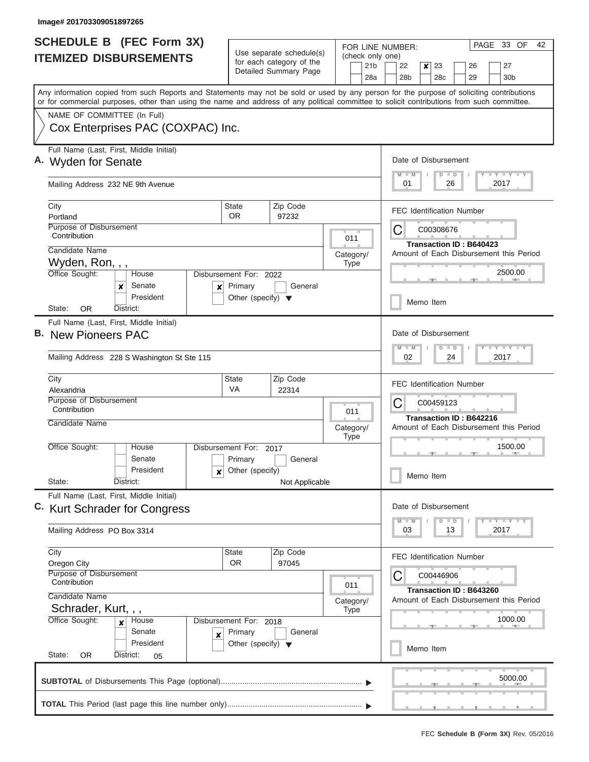Image# 201703309051897265

# SCHEDULE B (FEC Form 3X)
## ITEMIZED DISBURSEMENTS

Use separate schedule(s) for each category of the Detailed Summary Page

FOR LINE NUMBER: (check only one)

21b | 22 | **x** 23 | 26 | 27
28a | 28b | 28c | 29 | 30b

Any information copied from such Reports and Statements may not be sold or used by any person for the purpose of soliciting contributions or for commercial purposes, other than using the name and address of any political committee to solicit contributions from such committee.

NAME OF COMMITTEE (In Full)
Cox Enterprises PAC (COXPAC) Inc.

---

**A.** Full Name (Last, First, Middle Initial): **Wyden for Senate**

Mailing Address: 232 NE 9th Avenue

City: Portland | State: OR | Zip Code: 97232

Purpose of Disbursement: Contribution

Category/Type: 011

Candidate Name: Wyden, Ron, , ,

Office Sought: Senate (x)

Disbursement For: 2022 — Primary (x)

State: OR | District:

Date of Disbursement: 01 / 26 / 2017

FEC Identification Number: C00308676

Transaction ID : B640423

Amount of Each Disbursement this Period: 2500.00

Memo Item

---

**B.** Full Name (Last, First, Middle Initial): **New Pioneers PAC**

Mailing Address: 228 S Washington St Ste 115

City: Alexandria | State: VA | Zip Code: 22314

Purpose of Disbursement: Contribution

Category/Type: 011

Candidate Name:

Office Sought:

Disbursement For: 2017 — Other (specify) (x): Not Applicable

State: | District:

Date of Disbursement: 02 / 24 / 2017

FEC Identification Number: C00459123

Transaction ID : B642216

Amount of Each Disbursement this Period: 1500.00

Memo Item

---

**C.** Full Name (Last, First, Middle Initial): **Kurt Schrader for Congress**

Mailing Address: PO Box 3314

City: Oregon City | State: OR | Zip Code: 97045

Purpose of Disbursement: Contribution

Category/Type: 011

Candidate Name: Schrader, Kurt, , ,

Office Sought: House (x)

Disbursement For: 2018 — Primary (x)

State: OR | District: 05

Date of Disbursement: 03 / 13 / 2017

FEC Identification Number: C00446906

Transaction ID : B643260

Amount of Each Disbursement this Period: 1000.00

Memo Item

---

**SUBTOTAL** of Disbursements This Page (optional): 5000.00

**TOTAL** This Period (last page this line number only):

FEC **Schedule B (Form 3X)** Rev. 05/2016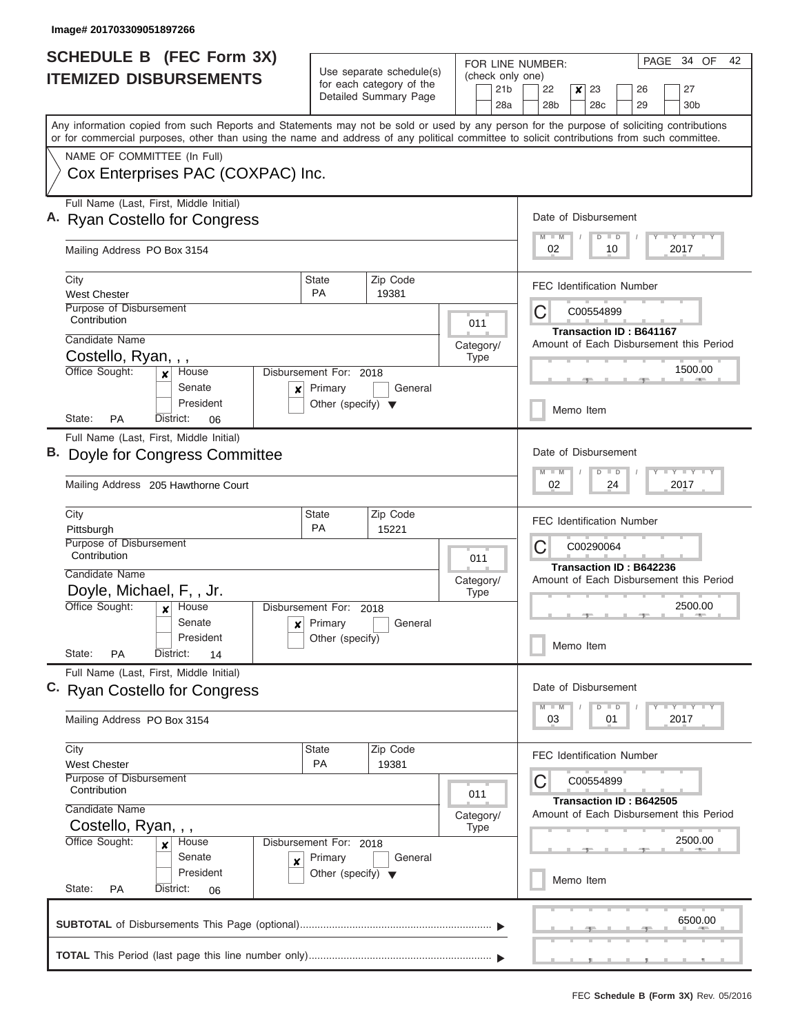Image# 201703309051897266

# SCHEDULE B (FEC Form 3X)
## ITEMIZED DISBURSEMENTS

Use separate schedule(s) for each category of the Detailed Summary Page

FOR LINE NUMBER: (check only one)
21b | 22 | **x** 23 | 26 | 27
28a | 28b | 28c | 29 | 30b

PAGE 34 OF 42

Any information copied from such Reports and Statements may not be sold or used by any person for the purpose of soliciting contributions or for commercial purposes, other than using the name and address of any political committee to solicit contributions from such committee.

NAME OF COMMITTEE (In Full)
Cox Enterprises PAC (COXPAC) Inc.

---

**A.** Full Name (Last, First, Middle Initial): Ryan Costello for Congress

Mailing Address: PO Box 3154

City: West Chester | State: PA | Zip Code: 19381

Purpose of Disbursement: Contribution

Category/Type: 011

Candidate Name: Costello, Ryan, , ,

Office Sought: **x** House | Senate | President

State: PA | District: 06

Disbursement For: 2018 | **x** Primary | General | Other (specify)

Date of Disbursement: 02 / 10 / 2017

FEC Identification Number: C00554899

Transaction ID : B641167

Amount of Each Disbursement this Period: 1500.00

Memo Item

---

**B.** Full Name (Last, First, Middle Initial): Doyle for Congress Committee

Mailing Address: 205 Hawthorne Court

City: Pittsburgh | State: PA | Zip Code: 15221

Purpose of Disbursement: Contribution

Category/Type: 011

Candidate Name: Doyle, Michael, F, , Jr.

Office Sought: **x** House | Senate | President

State: PA | District: 14

Disbursement For: 2018 | **x** Primary | General | Other (specify)

Date of Disbursement: 02 / 24 / 2017

FEC Identification Number: C00290064

Transaction ID : B642236

Amount of Each Disbursement this Period: 2500.00

Memo Item

---

**C.** Full Name (Last, First, Middle Initial): Ryan Costello for Congress

Mailing Address: PO Box 3154

City: West Chester | State: PA | Zip Code: 19381

Purpose of Disbursement: Contribution

Category/Type: 011

Candidate Name: Costello, Ryan, , ,

Office Sought: **x** House | Senate | President

State: PA | District: 06

Disbursement For: 2018 | **x** Primary | General | Other (specify)

Date of Disbursement: 03 / 01 / 2017

FEC Identification Number: C00554899

Transaction ID : B642505

Amount of Each Disbursement this Period: 2500.00

Memo Item

---

**SUBTOTAL** of Disbursements This Page (optional): 6500.00

**TOTAL** This Period (last page this line number only):

FEC **Schedule B (Form 3X)** Rev. 05/2016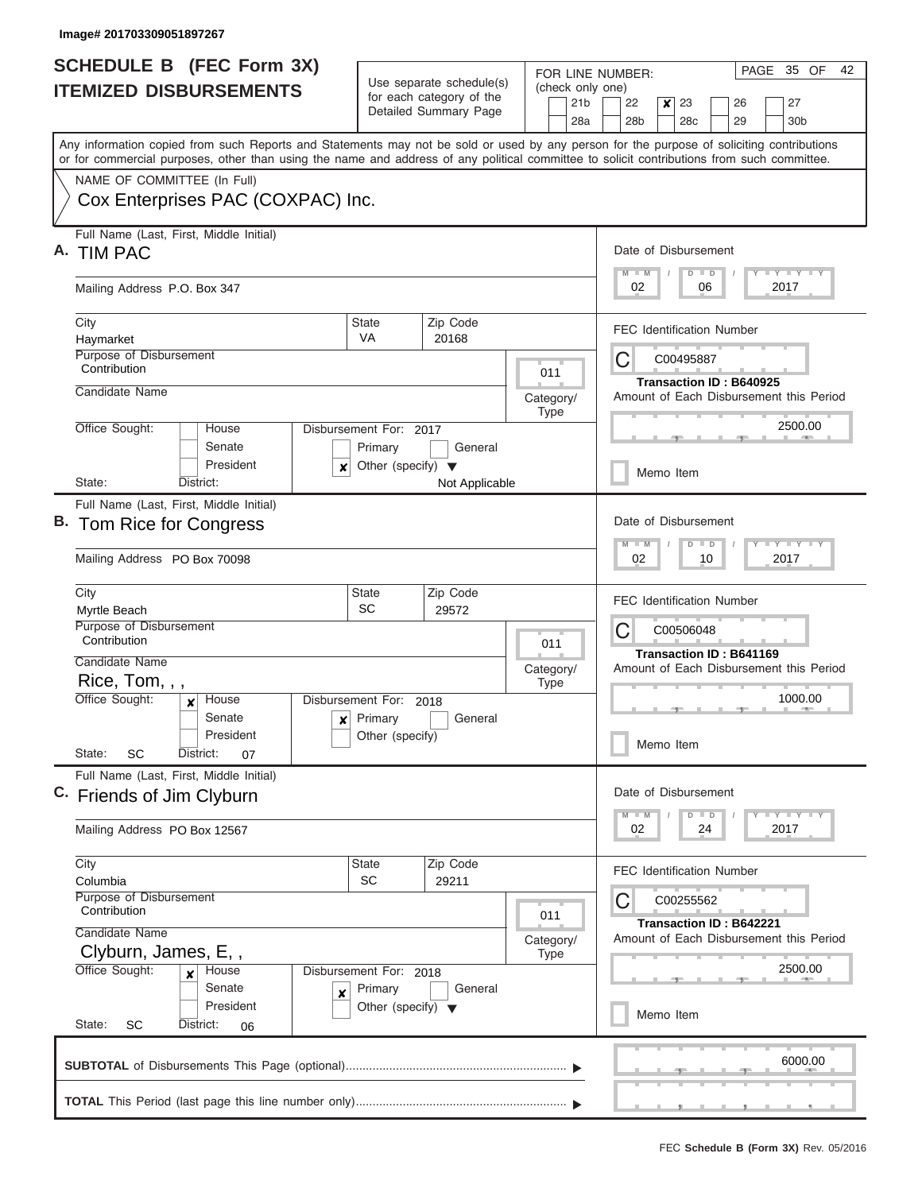Image# 201703309051897267

# SCHEDULE B (FEC Form 3X)
## ITEMIZED DISBURSEMENTS

Use separate schedule(s) for each category of the Detailed Summary Page

FOR LINE NUMBER: (check only one)

21b | 22 | **x** 23 | 26 | 27
28a | 28b | 28c | 29 | 30b

PAGE 35 OF 42

Any information copied from such Reports and Statements may not be sold or used by any person for the purpose of soliciting contributions or for commercial purposes, other than using the name and address of any political committee to solicit contributions from such committee.

NAME OF COMMITTEE (In Full)
Cox Enterprises PAC (COXPAC) Inc.

---

**A.** Full Name (Last, First, Middle Initial): **TIM PAC**

Mailing Address: P.O. Box 347

City: Haymarket | State: VA | Zip Code: 20168

Purpose of Disbursement: Contribution

Category/Type: 011

Candidate Name:

Office Sought: House / Senate / President

State: | District:

Disbursement For: 2017 — Primary / General / **x** Other (specify): Not Applicable

Date of Disbursement: 02/06/2017

FEC Identification Number: C00495887

Transaction ID : B640925

Amount of Each Disbursement this Period: 2500.00

Memo Item

---

**B.** Full Name (Last, First, Middle Initial): **Tom Rice for Congress**

Mailing Address: PO Box 70098

City: Myrtle Beach | State: SC | Zip Code: 29572

Purpose of Disbursement: Contribution

Category/Type: 011

Candidate Name: Rice, Tom, , ,

Office Sought: **x** House / Senate / President

State: SC | District: 07

Disbursement For: 2018 — **x** Primary / General / Other (specify)

Date of Disbursement: 02/10/2017

FEC Identification Number: C00506048

Transaction ID : B641169

Amount of Each Disbursement this Period: 1000.00

Memo Item

---

**C.** Full Name (Last, First, Middle Initial): **Friends of Jim Clyburn**

Mailing Address: PO Box 12567

City: Columbia | State: SC | Zip Code: 29211

Purpose of Disbursement: Contribution

Category/Type: 011

Candidate Name: Clyburn, James, E, ,

Office Sought: **x** House / Senate / President

State: SC | District: 06

Disbursement For: 2018 — **x** Primary / General / Other (specify)

Date of Disbursement: 02/24/2017

FEC Identification Number: C00255562

Transaction ID : B642221

Amount of Each Disbursement this Period: 2500.00

Memo Item

---

**SUBTOTAL** of Disbursements This Page (optional): 6000.00

**TOTAL** This Period (last page this line number only):

FEC **Schedule B (Form 3X)** Rev. 05/2016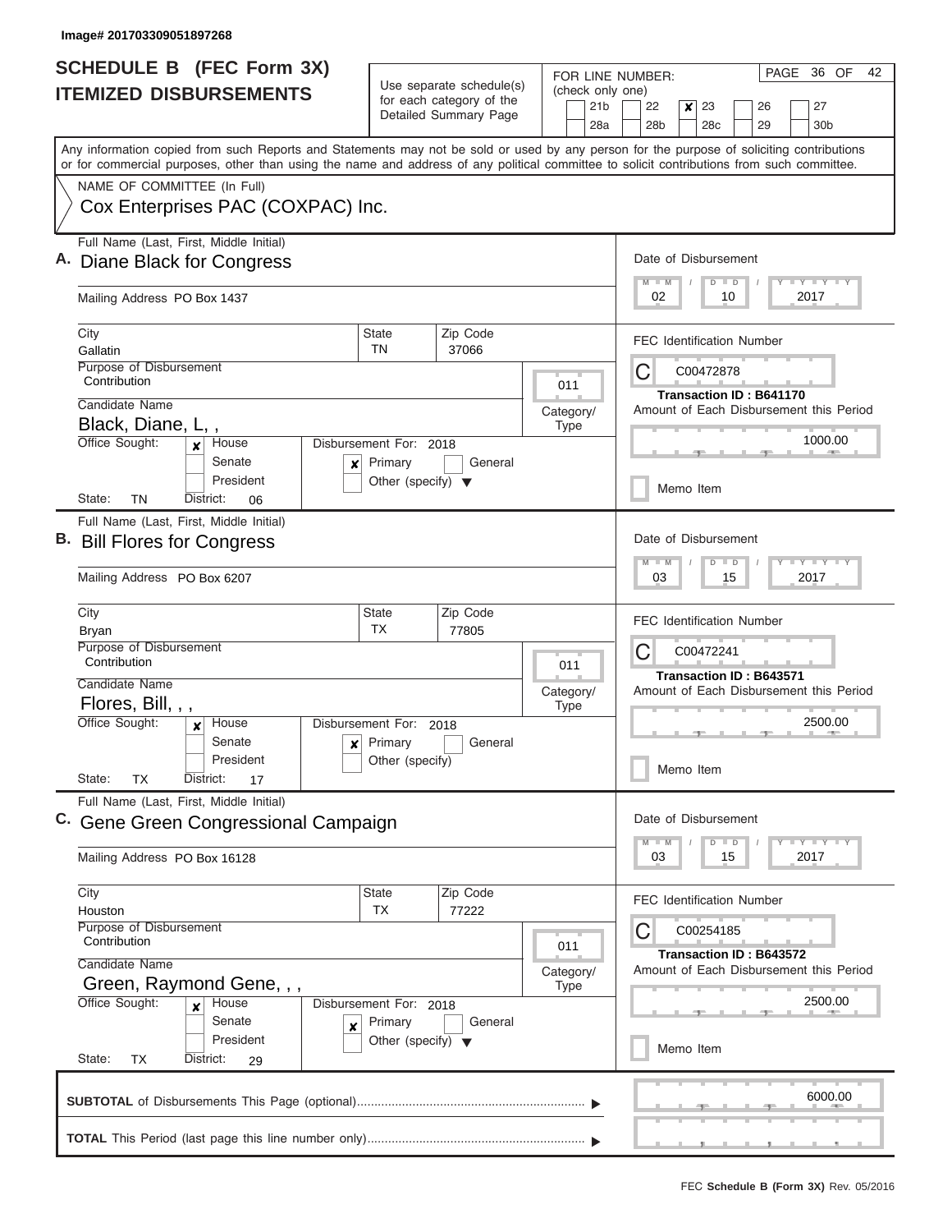Image# 201703309051897268

# SCHEDULE B (FEC Form 3X) ITEMIZED DISBURSEMENTS

Use separate schedule(s) for each category of the Detailed Summary Page

FOR LINE NUMBER: (check only one)

21b | 22 | **[x] 23** | 26 | 27 | 28a | 28b | 28c | 29 | 30b

PAGE 36 OF 42

Any information copied from such Reports and Statements may not be sold or used by any person for the purpose of soliciting contributions or for commercial purposes, other than using the name and address of any political committee to solicit contributions from such committee.

NAME OF COMMITTEE (In Full)

Cox Enterprises PAC (COXPAC) Inc.

---

**A.** Full Name (Last, First, Middle Initial): **Diane Black for Congress**

Mailing Address: PO Box 1437

City: Gallatin | State: TN | Zip Code: 37066

Purpose of Disbursement: Contribution

Category/Type: 011

Candidate Name: Black, Diane, L, ,

Office Sought: [x] House [ ] Senate [ ] President

State: TN District: 06

Disbursement For: 2018 [x] Primary [ ] General [ ] Other (specify)

Date of Disbursement: 02/10/2017

FEC Identification Number: C00472878

Transaction ID : B641170

Amount of Each Disbursement this Period: 1000.00

[ ] Memo Item

---

**B.** Full Name (Last, First, Middle Initial): **Bill Flores for Congress**

Mailing Address: PO Box 6207

City: Bryan | State: TX | Zip Code: 77805

Purpose of Disbursement: Contribution

Category/Type: 011

Candidate Name: Flores, Bill, , ,

Office Sought: [x] House [ ] Senate [ ] President

State: TX District: 17

Disbursement For: 2018 [x] Primary [ ] General [ ] Other (specify)

Date of Disbursement: 03/15/2017

FEC Identification Number: C00472241

Transaction ID : B643571

Amount of Each Disbursement this Period: 2500.00

[ ] Memo Item

---

**C.** Full Name (Last, First, Middle Initial): **Gene Green Congressional Campaign**

Mailing Address: PO Box 16128

City: Houston | State: TX | Zip Code: 77222

Purpose of Disbursement: Contribution

Category/Type: 011

Candidate Name: Green, Raymond Gene, , ,

Office Sought: [x] House [ ] Senate [ ] President

State: TX District: 29

Disbursement For: 2018 [x] Primary [ ] General [ ] Other (specify)

Date of Disbursement: 03/15/2017

FEC Identification Number: C00254185

Transaction ID : B643572

Amount of Each Disbursement this Period: 2500.00

[ ] Memo Item

---

**SUBTOTAL** of Disbursements This Page (optional) ........ 6000.00

**TOTAL** This Period (last page this line number only) ........

FEC **Schedule B (Form 3X)** Rev. 05/2016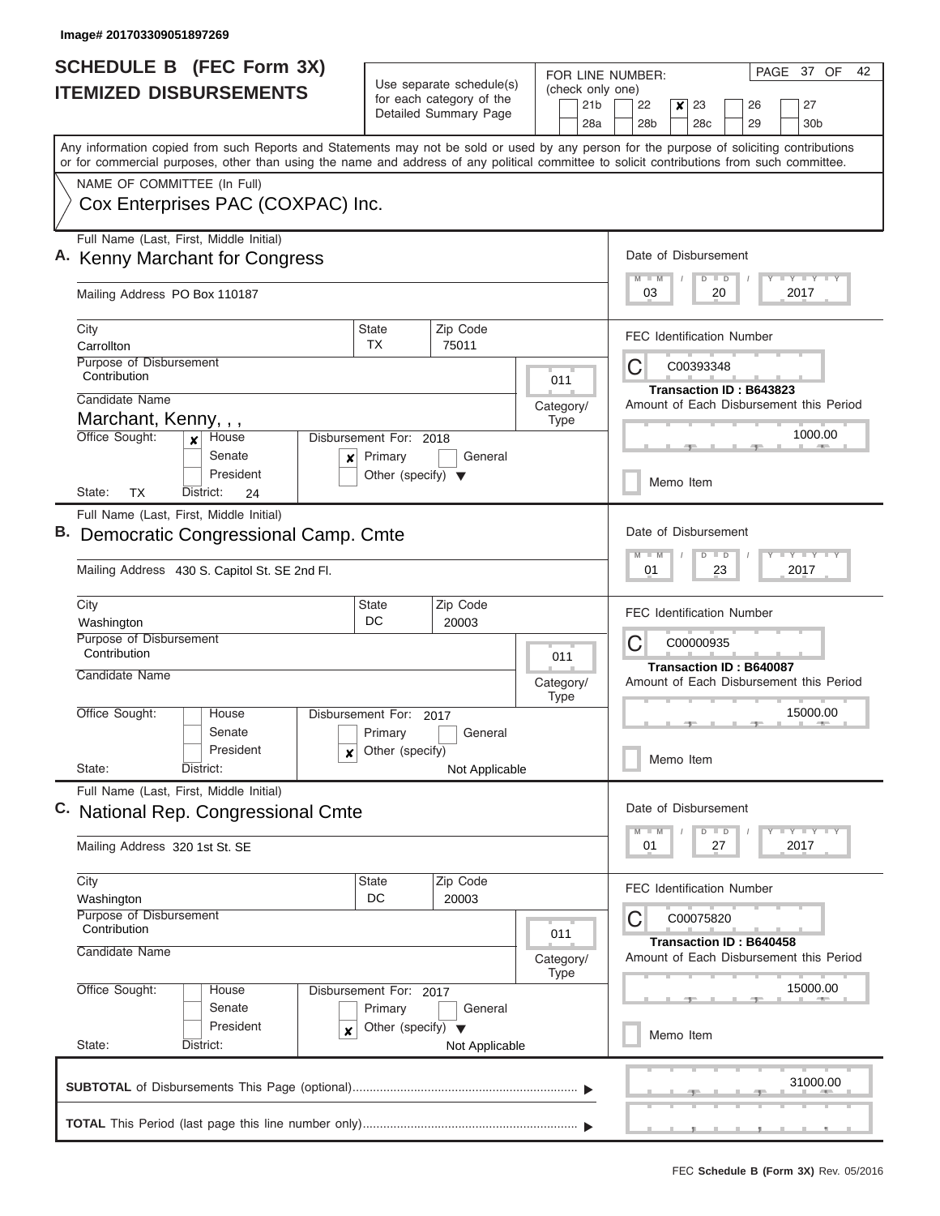Image# 201703309051897269

# SCHEDULE B (FEC Form 3X) ITEMIZED DISBURSEMENTS

Use separate schedule(s) for each category of the Detailed Summary Page

FOR LINE NUMBER: (check only one)

- [ ] 21b
- [ ] 22
- [x] 23
- [ ] 26
- [ ] 27
- [ ] 28a
- [ ] 28b
- [ ] 28c
- [ ] 29
- [ ] 30b

PAGE 37 OF 42

Any information copied from such Reports and Statements may not be sold or used by any person for the purpose of soliciting contributions or for commercial purposes, other than using the name and address of any political committee to solicit contributions from such committee.

NAME OF COMMITTEE (In Full)
Cox Enterprises PAC (COXPAC) Inc.

---

## A.

**Full Name (Last, First, Middle Initial):** Kenny Marchant for Congress

**Mailing Address:** PO Box 110187

**City:** Carrollton | **State:** TX | **Zip Code:** 75011

**Purpose of Disbursement:** Contribution

**Category/Type:** 011

**Candidate Name:** Marchant, Kenny, , ,

**Office Sought:** [x] House [ ] Senate [ ] President

**State:** TX **District:** 24

**Disbursement For:** 2018 [x] Primary [ ] General [ ] Other (specify)

**Date of Disbursement:** 03 / 20 / 2017

**FEC Identification Number:** C00393348

**Transaction ID :** B643823

**Amount of Each Disbursement this Period:** 1000.00

[ ] Memo Item

---

## B.

**Full Name (Last, First, Middle Initial):** Democratic Congressional Camp. Cmte

**Mailing Address:** 430 S. Capitol St. SE 2nd Fl.

**City:** Washington | **State:** DC | **Zip Code:** 20003

**Purpose of Disbursement:** Contribution

**Category/Type:** 011

**Candidate Name:**

**Office Sought:** [ ] House [ ] Senate [ ] President

**State:** **District:**

**Disbursement For:** 2017 [ ] Primary [ ] General [x] Other (specify) Not Applicable

**Date of Disbursement:** 01 / 23 / 2017

**FEC Identification Number:** C00000935

**Transaction ID :** B640087

**Amount of Each Disbursement this Period:** 15000.00

[ ] Memo Item

---

## C.

**Full Name (Last, First, Middle Initial):** National Rep. Congressional Cmte

**Mailing Address:** 320 1st St. SE

**City:** Washington | **State:** DC | **Zip Code:** 20003

**Purpose of Disbursement:** Contribution

**Category/Type:** 011

**Candidate Name:**

**Office Sought:** [ ] House [ ] Senate [ ] President

**State:** **District:**

**Disbursement For:** 2017 [ ] Primary [ ] General [x] Other (specify) Not Applicable

**Date of Disbursement:** 01 / 27 / 2017

**FEC Identification Number:** C00075820

**Transaction ID :** B640458

**Amount of Each Disbursement this Period:** 15000.00

[ ] Memo Item

---

**SUBTOTAL** of Disbursements This Page (optional): 31000.00

**TOTAL** This Period (last page this line number only):

FEC **Schedule B (Form 3X)** Rev. 05/2016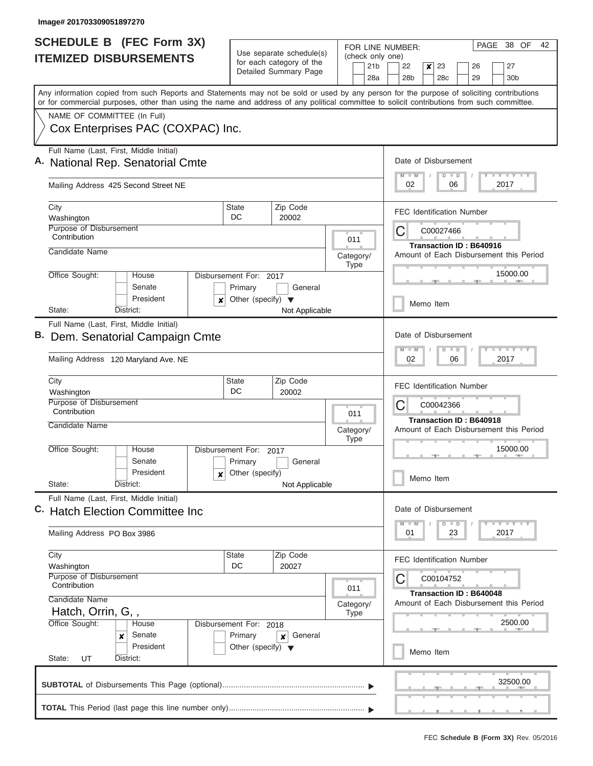Image# 201703309051897270

# SCHEDULE B (FEC Form 3X)
# ITEMIZED DISBURSEMENTS

Use separate schedule(s) for each category of the Detailed Summary Page

FOR LINE NUMBER: (check only one)

21b | 22 | **[x] 23** | 26 | 27 | 28a | 28b | 28c | 29 | 30b

Any information copied from such Reports and Statements may not be sold or used by any person for the purpose of soliciting contributions or for commercial purposes, other than using the name and address of any political committee to solicit contributions from such committee.

NAME OF COMMITTEE (In Full)

Cox Enterprises PAC (COXPAC) Inc.

---

**A.** Full Name (Last, First, Middle Initial): National Rep. Senatorial Cmte

Mailing Address: 425 Second Street NE

City: Washington | State: DC | Zip Code: 20002

Purpose of Disbursement: Contribution

Category/Type: 011

Candidate Name:

Office Sought: House / Senate / President

Disbursement For: 2017 — Primary / General / [x] Other (specify): Not Applicable

State: | District:

Date of Disbursement: 02 / 06 / 2017

FEC Identification Number: C00027466

Transaction ID : B640916

Amount of Each Disbursement this Period: 15000.00

Memo Item

---

**B.** Full Name (Last, First, Middle Initial): Dem. Senatorial Campaign Cmte

Mailing Address: 120 Maryland Ave. NE

City: Washington | State: DC | Zip Code: 20002

Purpose of Disbursement: Contribution

Category/Type: 011

Candidate Name:

Office Sought: House / Senate / President

Disbursement For: 2017 — Primary / General / [x] Other (specify): Not Applicable

State: | District:

Date of Disbursement: 02 / 06 / 2017

FEC Identification Number: C00042366

Transaction ID : B640918

Amount of Each Disbursement this Period: 15000.00

Memo Item

---

**C.** Full Name (Last, First, Middle Initial): Hatch Election Committee Inc

Mailing Address: PO Box 3986

City: Washington | State: DC | Zip Code: 20027

Purpose of Disbursement: Contribution

Category/Type: 011

Candidate Name: Hatch, Orrin, G, ,

Office Sought: House / [x] Senate / President

Disbursement For: 2018 — Primary / [x] General / Other (specify)

State: UT | District:

Date of Disbursement: 01 / 23 / 2017

FEC Identification Number: C00104752

Transaction ID : B640048

Amount of Each Disbursement this Period: 2500.00

Memo Item

---

**SUBTOTAL** of Disbursements This Page (optional): 32500.00

**TOTAL** This Period (last page this line number only):

FEC **Schedule B (Form 3X)** Rev. 05/2016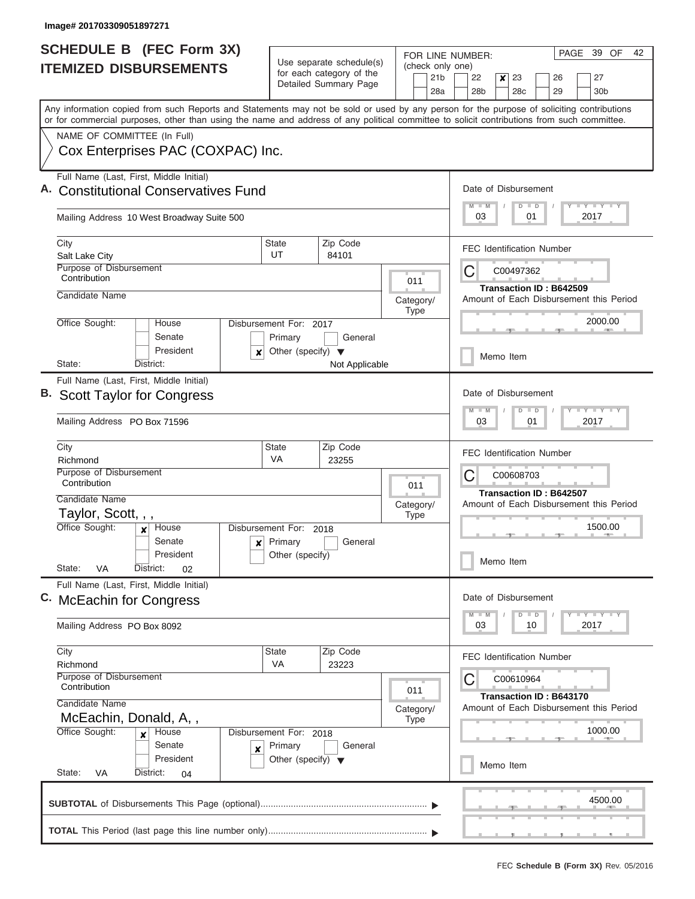Image# 201703309051897271

# SCHEDULE B (FEC Form 3X)
## ITEMIZED DISBURSEMENTS

Use separate schedule(s) for each category of the Detailed Summary Page

FOR LINE NUMBER: (check only one)
21b, 22, [x] 23, 26, 27, 28a, 28b, 28c, 29, 30b

PAGE 39 OF 42

Any information copied from such Reports and Statements may not be sold or used by any person for the purpose of soliciting contributions or for commercial purposes, other than using the name and address of any political committee to solicit contributions from such committee.

NAME OF COMMITTEE (In Full)
Cox Enterprises PAC (COXPAC) Inc.

---

**A.** Full Name (Last, First, Middle Initial): Constitutional Conservatives Fund

Mailing Address: 10 West Broadway Suite 500

City: Salt Lake City | State: UT | Zip Code: 84101

Purpose of Disbursement: Contribution

Category/Type: 011

Candidate Name:

Office Sought: House / Senate / President

State: | District:

Disbursement For: 2017 — [x] Other (specify): Not Applicable

Date of Disbursement: 03/01/2017

FEC Identification Number: C00497362

Transaction ID : B642509

Amount of Each Disbursement this Period: 2000.00

Memo Item

---

**B.** Full Name (Last, First, Middle Initial): Scott Taylor for Congress

Mailing Address: PO Box 71596

City: Richmond | State: VA | Zip Code: 23255

Purpose of Disbursement: Contribution

Category/Type: 011

Candidate Name: Taylor, Scott, , ,

Office Sought: [x] House

State: VA | District: 02

Disbursement For: 2018 — [x] Primary

Date of Disbursement: 03/01/2017

FEC Identification Number: C00608703

Transaction ID : B642507

Amount of Each Disbursement this Period: 1500.00

Memo Item

---

**C.** Full Name (Last, First, Middle Initial): McEachin for Congress

Mailing Address: PO Box 8092

City: Richmond | State: VA | Zip Code: 23223

Purpose of Disbursement: Contribution

Category/Type: 011

Candidate Name: McEachin, Donald, A, ,

Office Sought: [x] House

State: VA | District: 04

Disbursement For: 2018 — [x] Primary

Date of Disbursement: 03/10/2017

FEC Identification Number: C00610964

Transaction ID : B643170

Amount of Each Disbursement this Period: 1000.00

Memo Item

---

**SUBTOTAL** of Disbursements This Page (optional): 4500.00

**TOTAL** This Period (last page this line number only):

FEC **Schedule B (Form 3X)** Rev. 05/2016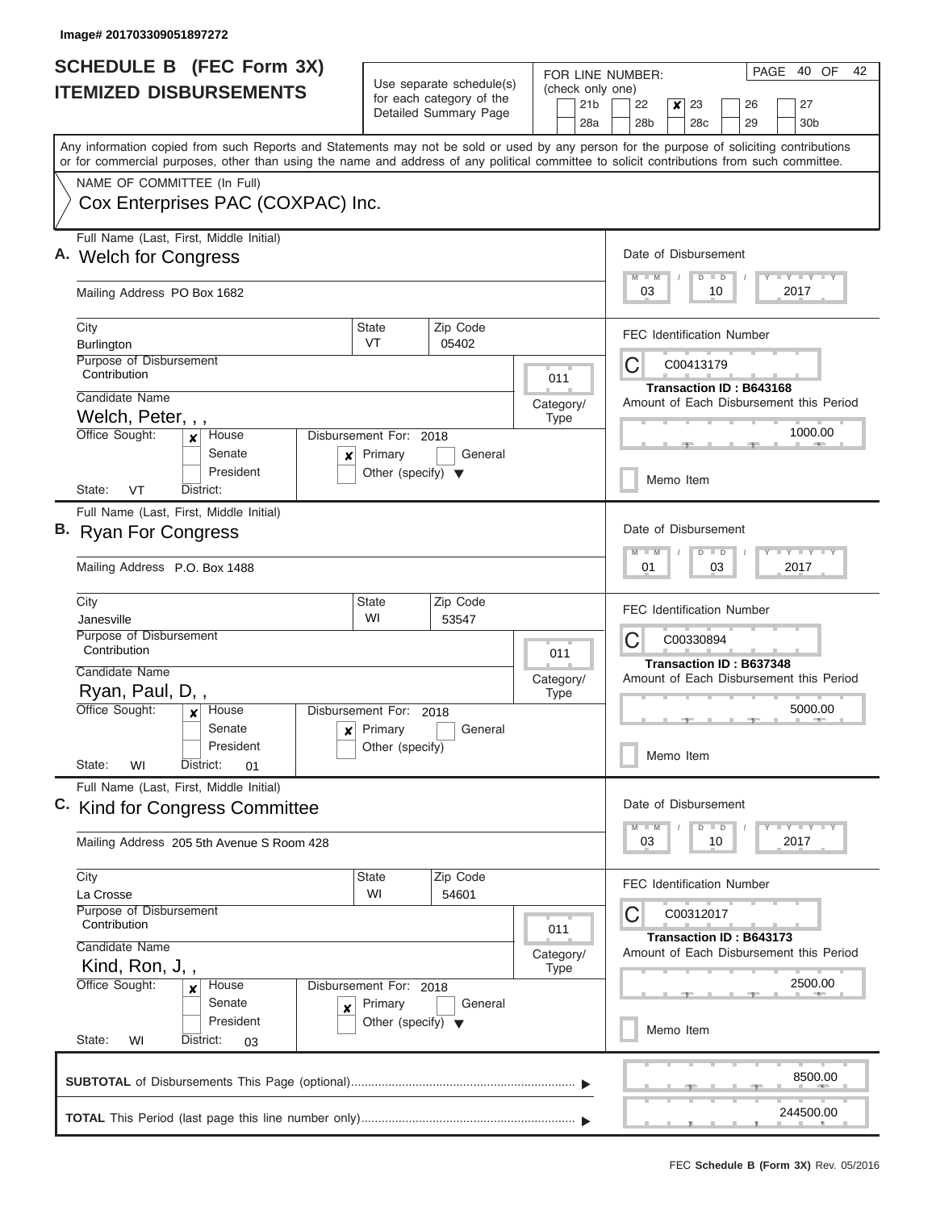Image# 201703309051897272

# SCHEDULE B (FEC Form 3X)
## ITEMIZED DISBURSEMENTS

Use separate schedule(s) for each category of the Detailed Summary Page

FOR LINE NUMBER: (check only one)

- [ ] 21b
- [ ] 22
- [x] 23
- [ ] 26
- [ ] 27
- [ ] 28a
- [ ] 28b
- [ ] 28c
- [ ] 29
- [ ] 30b

PAGE 40 OF 42

Any information copied from such Reports and Statements may not be sold or used by any person for the purpose of soliciting contributions or for commercial purposes, other than using the name and address of any political committee to solicit contributions from such committee.

NAME OF COMMITTEE (In Full)
Cox Enterprises PAC (COXPAC) Inc.

---

**A.** Full Name (Last, First, Middle Initial): Welch for Congress

Mailing Address: PO Box 1682

City: Burlington | State: VT | Zip Code: 05402

Purpose of Disbursement: Contribution

Category/Type: 011

Candidate Name: Welch, Peter, , ,

Office Sought: [x] House [ ] Senate [ ] President

State: VT District:

Disbursement For: 2018 [x] Primary [ ] General [ ] Other (specify)

Date of Disbursement: 03/10/2017

FEC Identification Number: C00413179

Transaction ID : B643168

Amount of Each Disbursement this Period: 1000.00

[ ] Memo Item

---

**B.** Full Name (Last, First, Middle Initial): Ryan For Congress

Mailing Address: P.O. Box 1488

City: Janesville | State: WI | Zip Code: 53547

Purpose of Disbursement: Contribution

Category/Type: 011

Candidate Name: Ryan, Paul, D, ,

Office Sought: [x] House [ ] Senate [ ] President

State: WI District: 01

Disbursement For: 2018 [x] Primary [ ] General [ ] Other (specify)

Date of Disbursement: 01/03/2017

FEC Identification Number: C00330894

Transaction ID : B637348

Amount of Each Disbursement this Period: 5000.00

[ ] Memo Item

---

**C.** Full Name (Last, First, Middle Initial): Kind for Congress Committee

Mailing Address: 205 5th Avenue S Room 428

City: La Crosse | State: WI | Zip Code: 54601

Purpose of Disbursement: Contribution

Category/Type: 011

Candidate Name: Kind, Ron, J, ,

Office Sought: [x] House [ ] Senate [ ] President

State: WI District: 03

Disbursement For: 2018 [x] Primary [ ] General [ ] Other (specify)

Date of Disbursement: 03/10/2017

FEC Identification Number: C00312017

Transaction ID : B643173

Amount of Each Disbursement this Period: 2500.00

[ ] Memo Item

---

**SUBTOTAL** of Disbursements This Page (optional): 8500.00

**TOTAL** This Period (last page this line number only): 244500.00

FEC **Schedule B (Form 3X)** Rev. 05/2016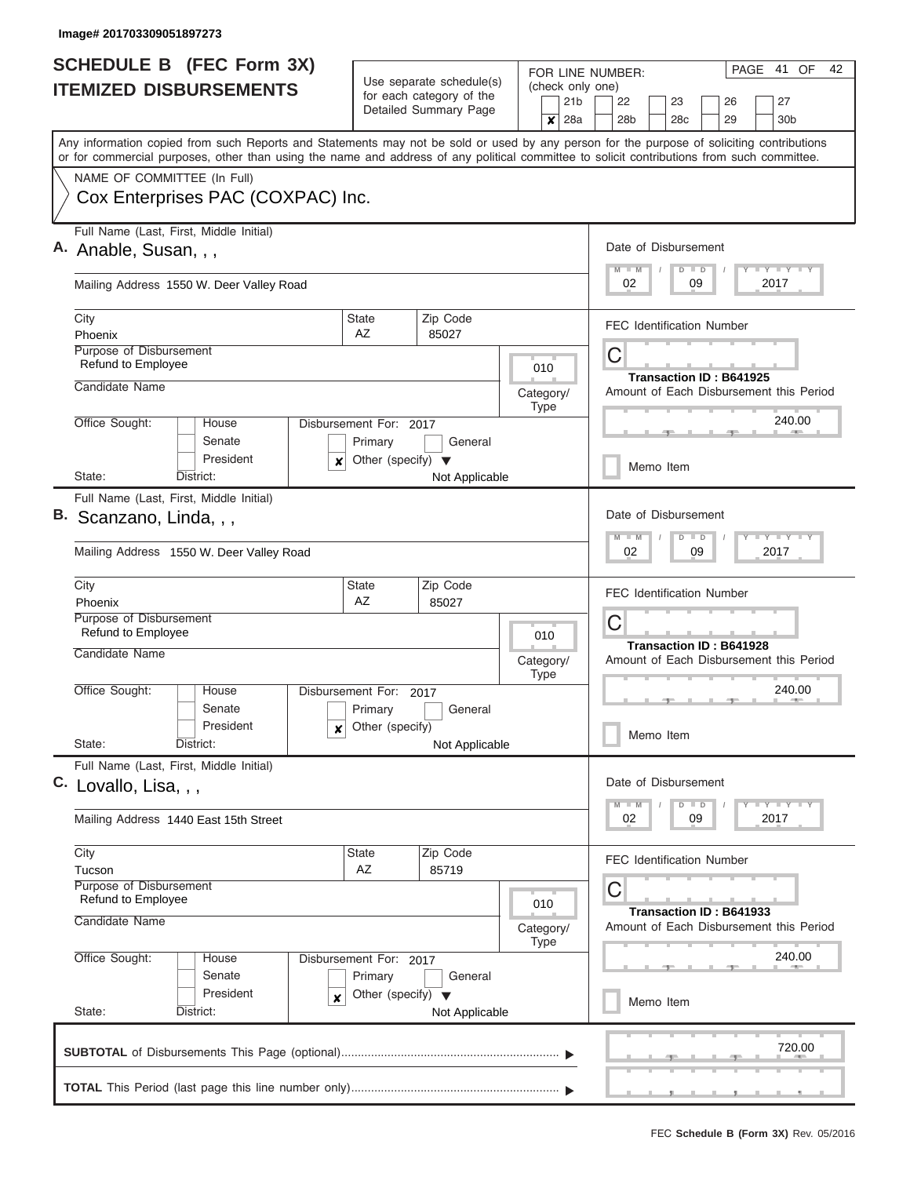Image# 201703309051897273

# SCHEDULE B (FEC Form 3X)
## ITEMIZED DISBURSEMENTS

Use separate schedule(s) for each category of the Detailed Summary Page

FOR LINE NUMBER: (check only one)

21b | 22 | 23 | 26 | 27
**x** 28a | 28b | 28c | 29 | 30b

PAGE 41 OF 42

Any information copied from such Reports and Statements may not be sold or used by any person for the purpose of soliciting contributions or for commercial purposes, other than using the name and address of any political committee to solicit contributions from such committee.

NAME OF COMMITTEE (In Full)
Cox Enterprises PAC (COXPAC) Inc.

---

**A.** Full Name (Last, First, Middle Initial)
Anable, Susan, , ,

Mailing Address 1550 W. Deer Valley Road

City: Phoenix | State: AZ | Zip Code: 85027

Purpose of Disbursement: Refund to Employee

Candidate Name

Category/Type: 010

Office Sought: House / Senate / President
State: District:

Disbursement For: 2017
Primary / General
**x** Other (specify) Not Applicable

Date of Disbursement: 02 / 09 / 2017

FEC Identification Number: C

Transaction ID : B641925

Amount of Each Disbursement this Period: 240.00

Memo Item

---

**B.** Full Name (Last, First, Middle Initial)
Scanzano, Linda, , ,

Mailing Address 1550 W. Deer Valley Road

City: Phoenix | State: AZ | Zip Code: 85027

Purpose of Disbursement: Refund to Employee

Candidate Name

Category/Type: 010

Office Sought: House / Senate / President
State: District:

Disbursement For: 2017
Primary / General
**x** Other (specify) Not Applicable

Date of Disbursement: 02 / 09 / 2017

FEC Identification Number: C

Transaction ID : B641928

Amount of Each Disbursement this Period: 240.00

Memo Item

---

**C.** Full Name (Last, First, Middle Initial)
Lovallo, Lisa, , ,

Mailing Address 1440 East 15th Street

City: Tucson | State: AZ | Zip Code: 85719

Purpose of Disbursement: Refund to Employee

Candidate Name

Category/Type: 010

Office Sought: House / Senate / President
State: District:

Disbursement For: 2017
Primary / General
**x** Other (specify) Not Applicable

Date of Disbursement: 02 / 09 / 2017

FEC Identification Number: C

Transaction ID : B641933

Amount of Each Disbursement this Period: 240.00

Memo Item

---

**SUBTOTAL** of Disbursements This Page (optional) ........ 720.00

**TOTAL** This Period (last page this line number only) ........

FEC **Schedule B (Form 3X)** Rev. 05/2016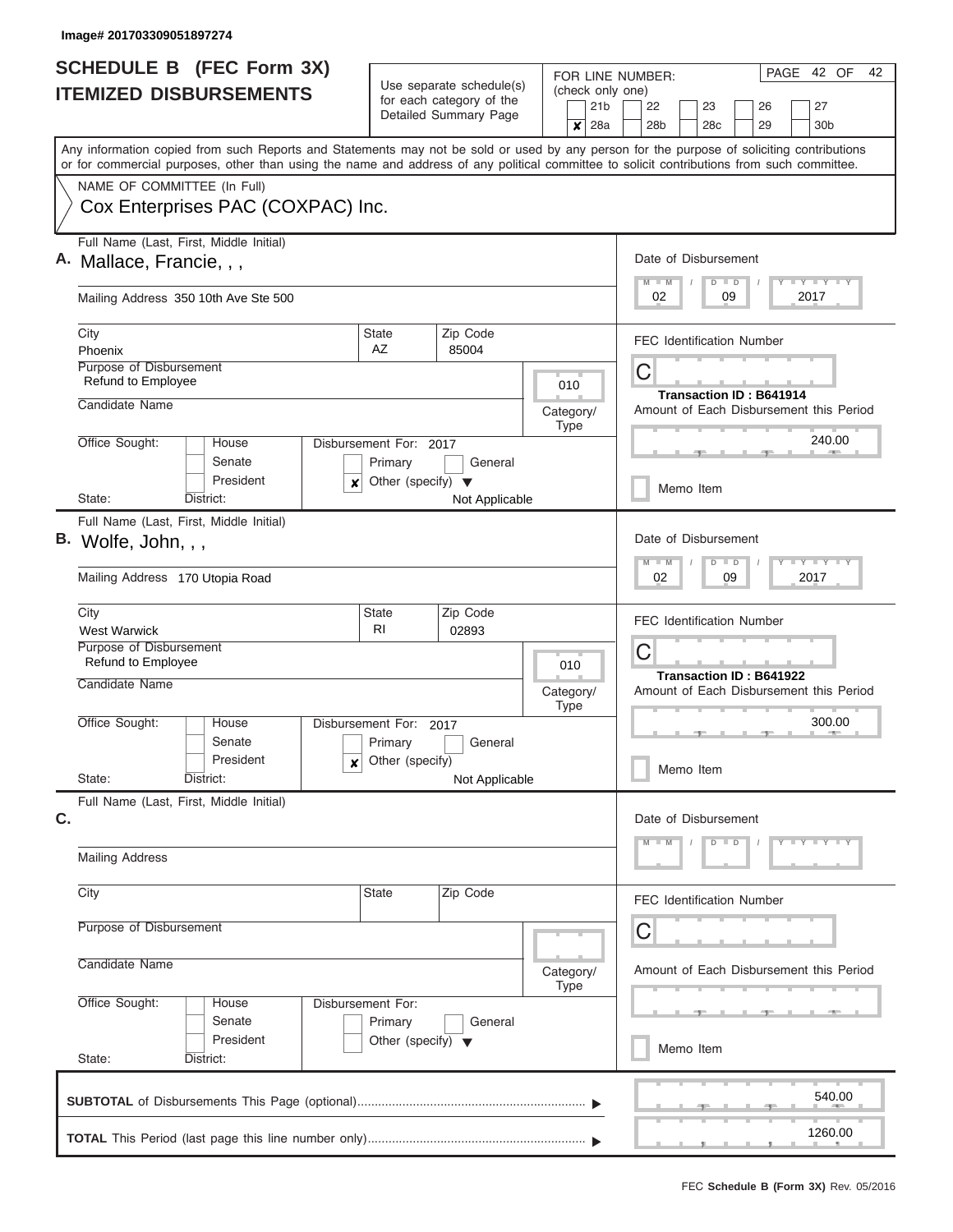Image# 201703309051897274

# SCHEDULE B (FEC Form 3X)
## ITEMIZED DISBURSEMENTS

Use separate schedule(s) for each category of the Detailed Summary Page

FOR LINE NUMBER: (check only one)

21b | 22 | 23 | 26 | 27
☒ 28a | 28b | 28c | 29 | 30b

PAGE 42 OF 42

Any information copied from such Reports and Statements may not be sold or used by any person for the purpose of soliciting contributions or for commercial purposes, other than using the name and address of any political committee to solicit contributions from such committee.

NAME OF COMMITTEE (In Full)
Cox Enterprises PAC (COXPAC) Inc.

---

**A.** Full Name (Last, First, Middle Initial): Mallace, Francie, , ,

Mailing Address: 350 10th Ave Ste 500

City: Phoenix | State: AZ | Zip Code: 85004

Purpose of Disbursement: Refund to Employee

Category/Type: 010

Candidate Name:

Office Sought: House / Senate / President
State: District:

Disbursement For: 2017 — Primary / General / ☒ Other (specify): Not Applicable

Date of Disbursement: 02 / 09 / 2017

FEC Identification Number: C

Transaction ID : B641914

Amount of Each Disbursement this Period: 240.00

Memo Item

---

**B.** Full Name (Last, First, Middle Initial): Wolfe, John, , ,

Mailing Address: 170 Utopia Road

City: West Warwick | State: RI | Zip Code: 02893

Purpose of Disbursement: Refund to Employee

Category/Type: 010

Candidate Name:

Office Sought: House / Senate / President
State: District:

Disbursement For: 2017 — Primary / General / ☒ Other (specify): Not Applicable

Date of Disbursement: 02 / 09 / 2017

FEC Identification Number: C

Transaction ID : B641922

Amount of Each Disbursement this Period: 300.00

Memo Item

---

**C.** Full Name (Last, First, Middle Initial):

Mailing Address

City | State | Zip Code

Purpose of Disbursement

Candidate Name

Category/Type

Office Sought: House / Senate / President
State: District:

Disbursement For: Primary / General / Other (specify)

Date of Disbursement: M M / D D / Y Y Y Y

FEC Identification Number: C

Amount of Each Disbursement this Period

Memo Item

---

**SUBTOTAL** of Disbursements This Page (optional) ▶ 540.00

**TOTAL** This Period (last page this line number only) ▶ 1260.00

FEC **Schedule B (Form 3X)** Rev. 05/2016